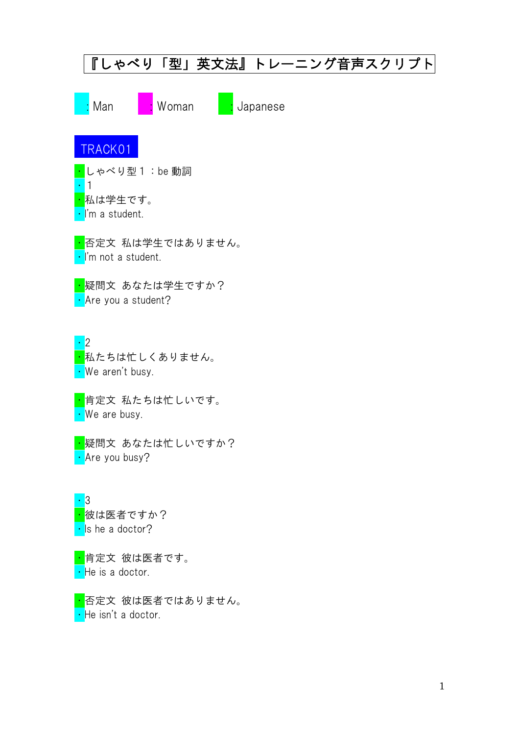# 『しゃべり「型」英文法』トレーニング音声スクリプト

: Man　: Woman　: Japanese

## TRACK01

・しゃべり型１：be 動詞
・1
・私は学生です。
・I'm a student.

・否定文　私は学生ではありません。
・I'm not a student.

・疑問文　あなたは学生ですか？
・Are you a student?

・2
・私たちは忙しくありません。
・We aren't busy.

・肯定文　私たちは忙しいです。
・We are busy.

・疑問文　あなたは忙しいですか？
・Are you busy?

・3
・彼は医者ですか？
・Is he a doctor?

・肯定文　彼は医者です。
・He is a doctor.

・否定文　彼は医者ではありません。
・He isn't a doctor.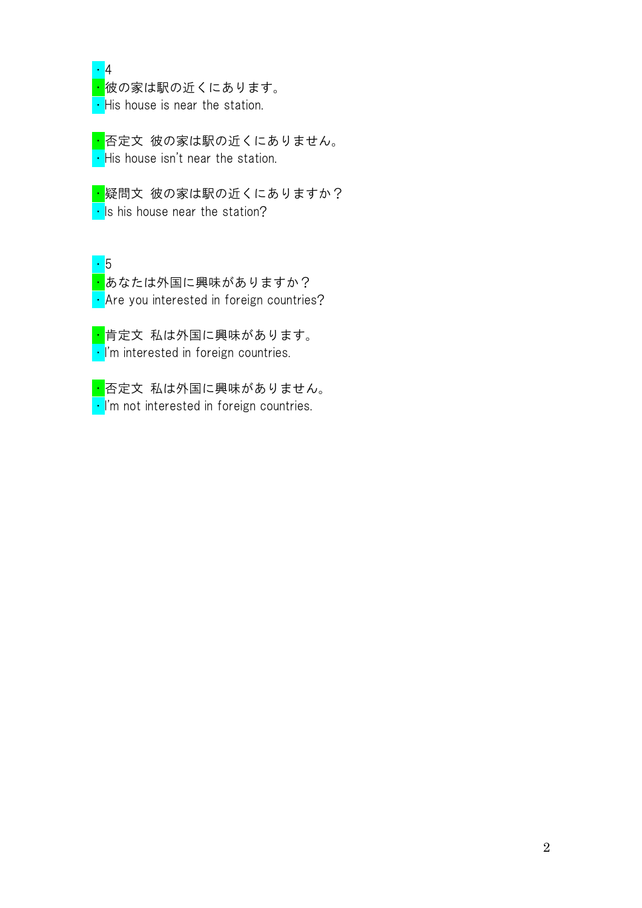・4
・彼の家は駅の近くにあります。
・His house is near the station.

・否定文 彼の家は駅の近くにありません。
・His house isn't near the station.

・疑問文 彼の家は駅の近くにありますか？
・Is his house near the station?

・5
・あなたは外国に興味がありますか？
・Are you interested in foreign countries?

・肯定文 私は外国に興味があります。
・I'm interested in foreign countries.

・否定文 私は外国に興味がありません。
・I'm not interested in foreign countries.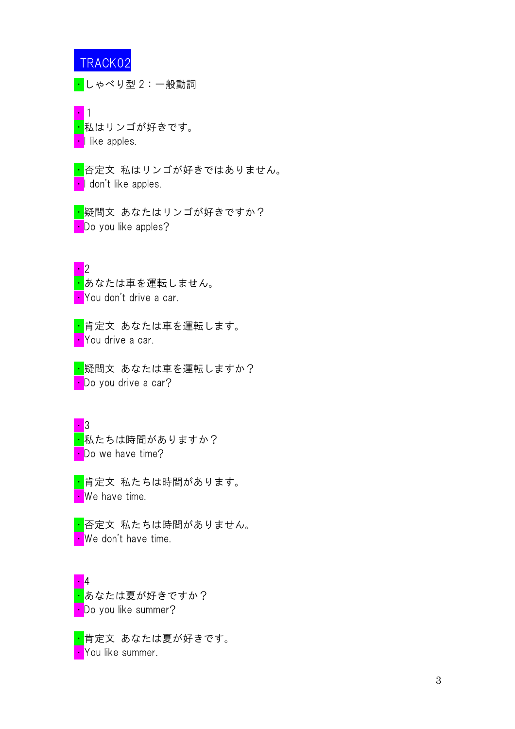TRACK02

・しゃべり型２：一般動詞

・1
・私はリンゴが好きです。
・I like apples.

・否定文　私はリンゴが好きではありません。
・I don't like apples.

・疑問文　あなたはリンゴが好きですか？
・Do you like apples?

・2
・あなたは車を運転しません。
・You don't drive a car.

・肯定文　あなたは車を運転します。
・You drive a car.

・疑問文　あなたは車を運転しますか？
・Do you drive a car?

・3
・私たちは時間がありますか？
・Do we have time?

・肯定文　私たちは時間があります。
・We have time.

・否定文　私たちは時間がありません。
・We don't have time.

・4
・あなたは夏が好きですか？
・Do you like summer?

・肯定文　あなたは夏が好きです。
・You like summer.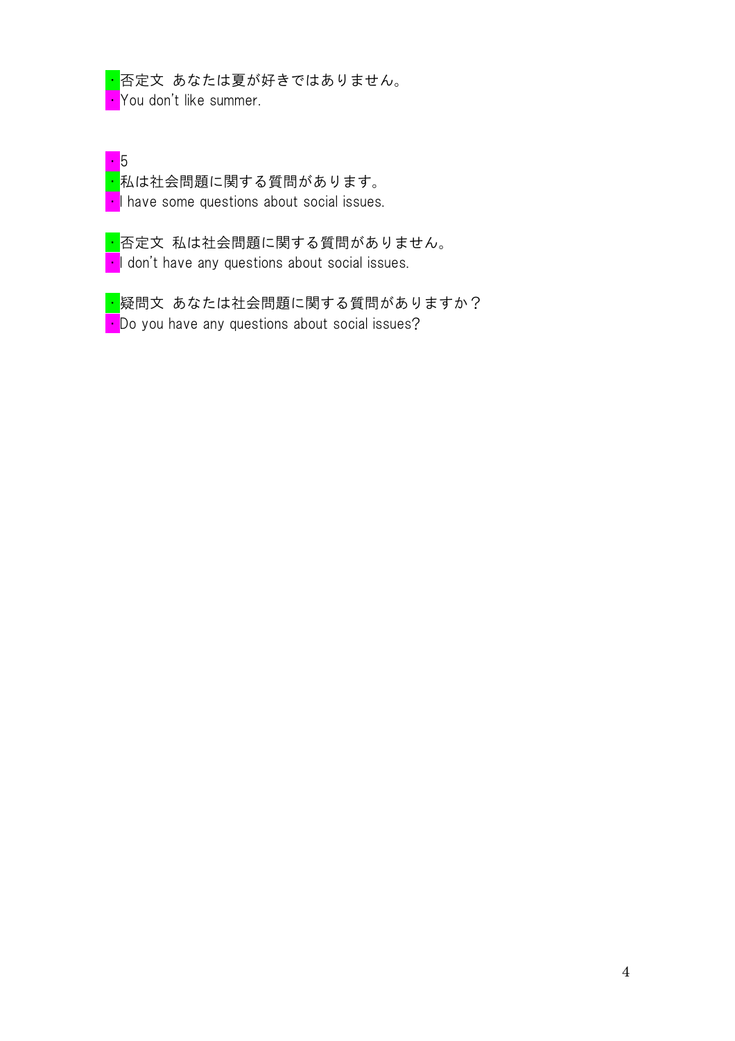・否定文 あなたは夏が好きではありません。
・You don't like summer.

・5
・私は社会問題に関する質問があります。
・I have some questions about social issues.

・否定文 私は社会問題に関する質問がありません。
・I don't have any questions about social issues.

・疑問文 あなたは社会問題に関する質問がありますか？
・Do you have any questions about social issues?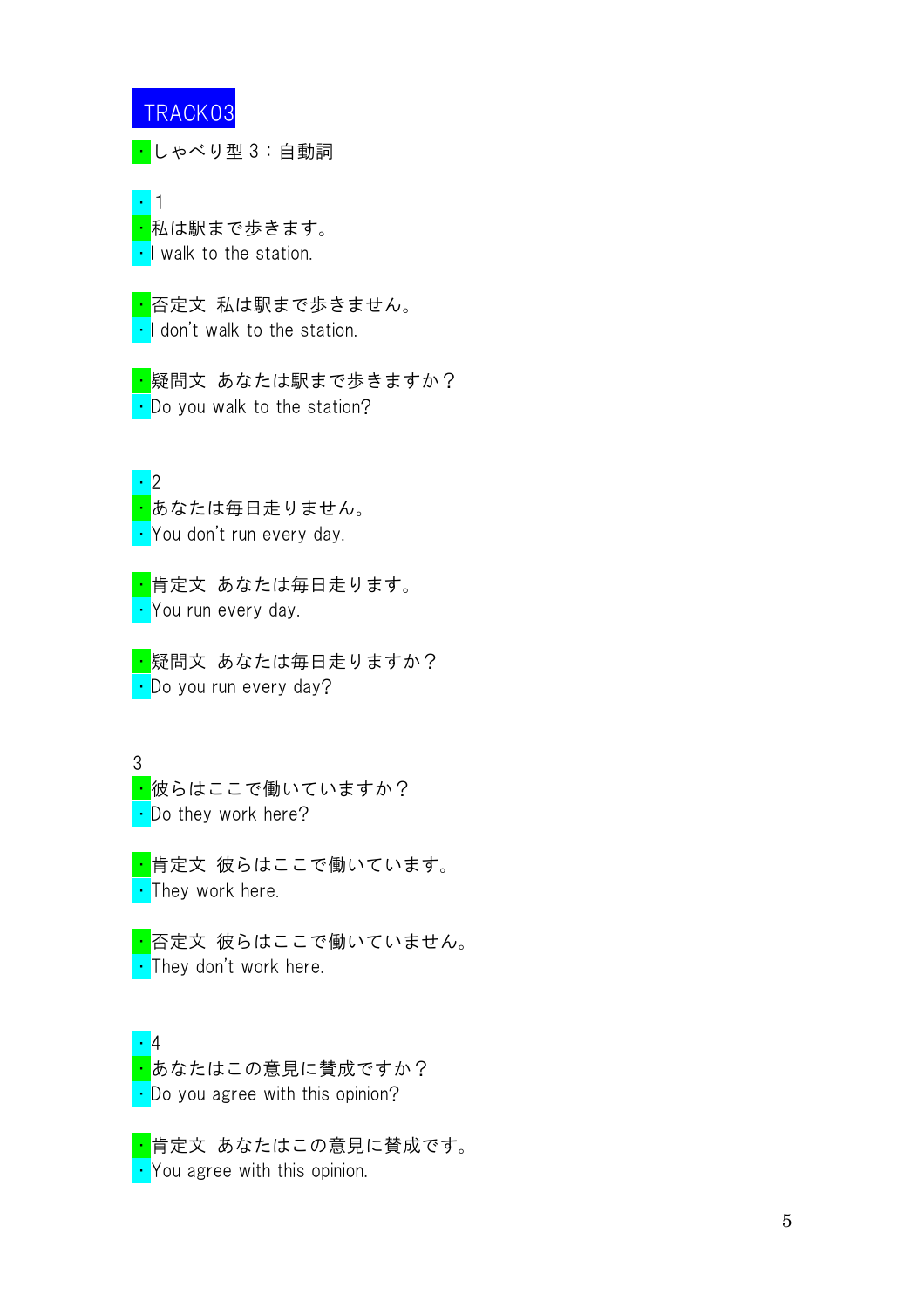# TRACK03

・しゃべり型３：自動詞

・１
・私は駅まで歩きます。
・I walk to the station.

・否定文 私は駅まで歩きません。
・I don't walk to the station.

・疑問文 あなたは駅まで歩きますか？
・Do you walk to the station?

・2
・あなたは毎日走りません。
・You don't run every day.

・肯定文 あなたは毎日走ります。
・You run every day.

・疑問文 あなたは毎日走りますか？
・Do you run every day?

3
・彼らはここで働いていますか？
・Do they work here?

・肯定文 彼らはここで働いています。
・They work here.

・否定文 彼らはここで働いていません。
・They don't work here.

・4
・あなたはこの意見に賛成ですか？
・Do you agree with this opinion?

・肯定文 あなたはこの意見に賛成です。
・You agree with this opinion.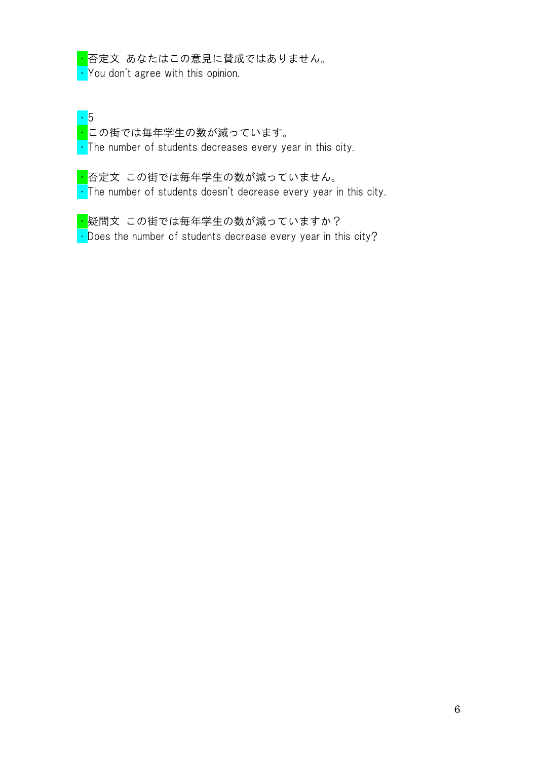・否定文 あなたはこの意見に賛成ではありません。
・You don't agree with this opinion.

・5
・この街では毎年学生の数が減っています。
・The number of students decreases every year in this city.

・否定文 この街では毎年学生の数が減っていません。
・The number of students doesn't decrease every year in this city.

・疑問文 この街では毎年学生の数が減っていますか？
・Does the number of students decrease every year in this city?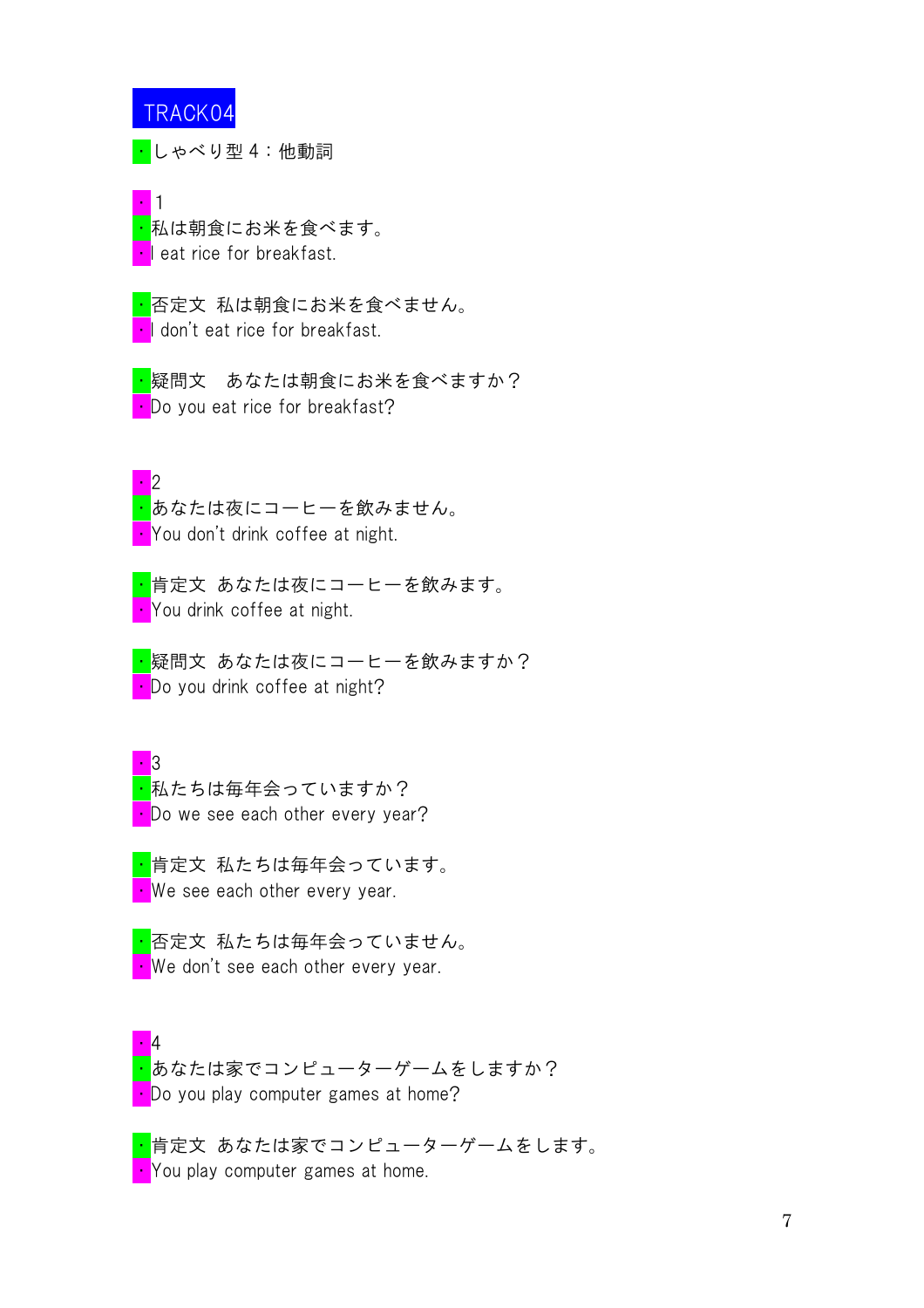# TRACK04

・しゃべり型４：他動詞

・1
・私は朝食にお米を食べます。
・I eat rice for breakfast.

・否定文 私は朝食にお米を食べません。
・I don't eat rice for breakfast.

・疑問文 あなたは朝食にお米を食べますか？
・Do you eat rice for breakfast?

・2
・あなたは夜にコーヒーを飲みません。
・You don't drink coffee at night.

・肯定文 あなたは夜にコーヒーを飲みます。
・You drink coffee at night.

・疑問文 あなたは夜にコーヒーを飲みますか？
・Do you drink coffee at night?

・3
・私たちは毎年会っていますか？
・Do we see each other every year?

・肯定文 私たちは毎年会っています。
・We see each other every year.

・否定文 私たちは毎年会っていません。
・We don't see each other every year.

・4
・あなたは家でコンピューターゲームをしますか？
・Do you play computer games at home?

・肯定文 あなたは家でコンピューターゲームをします。
・You play computer games at home.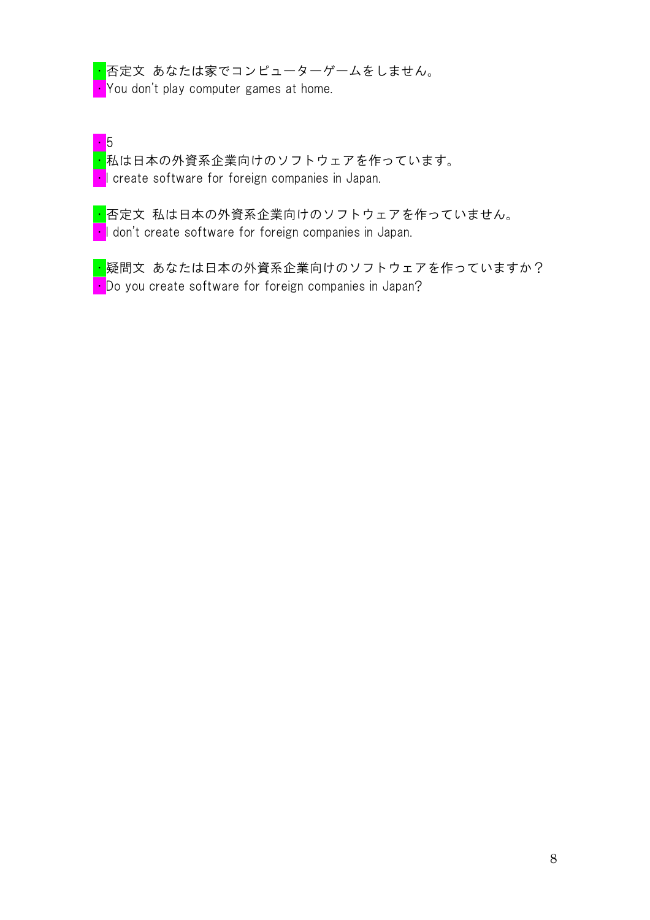・否定文 あなたは家でコンピューターゲームをしません。
・You don't play computer games at home.

・5
・私は日本の外資系企業向けのソフトウェアを作っています。
・I create software for foreign companies in Japan.

・否定文 私は日本の外資系企業向けのソフトウェアを作っていません。
・I don't create software for foreign companies in Japan.

・疑問文 あなたは日本の外資系企業向けのソフトウェアを作っていますか？
・Do you create software for foreign companies in Japan?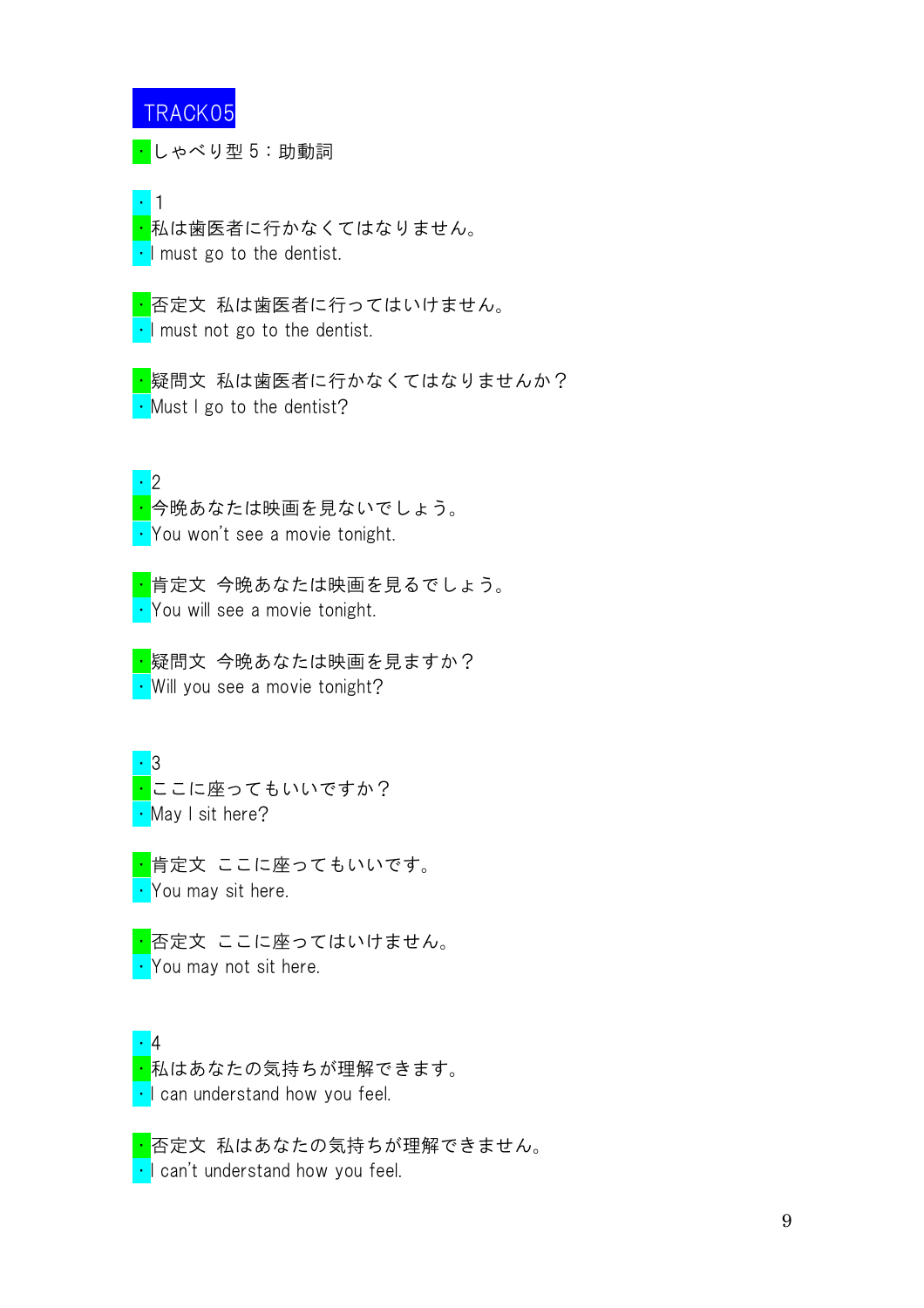# TRACK05

・しゃべり型５：助動詞

・1

・私は歯医者に行かなくてはなりません。

・I must go to the dentist.

・否定文 私は歯医者に行ってはいけません。

・I must not go to the dentist.

・疑問文 私は歯医者に行かなくてはなりませんか？

・Must I go to the dentist?

・2

・今晩あなたは映画を見ないでしょう。

・You won't see a movie tonight.

・肯定文 今晩あなたは映画を見るでしょう。

・You will see a movie tonight.

・疑問文 今晩あなたは映画を見ますか？

・Will you see a movie tonight?

・3

・ここに座ってもいいですか？

・May I sit here?

・肯定文 ここに座ってもいいです。

・You may sit here.

・否定文 ここに座ってはいけません。

・You may not sit here.

・4

・私はあなたの気持ちが理解できます。

・I can understand how you feel.

・否定文 私はあなたの気持ちが理解できません。

・I can't understand how you feel.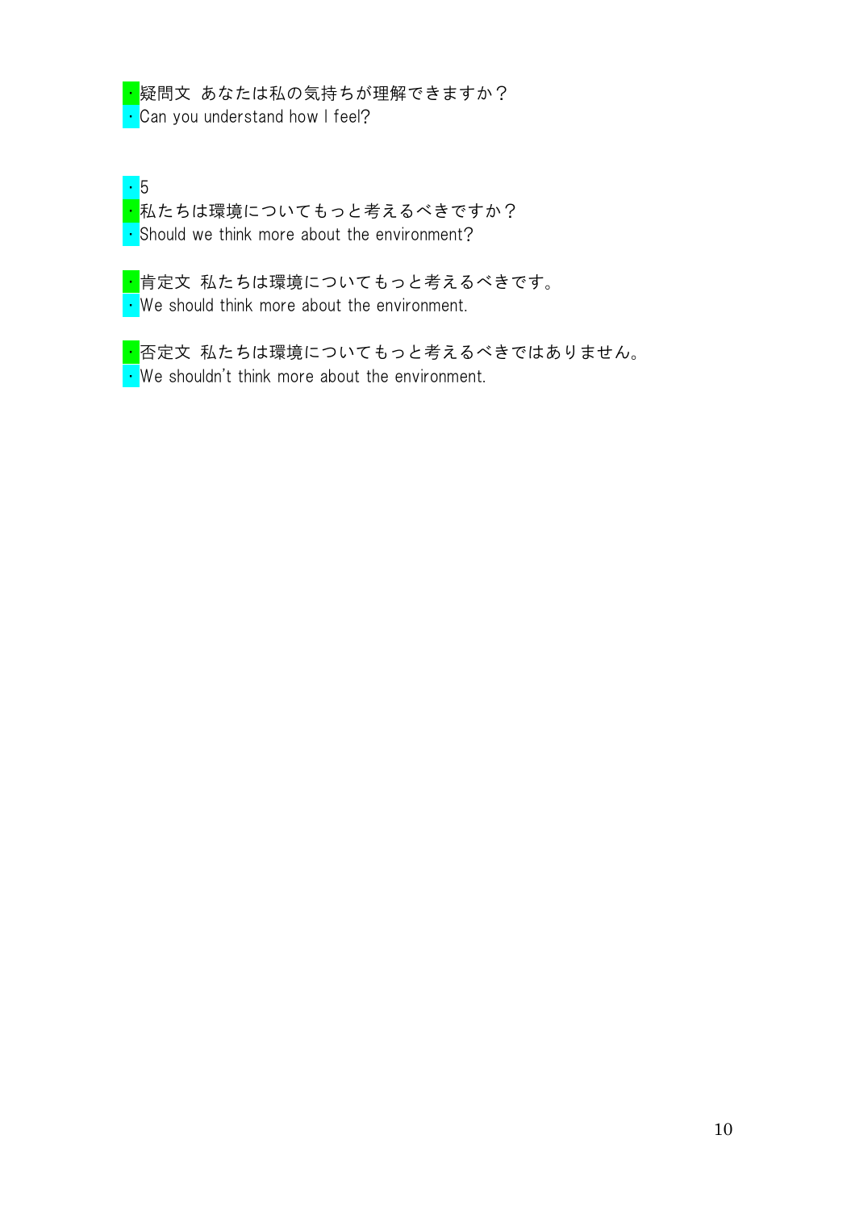・疑問文 あなたは私の気持ちが理解できますか？
・Can you understand how I feel?

・5
・私たちは環境についてもっと考えるべきですか？
・Should we think more about the environment?

・肯定文 私たちは環境についてもっと考えるべきです。
・We should think more about the environment.

・否定文 私たちは環境についてもっと考えるべきではありません。
・We shouldn't think more about the environment.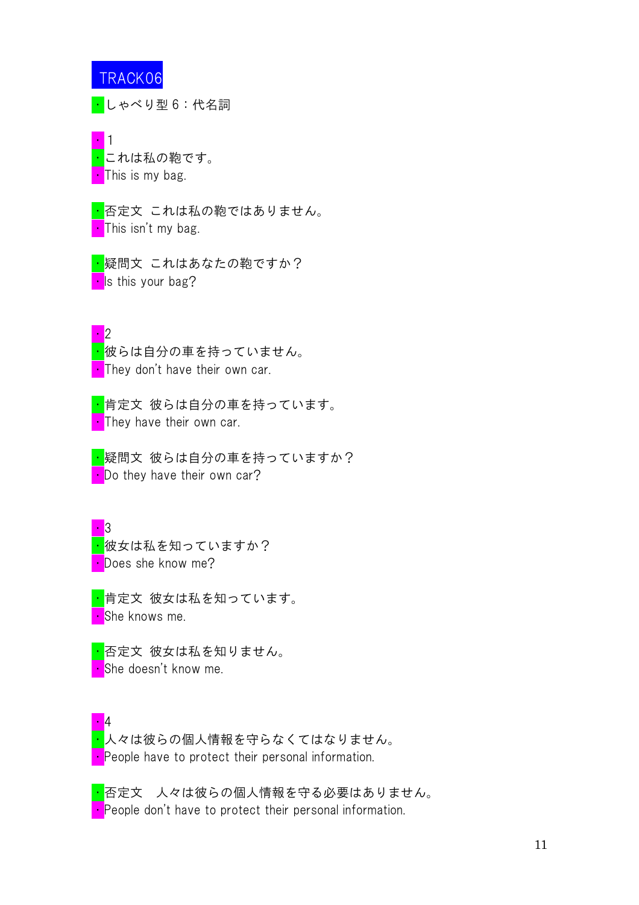# TRACK06

・しゃべり型６：代名詞

・1
・これは私の鞄です。
・This is my bag.

・否定文　これは私の鞄ではありません。
・This isn't my bag.

・疑問文　これはあなたの鞄ですか？
・Is this your bag?

・2
・彼らは自分の車を持っていません。
・They don't have their own car.

・肯定文　彼らは自分の車を持っています。
・They have their own car.

・疑問文　彼らは自分の車を持っていますか？
・Do they have their own car?

・3
・彼女は私を知っていますか？
・Does she know me?

・肯定文　彼女は私を知っています。
・She knows me.

・否定文　彼女は私を知りません。
・She doesn't know me.

・4
・人々は彼らの個人情報を守らなくてはなりません。
・People have to protect their personal information.

・否定文　人々は彼らの個人情報を守る必要はありません。
・People don't have to protect their personal information.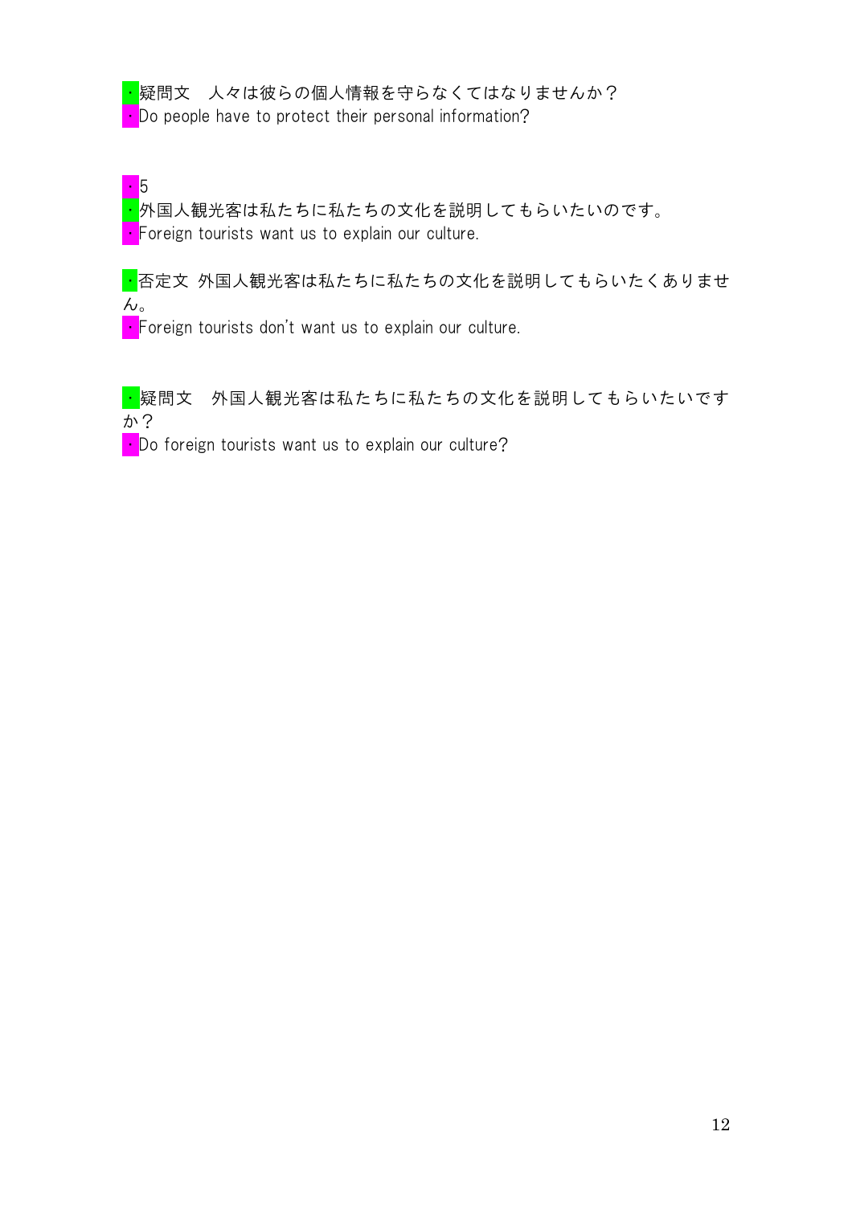・疑問文　人々は彼らの個人情報を守らなくてはなりませんか？
・Do people have to protect their personal information?

・5
・外国人観光客は私たちに私たちの文化を説明してもらいたいのです。
・Foreign tourists want us to explain our culture.

・否定文 外国人観光客は私たちに私たちの文化を説明してもらいたくありません。
・Foreign tourists don't want us to explain our culture.

・疑問文　外国人観光客は私たちに私たちの文化を説明してもらいたいですか？
・Do foreign tourists want us to explain our culture?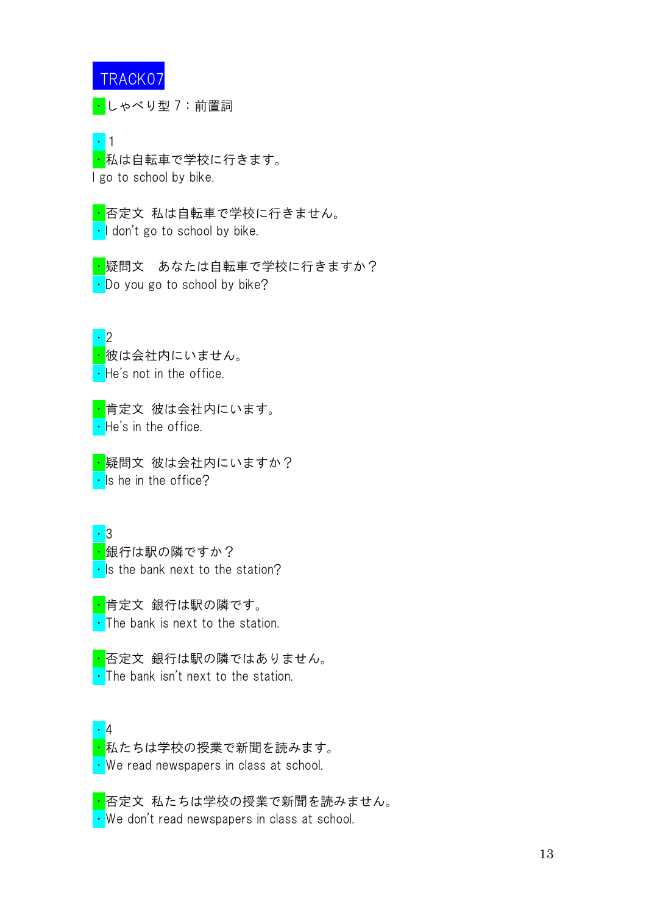TRACK07

・しゃべり型７：前置詞

・１
・私は自転車で学校に行きます。
I go to school by bike.

・否定文 私は自転車で学校に行きません。
・I don't go to school by bike.

・疑問文　あなたは自転車で学校に行きますか？
・Do you go to school by bike?

・2
・彼は会社内にいません。
・He's not in the office.

・肯定文 彼は会社内にいます。
・He's in the office.

・疑問文 彼は会社内にいますか？
・Is he in the office?

・3
・銀行は駅の隣ですか？
・Is the bank next to the station?

・肯定文 銀行は駅の隣です。
・The bank is next to the station.

・否定文 銀行は駅の隣ではありません。
・The bank isn't next to the station.

・4
・私たちは学校の授業で新聞を読みます。
・We read newspapers in class at school.

・否定文 私たちは学校の授業で新聞を読みません。
・We don't read newspapers in class at school.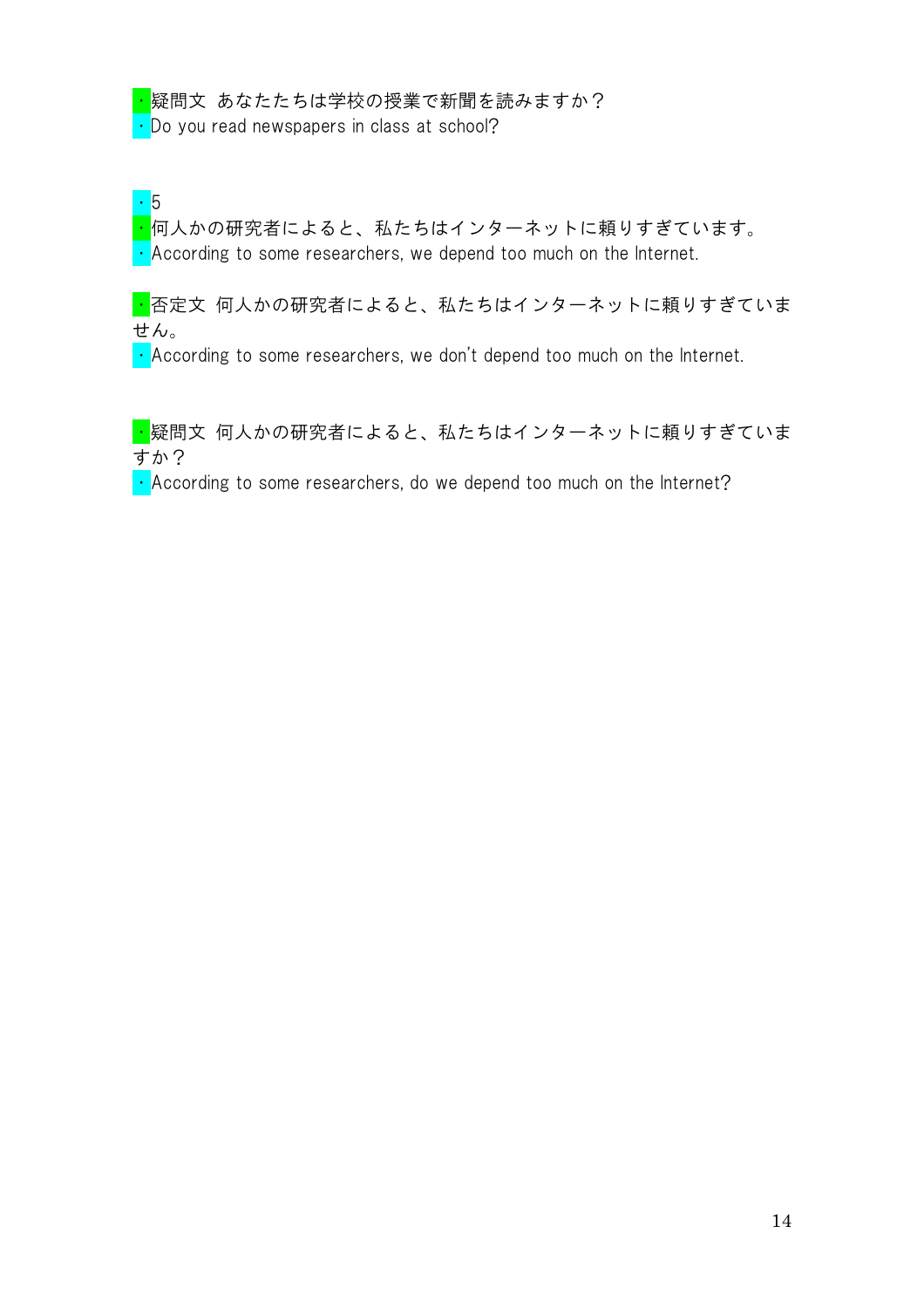・疑問文 あなたたちは学校の授業で新聞を読みますか？
・Do you read newspapers in class at school?

・5
・何人かの研究者によると、私たちはインターネットに頼りすぎています。
・According to some researchers, we depend too much on the Internet.

・否定文 何人かの研究者によると、私たちはインターネットに頼りすぎていません。
・According to some researchers, we don't depend too much on the Internet.

・疑問文 何人かの研究者によると、私たちはインターネットに頼りすぎていますか？
・According to some researchers, do we depend too much on the Internet?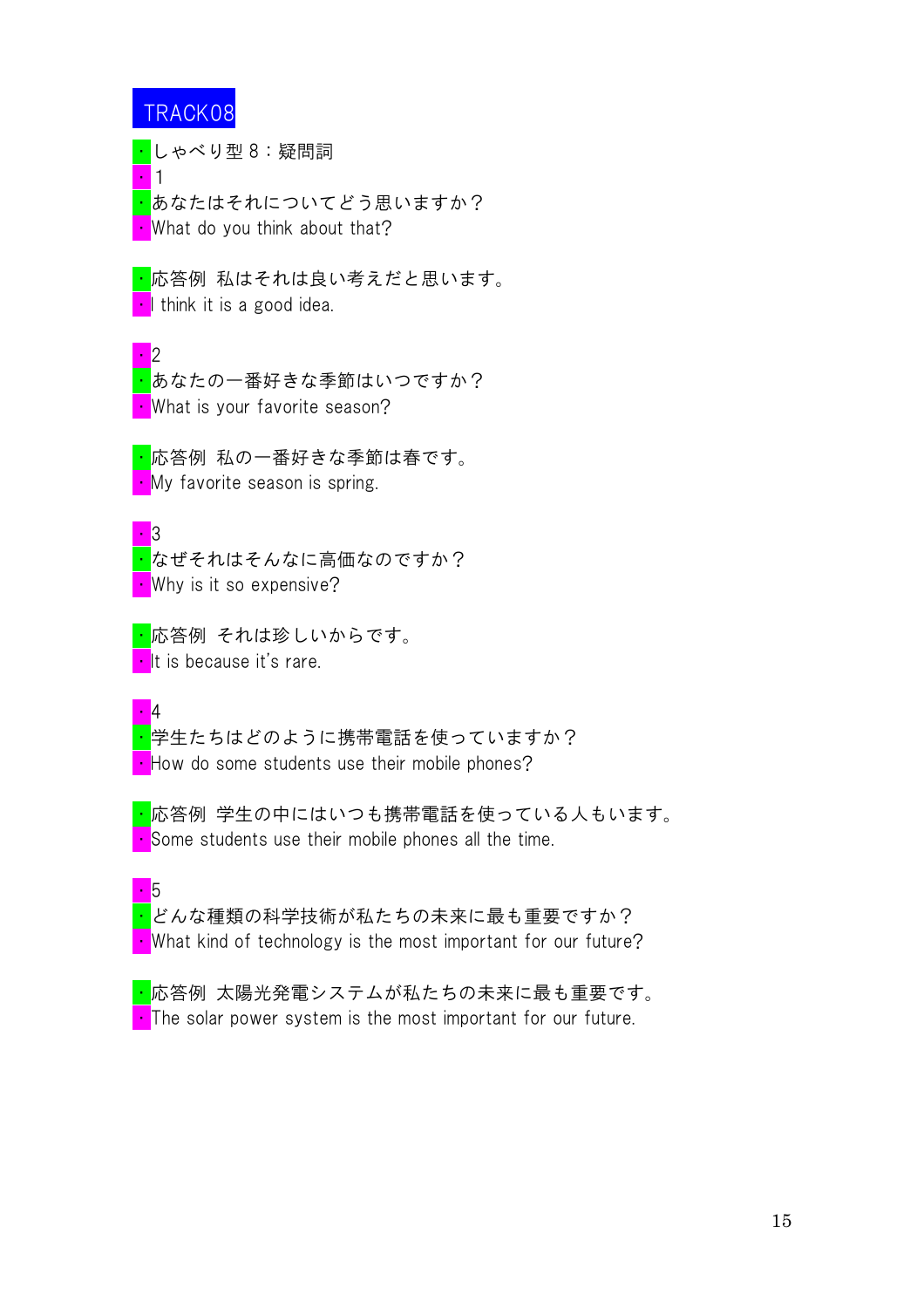# TRACK08

・しゃべり型８：疑問詞

・1

・あなたはそれについてどう思いますか？

・What do you think about that?

・応答例 私はそれは良い考えだと思います。

・I think it is a good idea.

・2

・あなたの一番好きな季節はいつですか？

・What is your favorite season?

・応答例 私の一番好きな季節は春です。

・My favorite season is spring.

・3

・なぜそれはそんなに高価なのですか？

・Why is it so expensive?

・応答例 それは珍しいからです。

・It is because it's rare.

・4

・学生たちはどのように携帯電話を使っていますか？

・How do some students use their mobile phones?

・応答例 学生の中にはいつも携帯電話を使っている人もいます。

・Some students use their mobile phones all the time.

・5

・どんな種類の科学技術が私たちの未来に最も重要ですか？

・What kind of technology is the most important for our future?

・応答例 太陽光発電システムが私たちの未来に最も重要です。

・The solar power system is the most important for our future.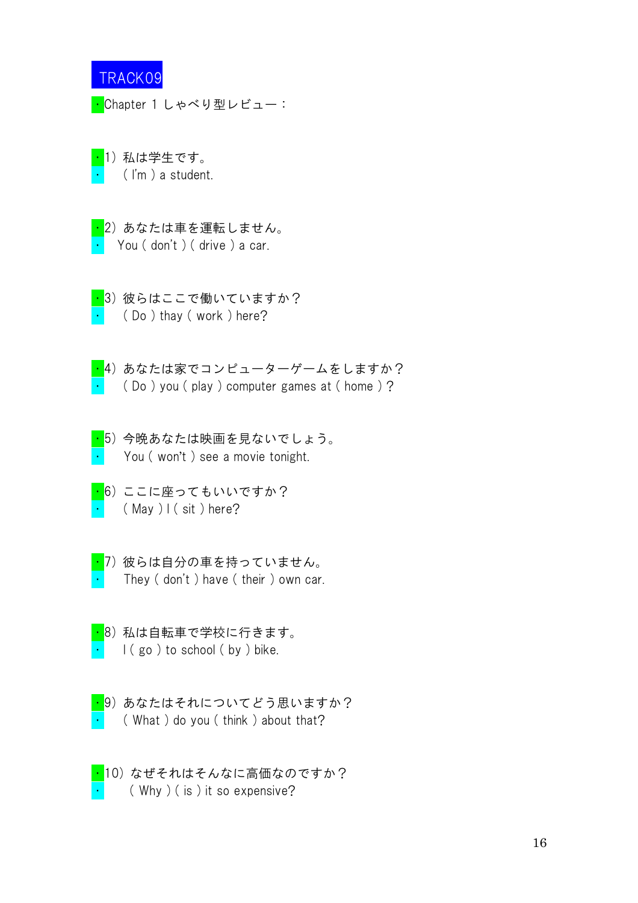# TRACK09

・Chapter 1 しゃべり型レビュー：

・1）私は学生です。
・　( I'm ) a student.

・2）あなたは車を運転しません。
・　You ( don't ) ( drive ) a car.

・3）彼らはここで働いていますか？
・　( Do ) thay ( work ) here?

・4）あなたは家でコンピューターゲームをしますか？
・　( Do ) you ( play ) computer games at ( home ) ?

・5）今晩あなたは映画を見ないでしょう。
・　You ( won't ) see a movie tonight.

・6）ここに座ってもいいですか？
・　( May ) I ( sit ) here?

・7）彼らは自分の車を持っていません。
・　They ( don't ) have ( their ) own car.

・8）私は自転車で学校に行きます。
・　I ( go ) to school ( by ) bike.

・9）あなたはそれについてどう思いますか？
・　( What ) do you ( think ) about that?

・10）なぜそれはそんなに高価なのですか？
・　( Why ) ( is ) it so expensive?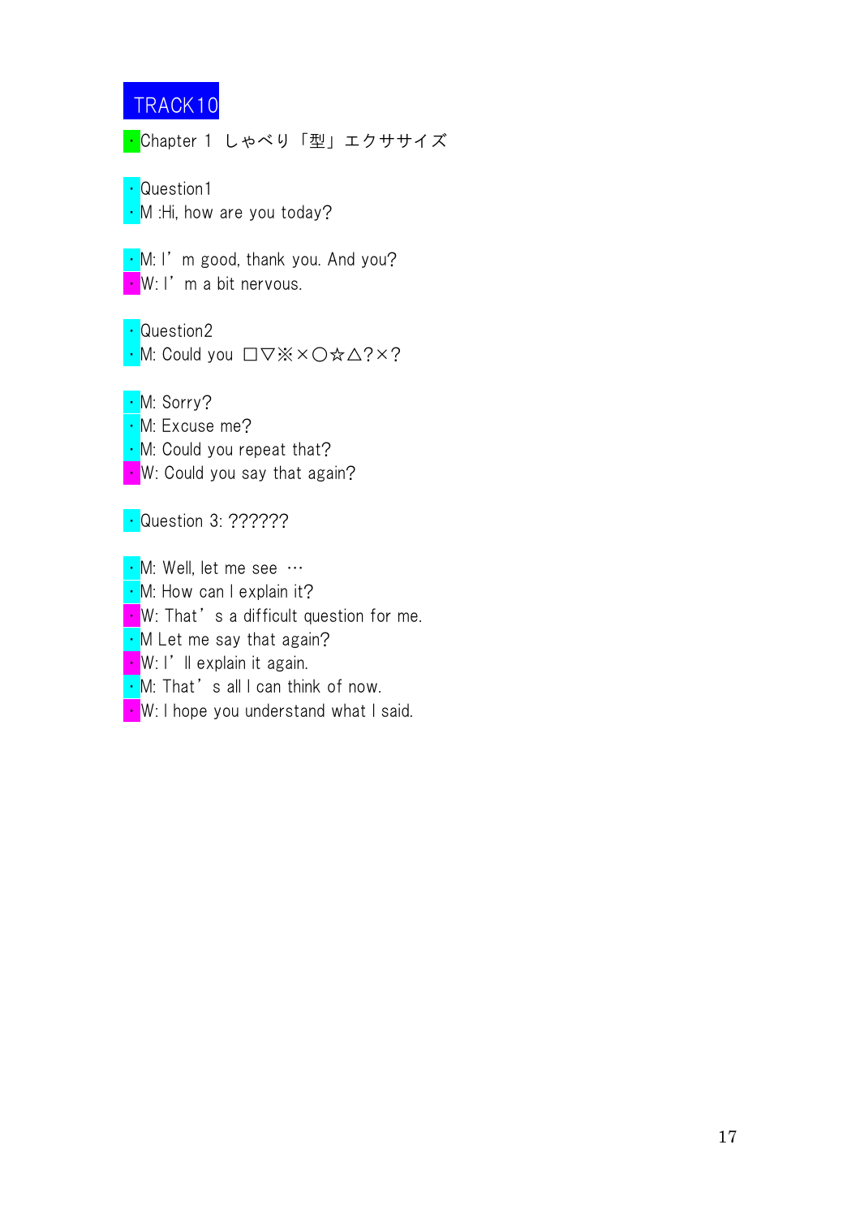# TRACK10

・Chapter 1 しゃべり「型」エクササイズ

・Question1
・M :Hi, how are you today?

・M: I' m good, thank you. And you?
・W: I' m a bit nervous.

・Question2
・M: Could you □▽※×○☆△?×?

・M: Sorry?
・M: Excuse me?
・M: Could you repeat that?
・W: Could you say that again?

・Question 3: ??????

・M: Well, let me see …
・M: How can I explain it?
・W: That' s a difficult question for me.
・M Let me say that again?
・W: I' ll explain it again.
・M: That' s all I can think of now.
・W: I hope you understand what I said.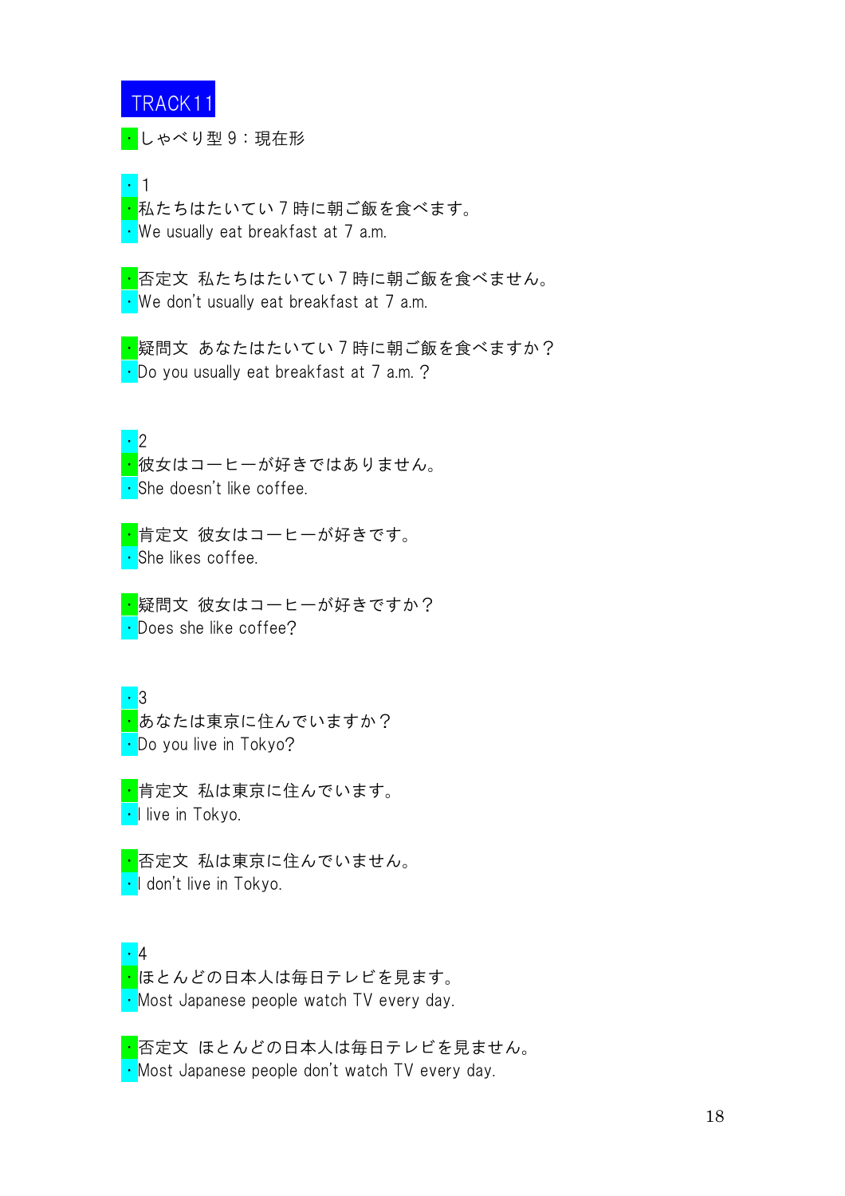# TRACK11

・しゃべり型９：現在形

・1
・私たちはたいてい７時に朝ご飯を食べます。
・We usually eat breakfast at 7 a.m.

・否定文　私たちはたいてい７時に朝ご飯を食べません。
・We don't usually eat breakfast at 7 a.m.

・疑問文　あなたはたいてい７時に朝ご飯を食べますか？
・Do you usually eat breakfast at 7 a.m.？

・2
・彼女はコーヒーが好きではありません。
・She doesn't like coffee.

・肯定文　彼女はコーヒーが好きです。
・She likes coffee.

・疑問文　彼女はコーヒーが好きですか？
・Does she like coffee?

・3
・あなたは東京に住んでいますか？
・Do you live in Tokyo?

・肯定文　私は東京に住んでいます。
・I live in Tokyo.

・否定文　私は東京に住んでいません。
・I don't live in Tokyo.

・4
・ほとんどの日本人は毎日テレビを見ます。
・Most Japanese people watch TV every day.

・否定文　ほとんどの日本人は毎日テレビを見ません。
・Most Japanese people don't watch TV every day.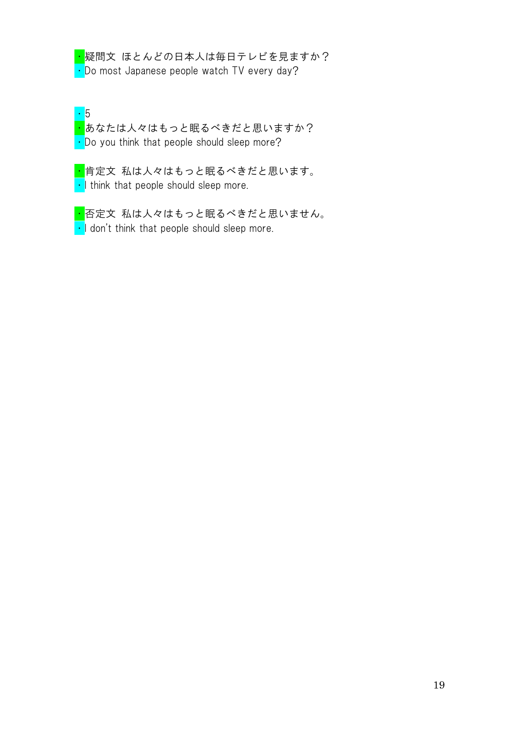・疑問文 ほとんどの日本人は毎日テレビを見ますか？
・Do most Japanese people watch TV every day?

・5
・あなたは人々はもっと眠るべきだと思いますか？
・Do you think that people should sleep more?

・肯定文 私は人々はもっと眠るべきだと思います。
・I think that people should sleep more.

・否定文 私は人々はもっと眠るべきだと思いません。
・I don't think that people should sleep more.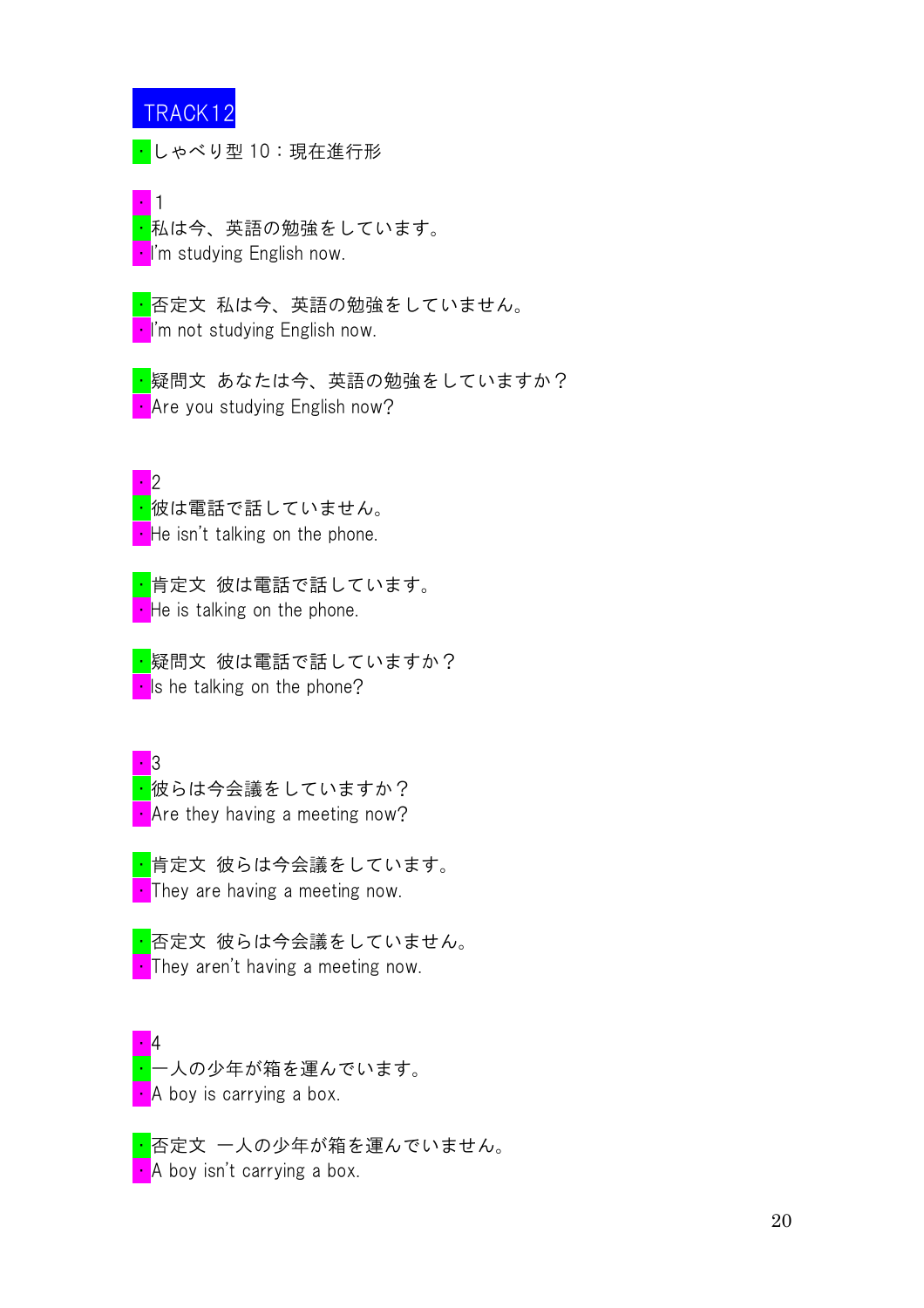TRACK12

・しゃべり型 10：現在進行形

・1
・私は今、英語の勉強をしています。
・I'm studying English now.

・否定文 私は今、英語の勉強をしていません。
・I'm not studying English now.

・疑問文 あなたは今、英語の勉強をしていますか？
・Are you studying English now?

・2
・彼は電話で話していません。
・He isn't talking on the phone.

・肯定文 彼は電話で話しています。
・He is talking on the phone.

・疑問文 彼は電話で話していますか？
・Is he talking on the phone?

・3
・彼らは今会議をしていますか？
・Are they having a meeting now?

・肯定文 彼らは今会議をしています。
・They are having a meeting now.

・否定文 彼らは今会議をしていません。
・They aren't having a meeting now.

・4
・一人の少年が箱を運んでいます。
・A boy is carrying a box.

・否定文 一人の少年が箱を運んでいません。
・A boy isn't carrying a box.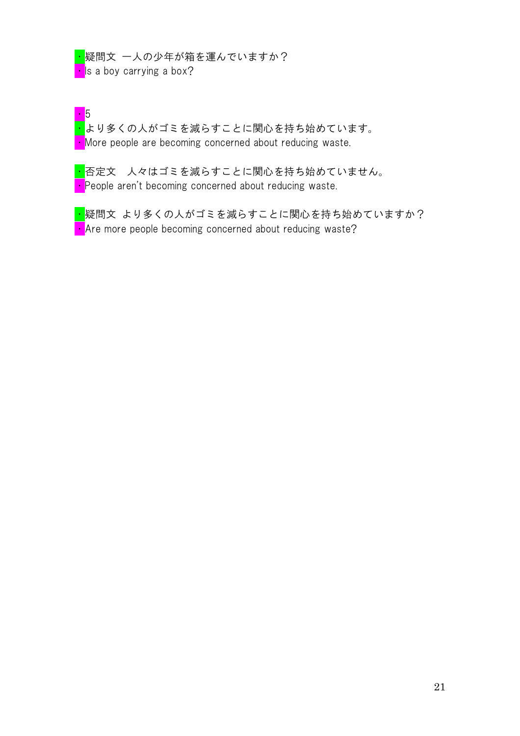・疑問文 一人の少年が箱を運んでいますか？
・Is a boy carrying a box?

・5
・より多くの人がゴミを減らすことに関心を持ち始めています。
・More people are becoming concerned about reducing waste.

・否定文　人々はゴミを減らすことに関心を持ち始めていません。
・People aren't becoming concerned about reducing waste.

・疑問文 より多くの人がゴミを減らすことに関心を持ち始めていますか？
・Are more people becoming concerned about reducing waste?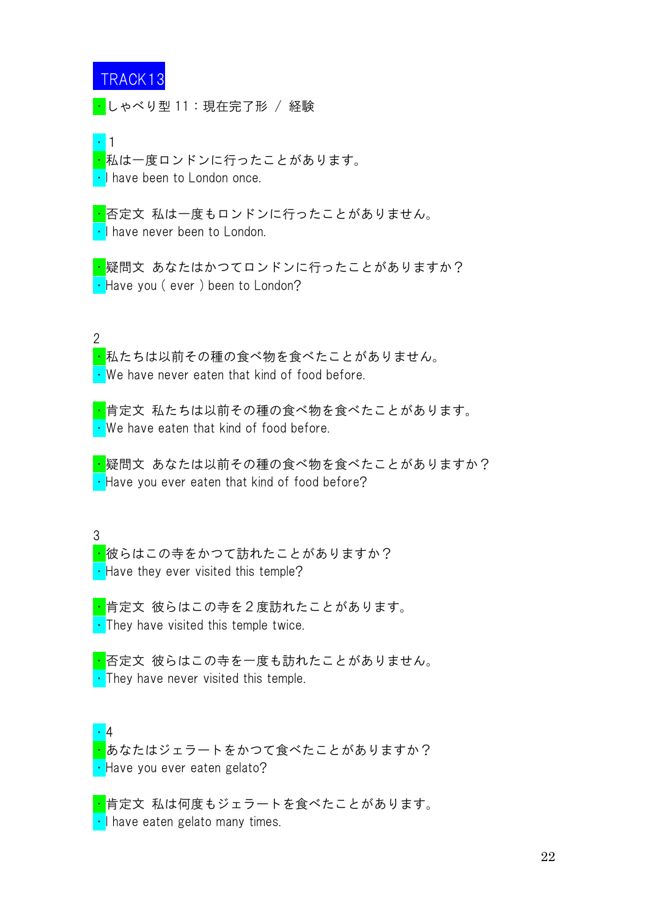# TRACK13

・しゃべり型 11：現在完了形 / 経験

・1

・私は一度ロンドンに行ったことがあります。

・I have been to London once.

・否定文 私は一度もロンドンに行ったことがありません。

・I have never been to London.

・疑問文 あなたはかつてロンドンに行ったことがありますか？

・Have you ( ever ) been to London?

2

・私たちは以前その種の食べ物を食べたことがありません。

・We have never eaten that kind of food before.

・肯定文 私たちは以前その種の食べ物を食べたことがあります。

・We have eaten that kind of food before.

・疑問文 あなたは以前その種の食べ物を食べたことがありますか？

・Have you ever eaten that kind of food before?

3

・彼らはこの寺をかつて訪れたことがありますか？

・Have they ever visited this temple?

・肯定文 彼らはこの寺を２度訪れたことがあります。

・They have visited this temple twice.

・否定文 彼らはこの寺を一度も訪れたことがありません。

・They have never visited this temple.

・4

・あなたはジェラートをかつて食べたことがありますか？

・Have you ever eaten gelato?

・肯定文 私は何度もジェラートを食べたことがあります。

・I have eaten gelato many times.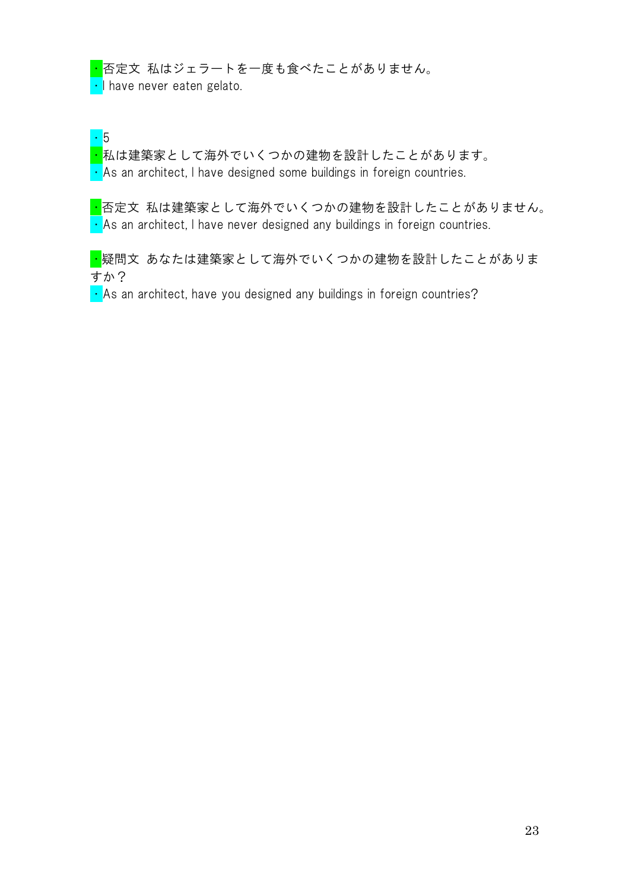・否定文 私はジェラートを一度も食べたことがありません。
・I have never eaten gelato.

・5
・私は建築家として海外でいくつかの建物を設計したことがあります。
・As an architect, I have designed some buildings in foreign countries.

・否定文 私は建築家として海外でいくつかの建物を設計したことがありません。
・As an architect, I have never designed any buildings in foreign countries.

・疑問文 あなたは建築家として海外でいくつかの建物を設計したことがありますか？
・As an architect, have you designed any buildings in foreign countries?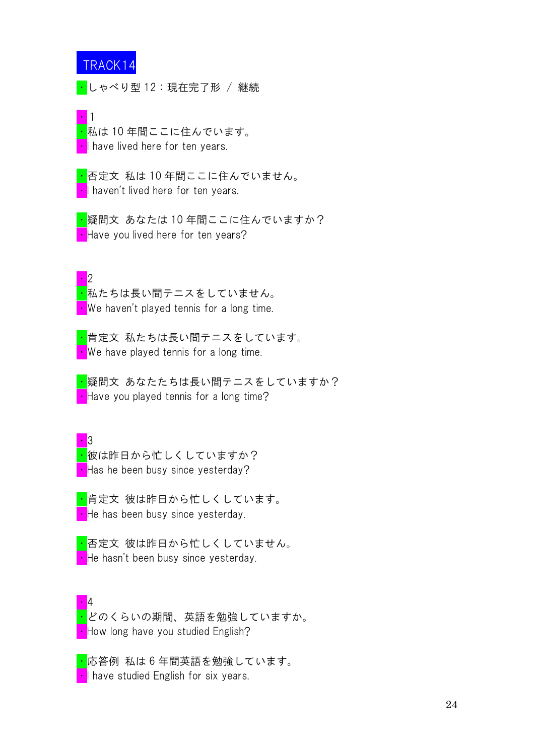# TRACK14

・しゃべり型 12：現在完了形 / 継続

・1
・私は 10 年間ここに住んでいます。
・I have lived here for ten years.

・否定文 私は 10 年間ここに住んでいません。
・I haven't lived here for ten years.

・疑問文 あなたは 10 年間ここに住んでいますか？
・Have you lived here for ten years?

・2
・私たちは長い間テニスをしていません。
・We haven't played tennis for a long time.

・肯定文 私たちは長い間テニスをしています。
・We have played tennis for a long time.

・疑問文 あなたたちは長い間テニスをしていますか？
・Have you played tennis for a long time?

・3
・彼は昨日から忙しくしていますか？
・Has he been busy since yesterday?

・肯定文 彼は昨日から忙しくしています。
・He has been busy since yesterday.

・否定文 彼は昨日から忙しくしていません。
・He hasn't been busy since yesterday.

・4
・どのくらいの期間、英語を勉強していますか。
・How long have you studied English?

・応答例 私は 6 年間英語を勉強しています。
・I have studied English for six years.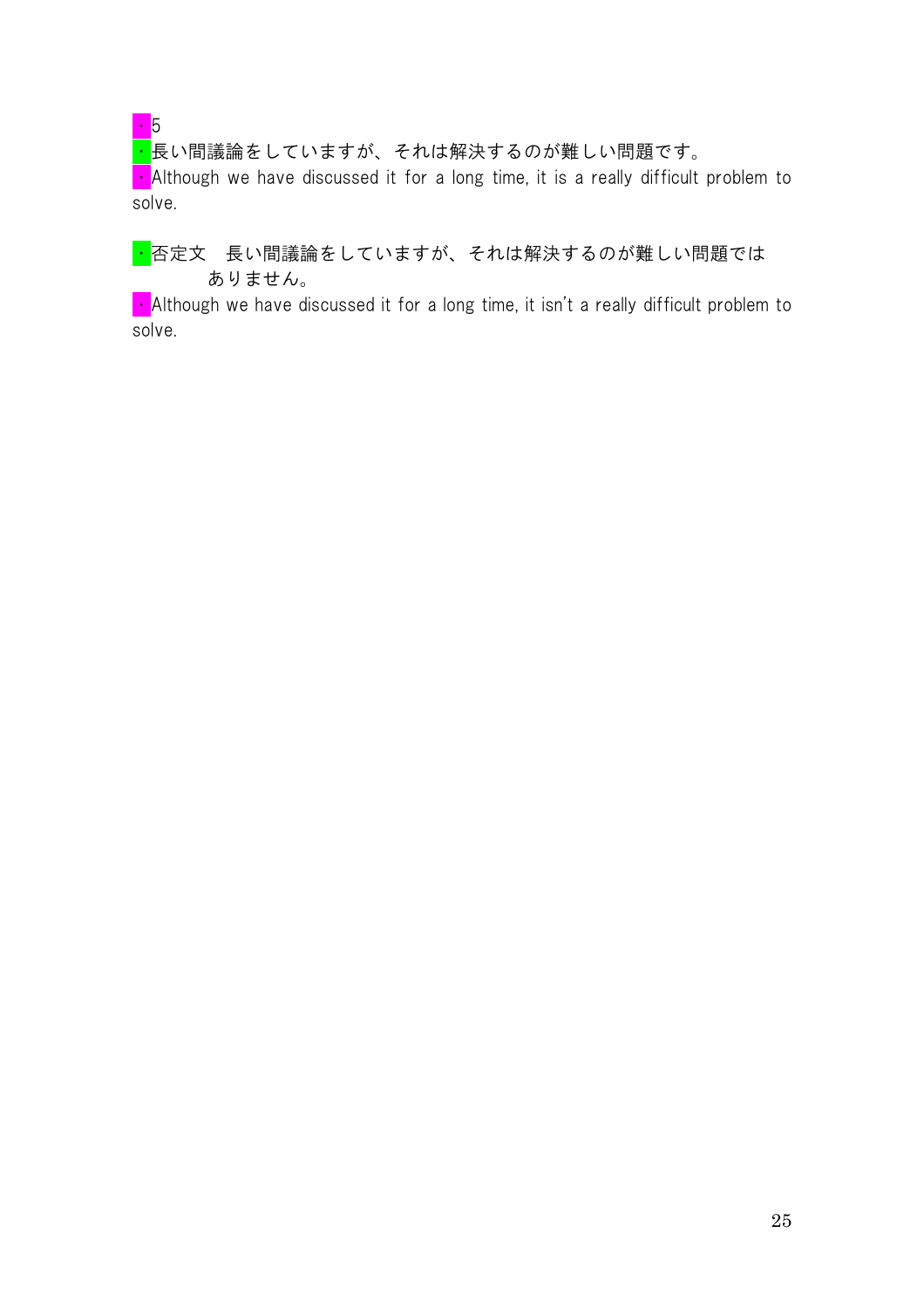・5

・長い間議論をしていますが、それは解決するのが難しい問題です。

・Although we have discussed it for a long time, it is a really difficult problem to solve.

・否定文　長い間議論をしていますが、それは解決するのが難しい問題では
　　　　ありません。

・Although we have discussed it for a long time, it isn't a really difficult problem to solve.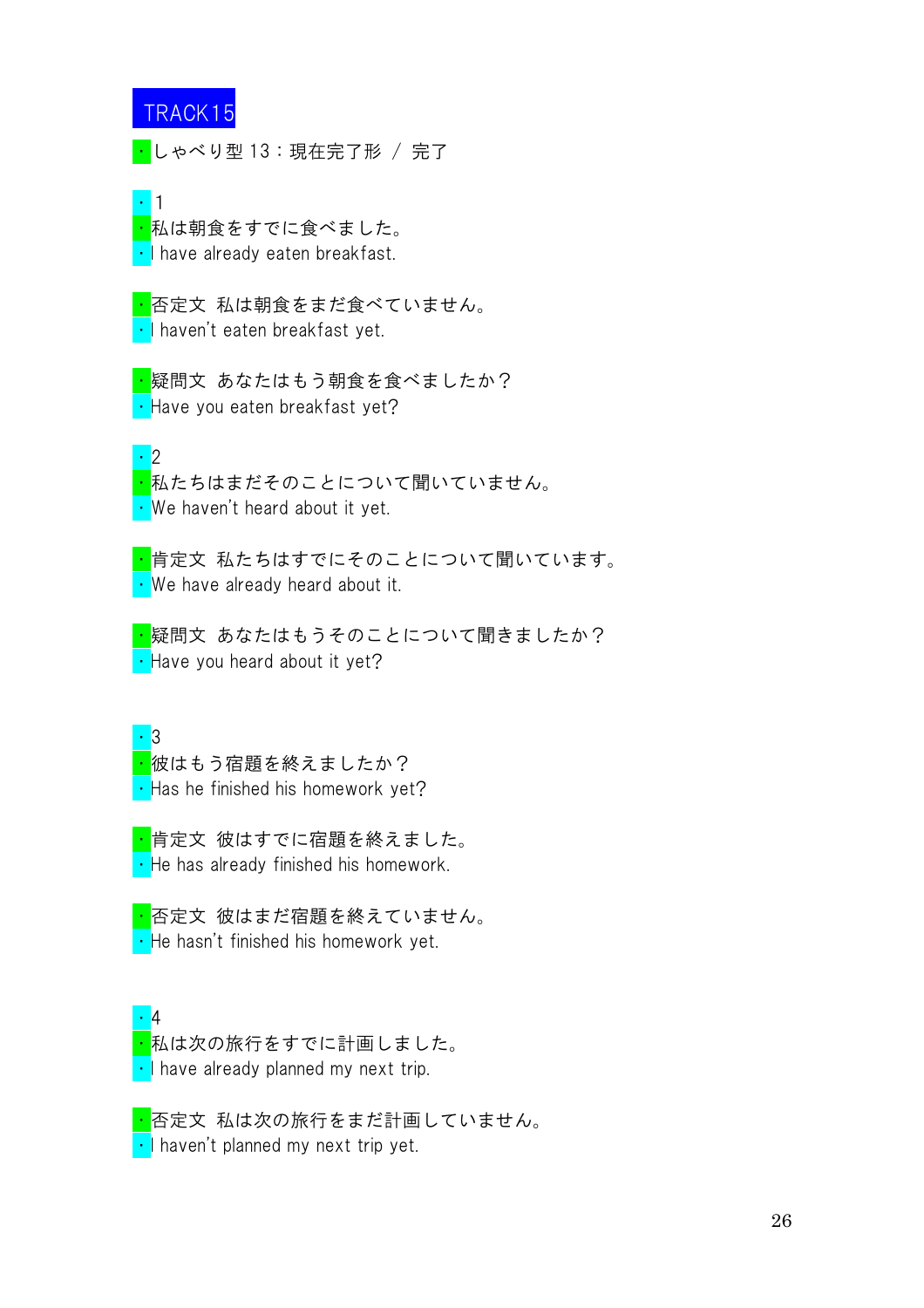TRACK15

・しゃべり型 13：現在完了形 / 完了

・1

・私は朝食をすでに食べました。

・I have already eaten breakfast.

・否定文 私は朝食をまだ食べていません。

・I haven't eaten breakfast yet.

・疑問文 あなたはもう朝食を食べましたか？

・Have you eaten breakfast yet?

・2

・私たちはまだそのことについて聞いていません。

・We haven't heard about it yet.

・肯定文 私たちはすでにそのことについて聞いています。

・We have already heard about it.

・疑問文 あなたはもうそのことについて聞きましたか？

・Have you heard about it yet?

・3

・彼はもう宿題を終えましたか？

・Has he finished his homework yet?

・肯定文 彼はすでに宿題を終えました。

・He has already finished his homework.

・否定文 彼はまだ宿題を終えていません。

・He hasn't finished his homework yet.

・4

・私は次の旅行をすでに計画しました。

・I have already planned my next trip.

・否定文 私は次の旅行をまだ計画していません。

・I haven't planned my next trip yet.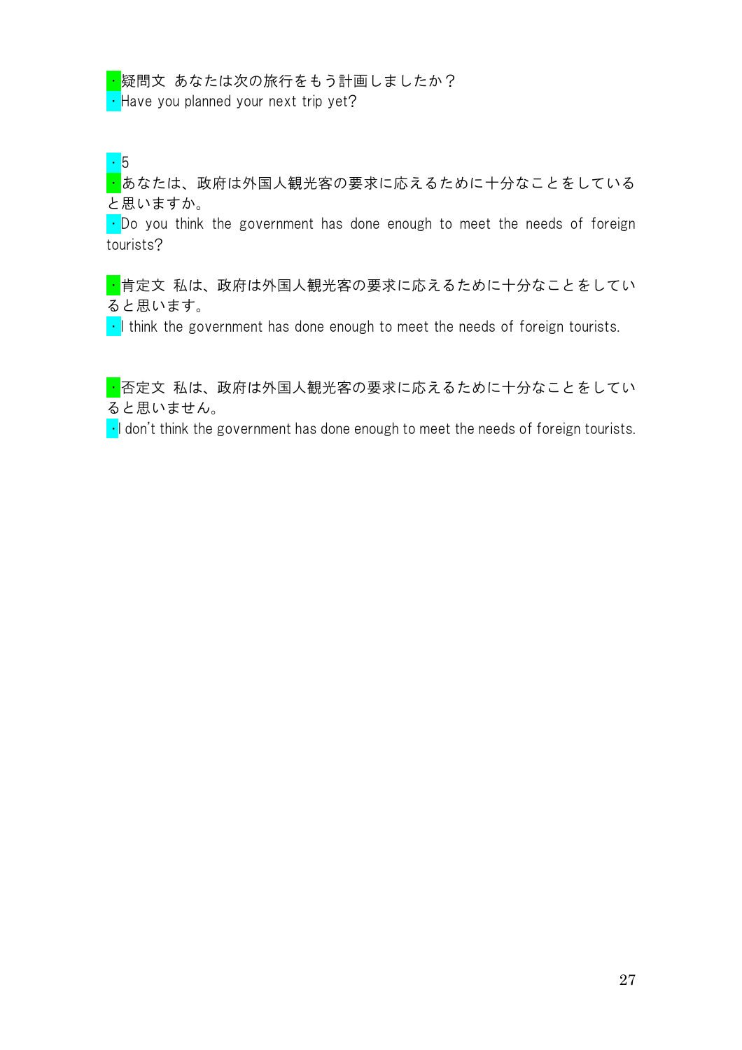・疑問文 あなたは次の旅行をもう計画しましたか？

・Have you planned your next trip yet?

・5

・あなたは、政府は外国人観光客の要求に応えるために十分なことをしていると思いますか。

・Do you think the government has done enough to meet the needs of foreign tourists?

・肯定文 私は、政府は外国人観光客の要求に応えるために十分なことをしていると思います。

・I think the government has done enough to meet the needs of foreign tourists.

・否定文 私は、政府は外国人観光客の要求に応えるために十分なことをしていると思いません。

・I don't think the government has done enough to meet the needs of foreign tourists.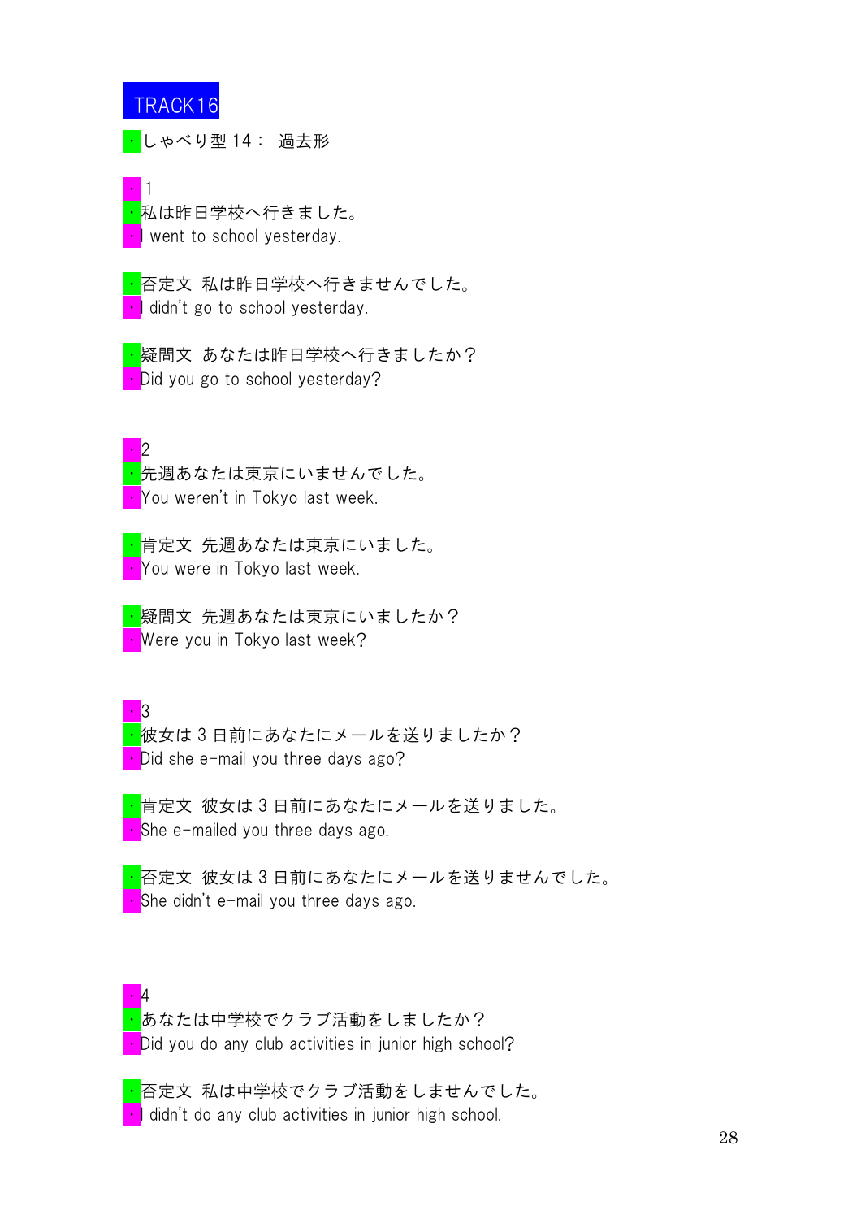# TRACK16

・しゃべり型 14： 過去形

・1

・私は昨日学校へ行きました。

・I went to school yesterday.

・否定文 私は昨日学校へ行きませんでした。

・I didn't go to school yesterday.

・疑問文 あなたは昨日学校へ行きましたか？

・Did you go to school yesterday?

・2

・先週あなたは東京にいませんでした。

・You weren't in Tokyo last week.

・肯定文 先週あなたは東京にいました。

・You were in Tokyo last week.

・疑問文 先週あなたは東京にいましたか？

・Were you in Tokyo last week?

・3

・彼女は 3 日前にあなたにメールを送りましたか？

・Did she e-mail you three days ago?

・肯定文 彼女は 3 日前にあなたにメールを送りました。

・She e-mailed you three days ago.

・否定文 彼女は 3 日前にあなたにメールを送りませんでした。

・She didn't e-mail you three days ago.

・4

・あなたは中学校でクラブ活動をしましたか？

・Did you do any club activities in junior high school?

・否定文 私は中学校でクラブ活動をしませんでした。

・I didn't do any club activities in junior high school.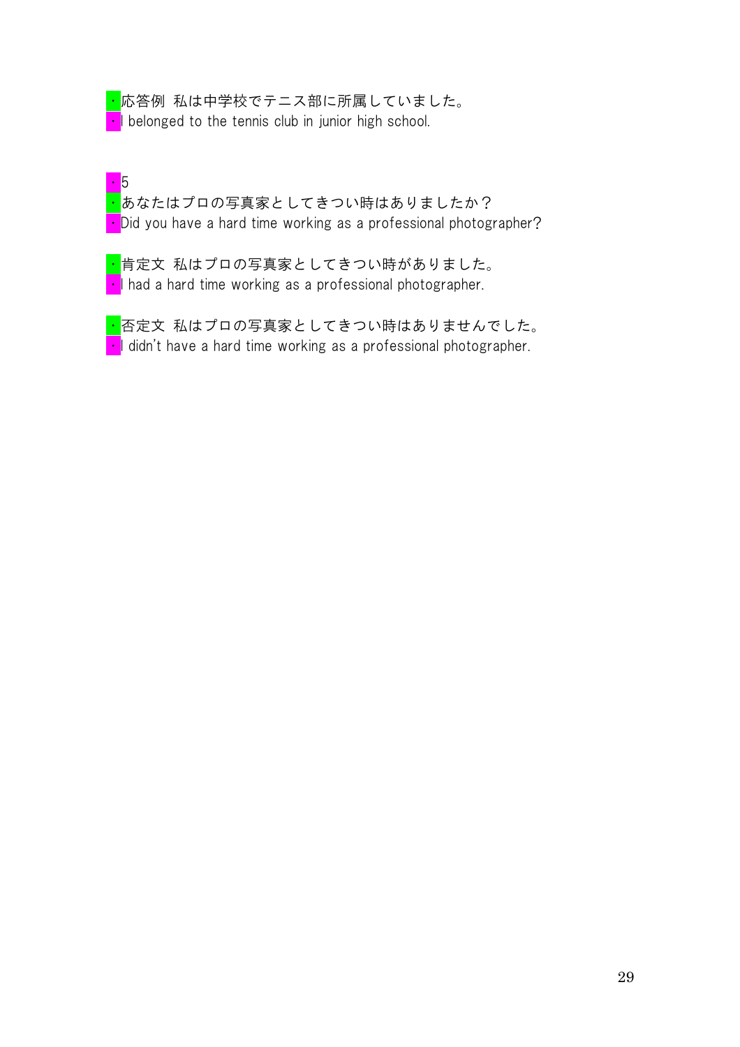・応答例 私は中学校でテニス部に所属していました。
・I belonged to the tennis club in junior high school.

・5
・あなたはプロの写真家としてきつい時はありましたか？
・Did you have a hard time working as a professional photographer?

・肯定文 私はプロの写真家としてきつい時がありました。
・I had a hard time working as a professional photographer.

・否定文 私はプロの写真家としてきつい時はありませんでした。
・I didn't have a hard time working as a professional photographer.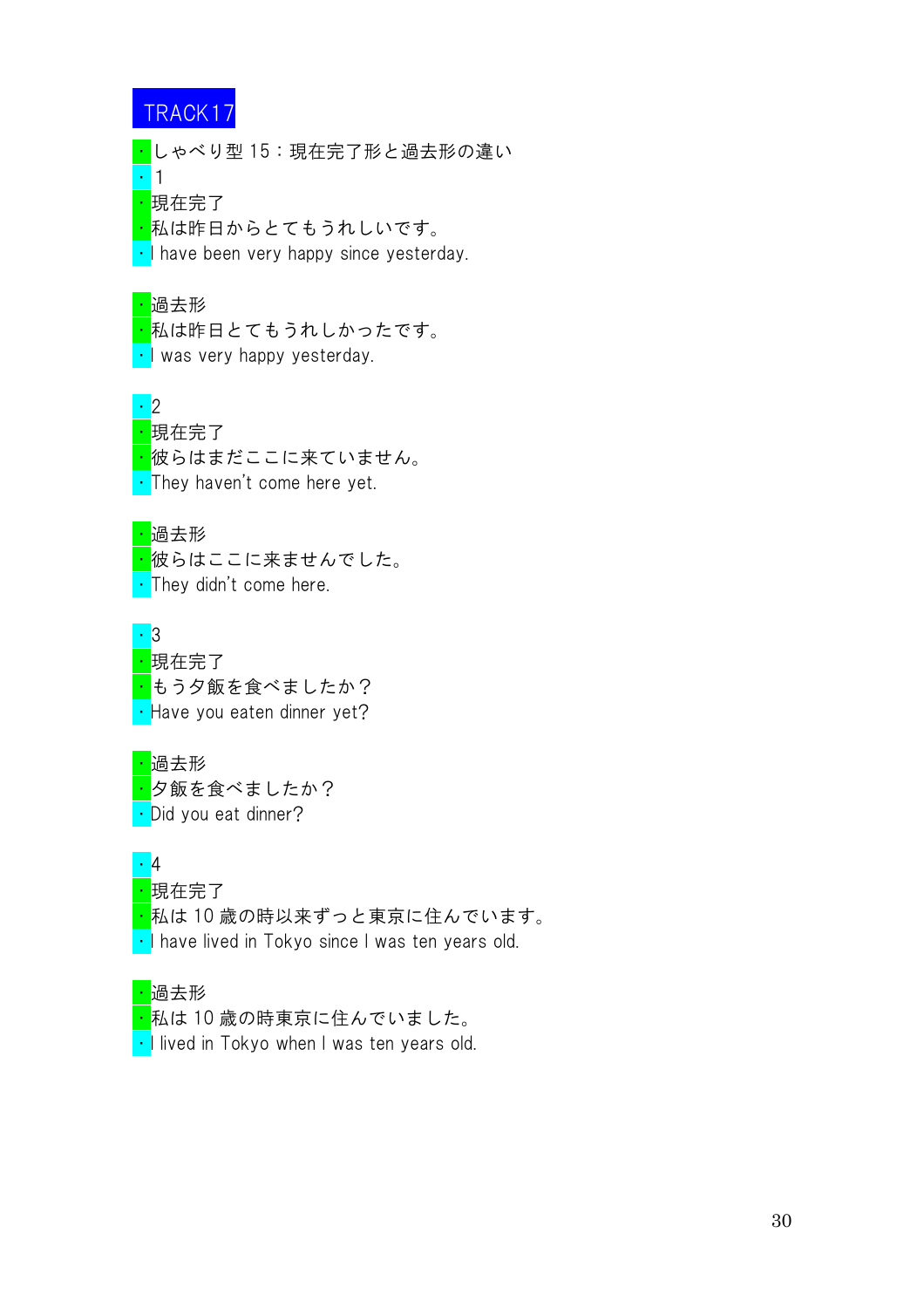# TRACK17

・しゃべり型 15：現在完了形と過去形の違い

・1

・現在完了

・私は昨日からとてもうれしいです。

・I have been very happy since yesterday.

・過去形

・私は昨日とてもうれしかったです。

・I was very happy yesterday.

・2

・現在完了

・彼らはまだここに来ていません。

・They haven't come here yet.

・過去形

・彼らはここに来ませんでした。

・They didn't come here.

・3

・現在完了

・もう夕飯を食べましたか？

・Have you eaten dinner yet?

・過去形

・夕飯を食べましたか？

・Did you eat dinner?

・4

・現在完了

・私は 10 歳の時以来ずっと東京に住んでいます。

・I have lived in Tokyo since I was ten years old.

・過去形

・私は 10 歳の時東京に住んでいました。

・I lived in Tokyo when I was ten years old.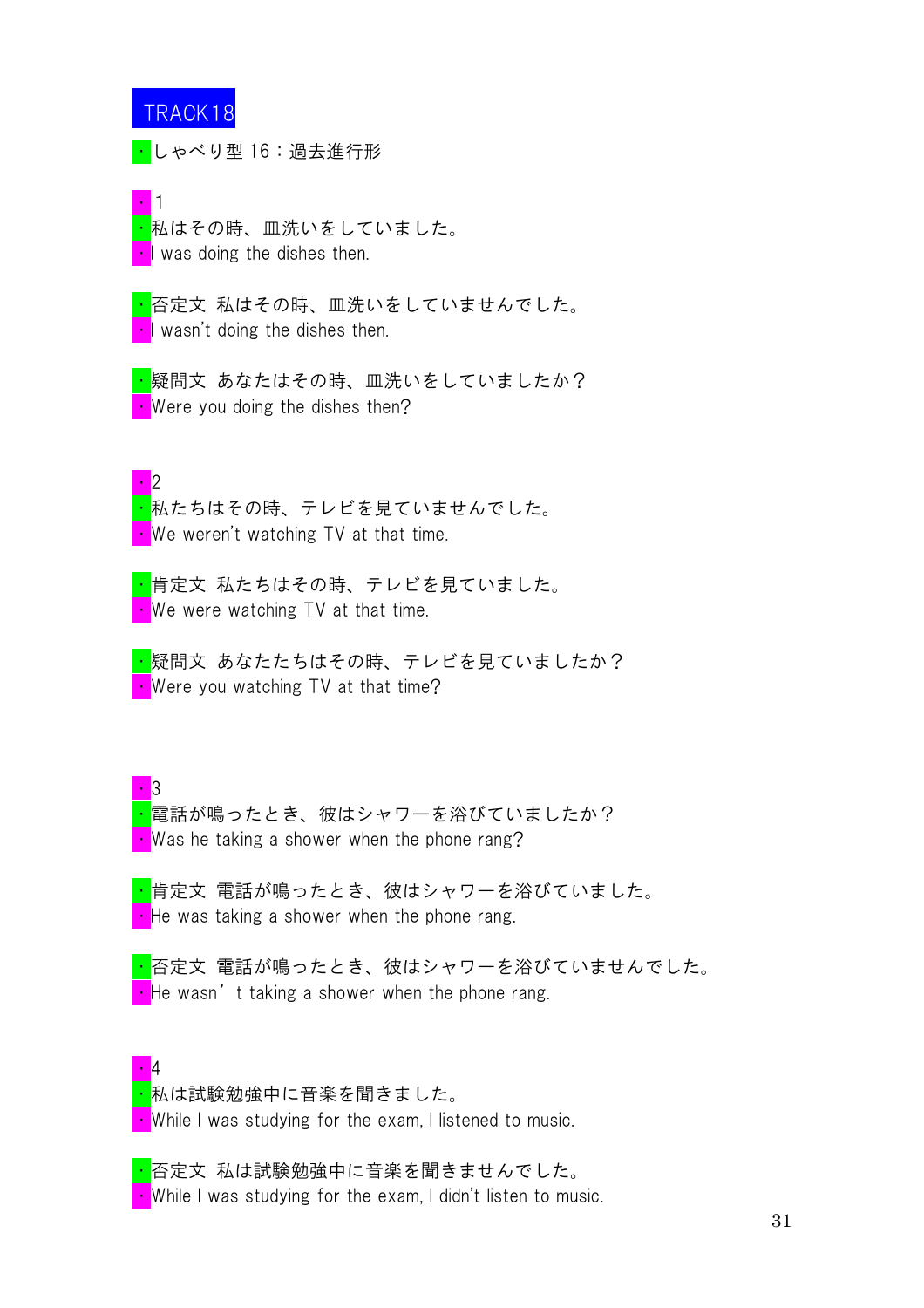# TRACK18

・しゃべり型 16：過去進行形

・1

・私はその時、皿洗いをしていました。

・I was doing the dishes then.

・否定文 私はその時、皿洗いをしていませんでした。

・I wasn't doing the dishes then.

・疑問文 あなたはその時、皿洗いをしていましたか？

・Were you doing the dishes then?

・2

・私たちはその時、テレビを見ていませんでした。

・We weren't watching TV at that time.

・肯定文 私たちはその時、テレビを見ていました。

・We were watching TV at that time.

・疑問文 あなたたちはその時、テレビを見ていましたか？

・Were you watching TV at that time?

・3

・電話が鳴ったとき、彼はシャワーを浴びていましたか？

・Was he taking a shower when the phone rang?

・肯定文 電話が鳴ったとき、彼はシャワーを浴びていました。

・He was taking a shower when the phone rang.

・否定文 電話が鳴ったとき、彼はシャワーを浴びていませんでした。

・He wasn't taking a shower when the phone rang.

・4

・私は試験勉強中に音楽を聞きました。

・While I was studying for the exam, I listened to music.

・否定文 私は試験勉強中に音楽を聞きませんでした。

・While I was studying for the exam, I didn't listen to music.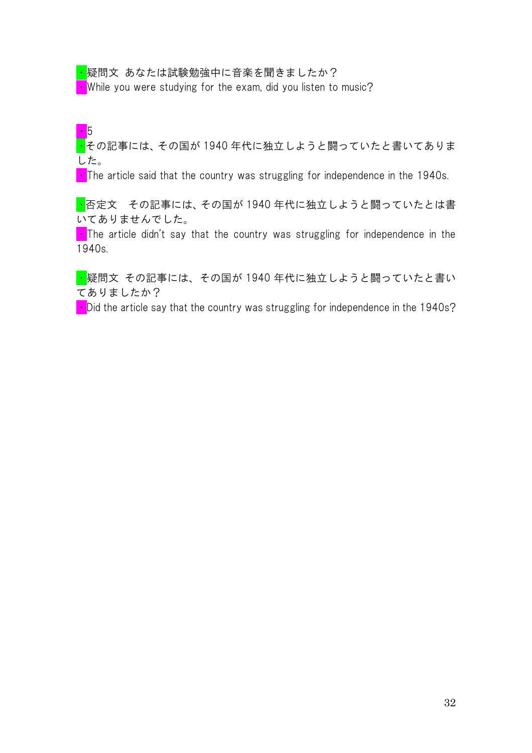・疑問文 あなたは試験勉強中に音楽を聞きましたか？

・While you were studying for the exam, did you listen to music?

・5

・その記事には、その国が 1940 年代に独立しようと闘っていたと書いてありました。

・The article said that the country was struggling for independence in the 1940s.

・否定文　その記事には、その国が 1940 年代に独立しようと闘っていたとは書いてありませんでした。

・The article didn't say that the country was struggling for independence in the 1940s.

・疑問文 その記事には、その国が 1940 年代に独立しようと闘っていたと書いてありましたか？

・Did the article say that the country was struggling for independence in the 1940s?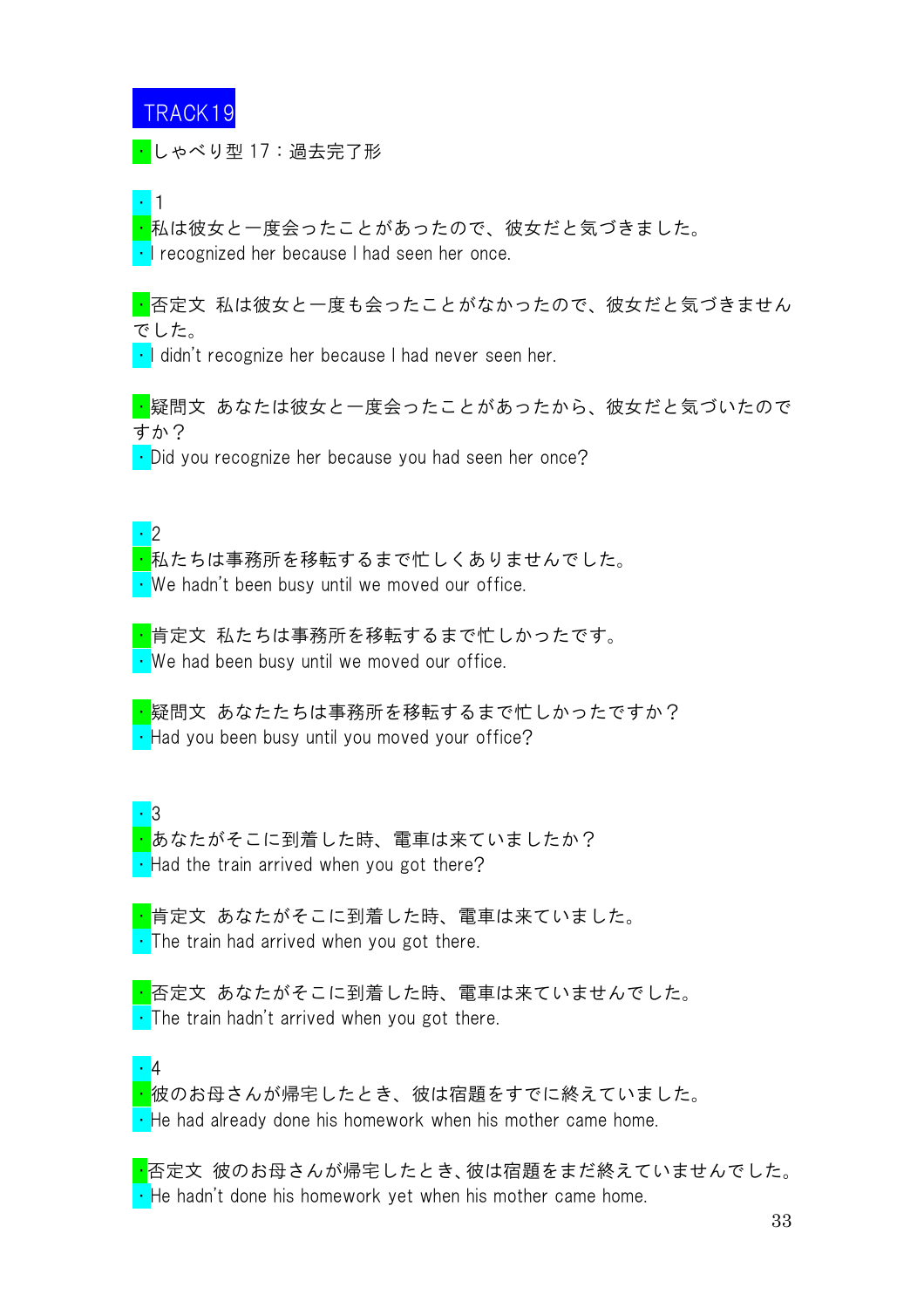# TRACK19

・しゃべり型 17：過去完了形

・1

・私は彼女と一度会ったことがあったので、彼女だと気づきました。
・I recognized her because I had seen her once.

・否定文 私は彼女と一度も会ったことがなかったので、彼女だと気づきませんでした。
・I didn't recognize her because I had never seen her.

・疑問文 あなたは彼女と一度会ったことがあったから、彼女だと気づいたのですか？
・Did you recognize her because you had seen her once?

・2

・私たちは事務所を移転するまで忙しくありませんでした。
・We hadn't been busy until we moved our office.

・肯定文 私たちは事務所を移転するまで忙しかったです。
・We had been busy until we moved our office.

・疑問文 あなたたちは事務所を移転するまで忙しかったですか？
・Had you been busy until you moved your office?

・3

・あなたがそこに到着した時、電車は来ていましたか？
・Had the train arrived when you got there?

・肯定文 あなたがそこに到着した時、電車は来ていました。
・The train had arrived when you got there.

・否定文 あなたがそこに到着した時、電車は来ていませんでした。
・The train hadn't arrived when you got there.

・4

・彼のお母さんが帰宅したとき、彼は宿題をすでに終えていました。
・He had already done his homework when his mother came home.

・否定文 彼のお母さんが帰宅したとき、彼は宿題をまだ終えていませんでした。
・He hadn't done his homework yet when his mother came home.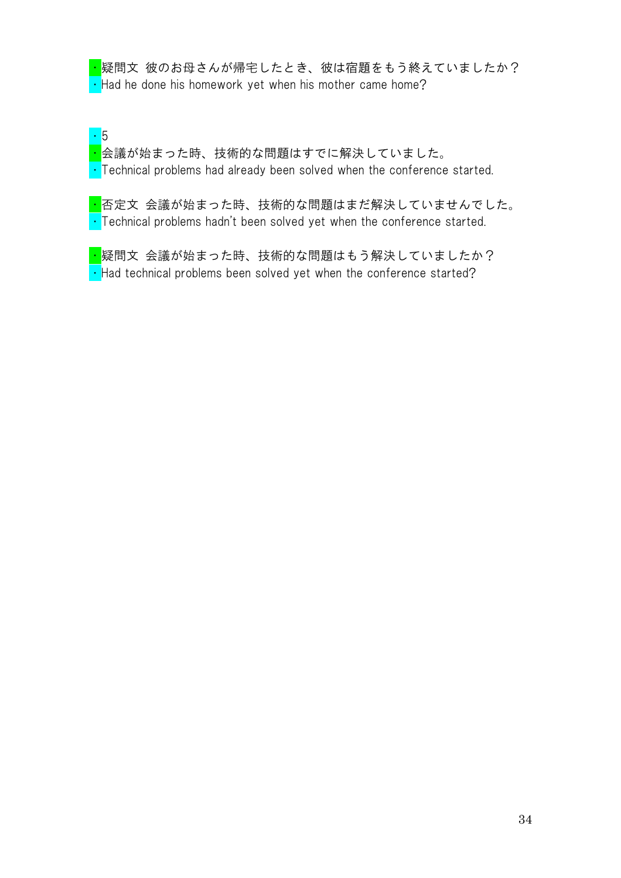・疑問文 彼のお母さんが帰宅したとき、彼は宿題をもう終えていましたか？
・Had he done his homework yet when his mother came home?

・5
・会議が始まった時、技術的な問題はすでに解決していました。
・Technical problems had already been solved when the conference started.

・否定文 会議が始まった時、技術的な問題はまだ解決していませんでした。
・Technical problems hadn't been solved yet when the conference started.

・疑問文 会議が始まった時、技術的な問題はもう解決していましたか？
・Had technical problems been solved yet when the conference started?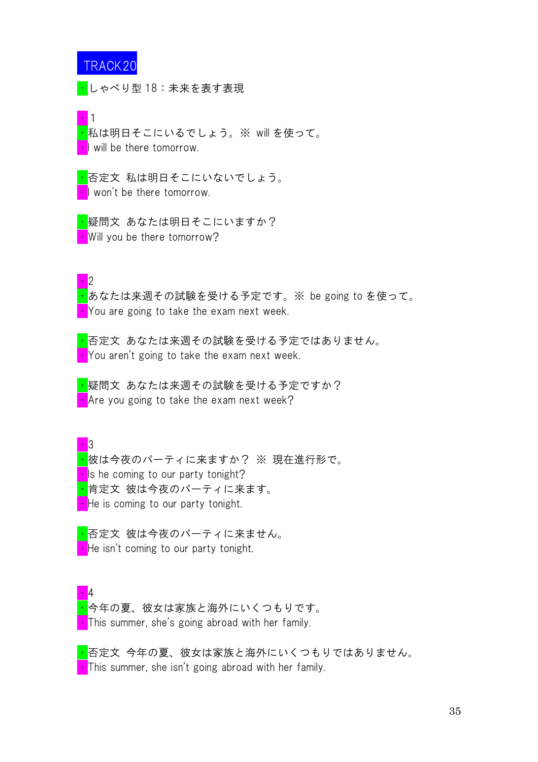# TRACK20

・しゃべり型 18：未来を表す表現

・1
・私は明日そこにいるでしょう。※ will を使って。
・I will be there tomorrow.

・否定文　私は明日そこにいないでしょう。
・I won't be there tomorrow.

・疑問文　あなたは明日そこにいますか？
・Will you be there tomorrow?

・2
・あなたは来週その試験を受ける予定です。※ be going to を使って。
・You are going to take the exam next week.

・否定文　あなたは来週その試験を受ける予定ではありません。
・You aren't going to take the exam next week.

・疑問文　あなたは来週その試験を受ける予定ですか？
・Are you going to take the exam next week?

・3
・彼は今夜のパーティに来ますか？ ※ 現在進行形で。
・Is he coming to our party tonight?
・肯定文　彼は今夜のパーティに来ます。
・He is coming to our party tonight.

・否定文　彼は今夜のパーティに来ません。
・He isn't coming to our party tonight.

・4
・今年の夏、彼女は家族と海外にいくつもりです。
・This summer, she's going abroad with her family.

・否定文　今年の夏、彼女は家族と海外にいくつもりではありません。
・This summer, she isn't going abroad with her family.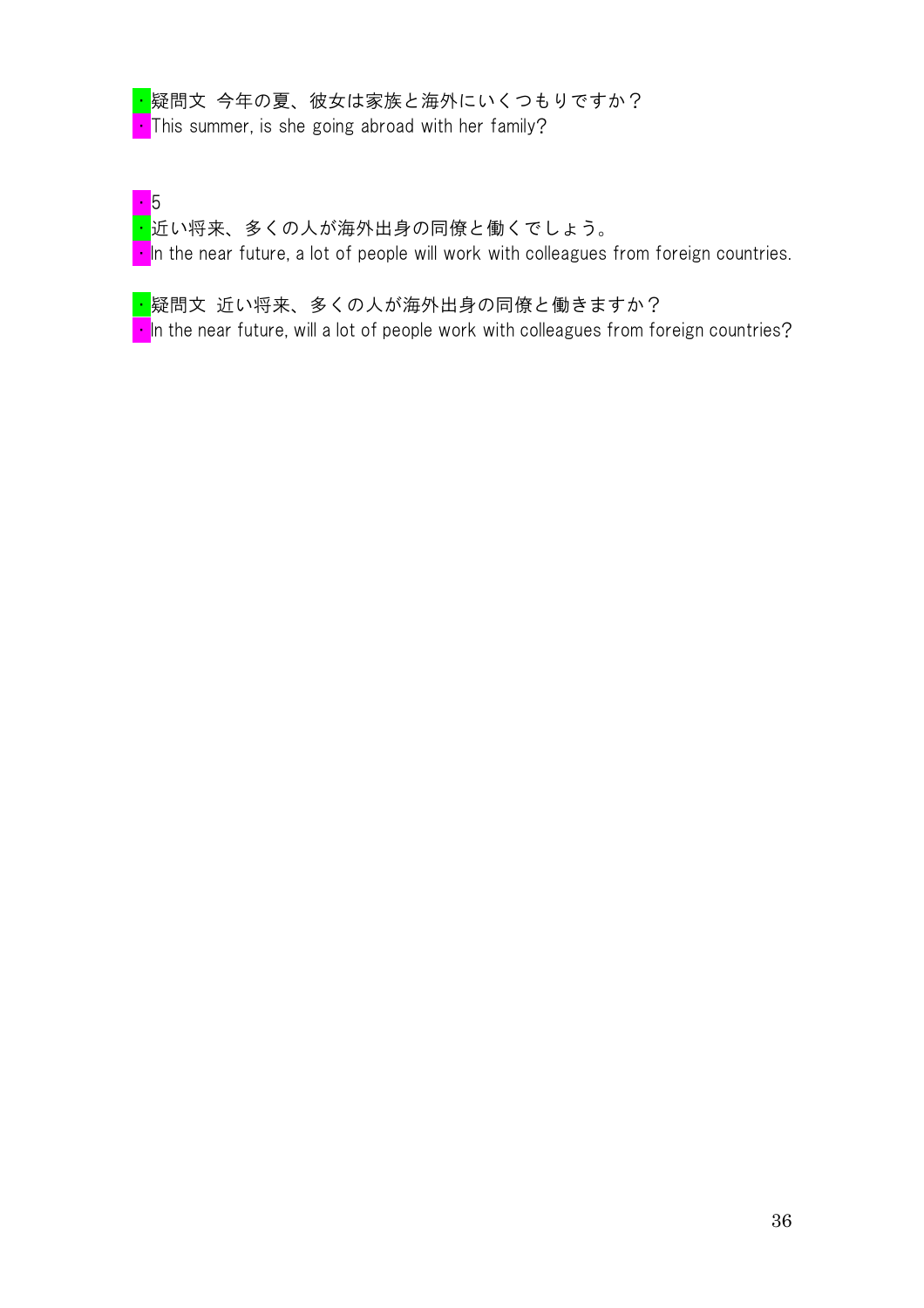・疑問文 今年の夏、彼女は家族と海外にいくつもりですか？
・This summer, is she going abroad with her family?

・5
・近い将来、多くの人が海外出身の同僚と働くでしょう。
・In the near future, a lot of people will work with colleagues from foreign countries.

・疑問文 近い将来、多くの人が海外出身の同僚と働きますか？
・In the near future, will a lot of people work with colleagues from foreign countries?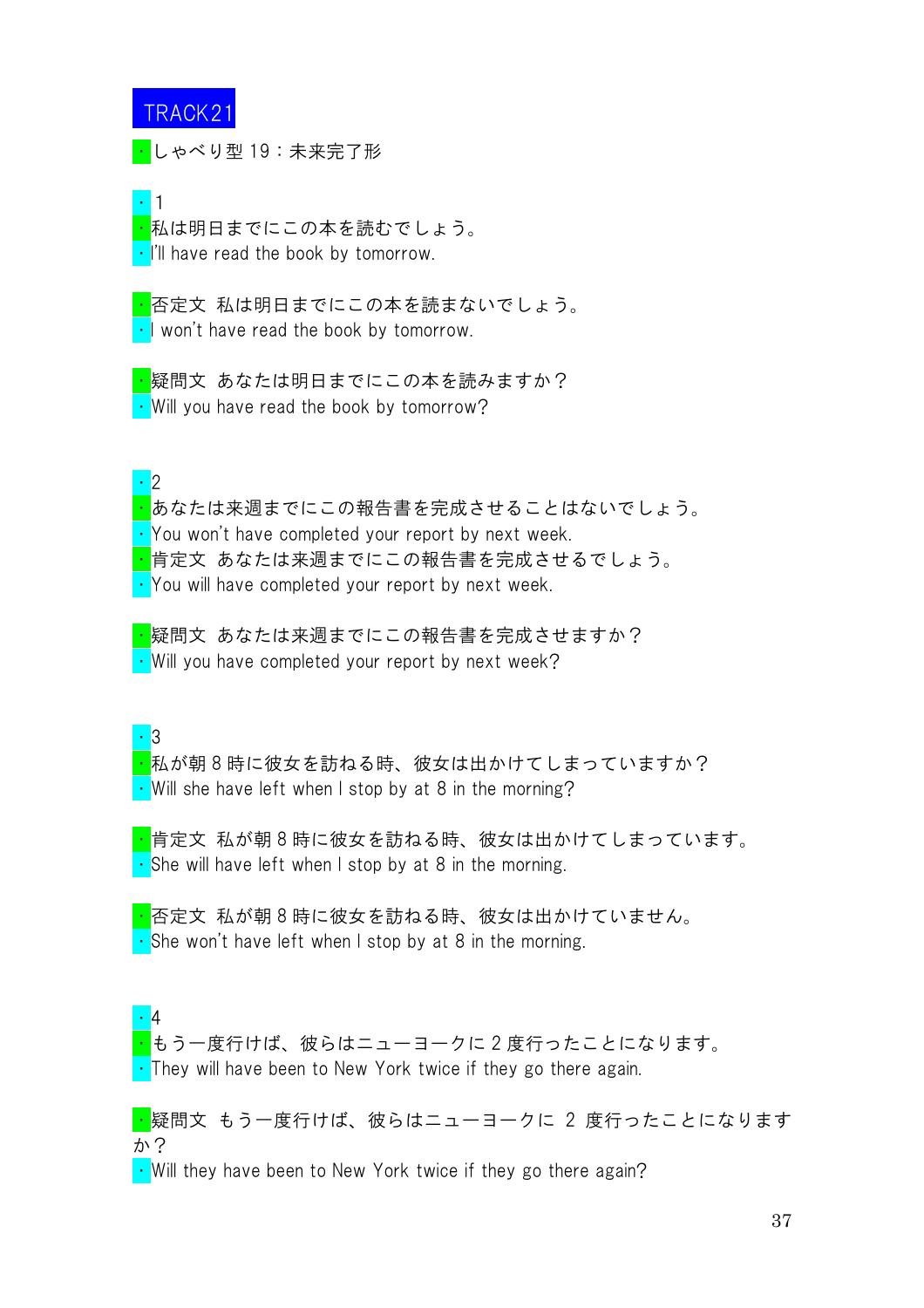TRACK21

・しゃべり型 19：未来完了形

・1

・私は明日までにこの本を読むでしょう。

・I'll have read the book by tomorrow.

・否定文 私は明日までにこの本を読まないでしょう。

・I won't have read the book by tomorrow.

・疑問文 あなたは明日までにこの本を読みますか？

・Will you have read the book by tomorrow?

・2

・あなたは来週までにこの報告書を完成させることはないでしょう。

・You won't have completed your report by next week.

・肯定文 あなたは来週までにこの報告書を完成させるでしょう。

・You will have completed your report by next week.

・疑問文 あなたは来週までにこの報告書を完成させますか？

・Will you have completed your report by next week?

・3

・私が朝 8 時に彼女を訪ねる時、彼女は出かけてしまっていますか？

・Will she have left when I stop by at 8 in the morning?

・肯定文 私が朝 8 時に彼女を訪ねる時、彼女は出かけてしまっています。

・She will have left when I stop by at 8 in the morning.

・否定文 私が朝 8 時に彼女を訪ねる時、彼女は出かけていません。

・She won't have left when I stop by at 8 in the morning.

・4

・もう一度行けば、彼らはニューヨークに 2 度行ったことになります。

・They will have been to New York twice if they go there again.

・疑問文 もう一度行けば、彼らはニューヨークに 2 度行ったことになりますか？

・Will they have been to New York twice if they go there again?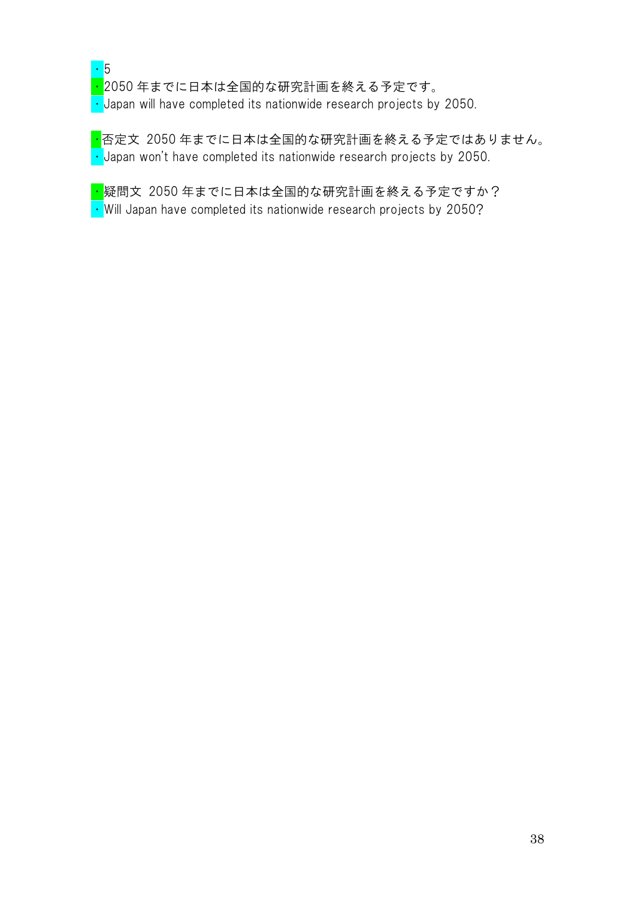・5

・2050 年までに日本は全国的な研究計画を終える予定です。

・Japan will have completed its nationwide research projects by 2050.

・否定文 2050 年までに日本は全国的な研究計画を終える予定ではありません。

・Japan won't have completed its nationwide research projects by 2050.

・疑問文 2050 年までに日本は全国的な研究計画を終える予定ですか？

・Will Japan have completed its nationwide research projects by 2050?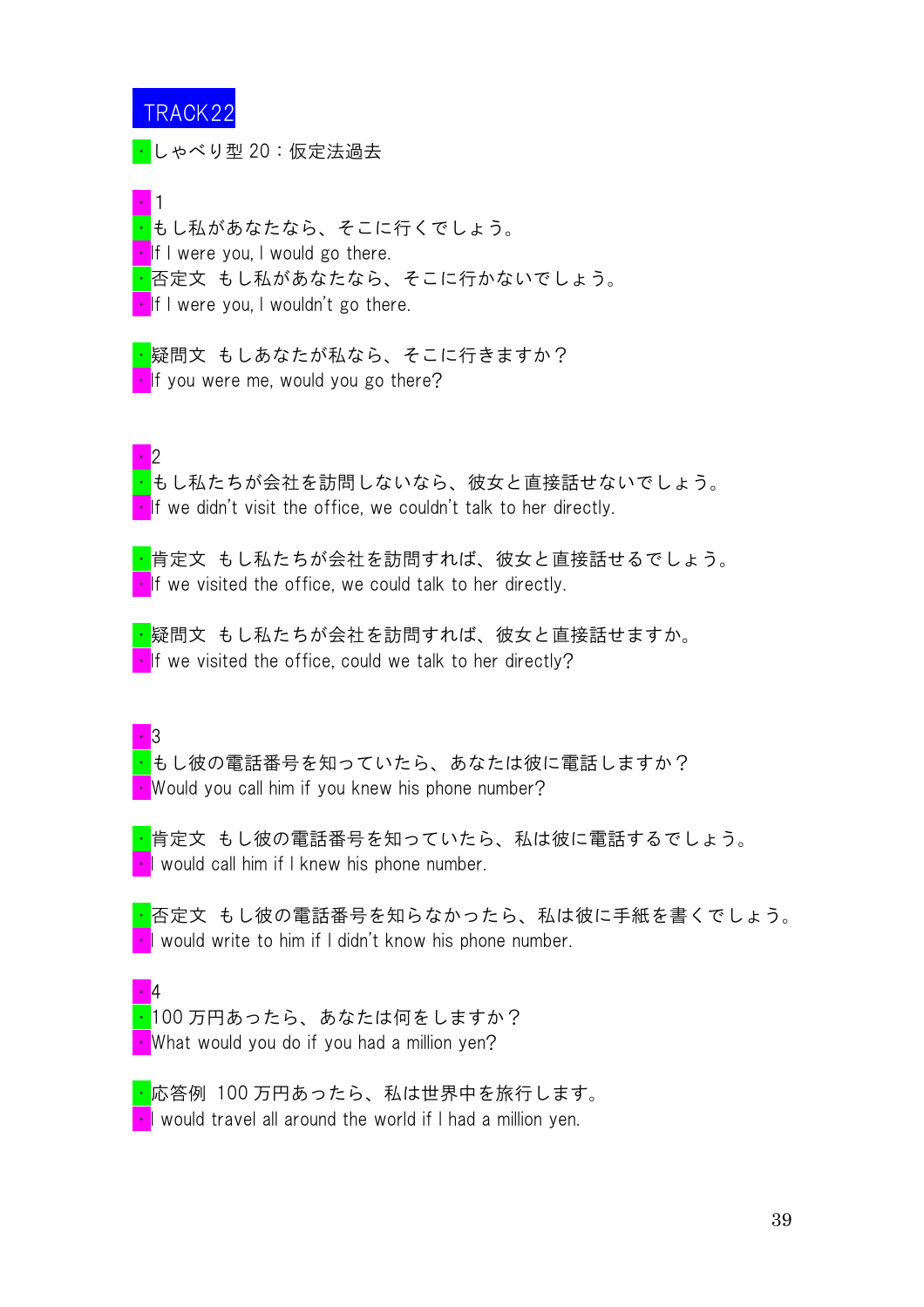TRACK22

・しゃべり型 20：仮定法過去

・1

・もし私があなたなら、そこに行くでしょう。

・If I were you, I would go there.

・否定文　もし私があなたなら、そこに行かないでしょう。

・If I were you, I wouldn't go there.

・疑問文　もしあなたが私なら、そこに行きますか？

・If you were me, would you go there?

・2

・もし私たちが会社を訪問しないなら、彼女と直接話せないでしょう。

・If we didn't visit the office, we couldn't talk to her directly.

・肯定文　もし私たちが会社を訪問すれば、彼女と直接話せるでしょう。

・If we visited the office, we could talk to her directly.

・疑問文　もし私たちが会社を訪問すれば、彼女と直接話せますか。

・If we visited the office, could we talk to her directly?

・3

・もし彼の電話番号を知っていたら、あなたは彼に電話しますか？

・Would you call him if you knew his phone number?

・肯定文　もし彼の電話番号を知っていたら、私は彼に電話するでしょう。

・I would call him if I knew his phone number.

・否定文　もし彼の電話番号を知らなかったら、私は彼に手紙を書くでしょう。

・I would write to him if I didn't know his phone number.

・4

・100 万円あったら、あなたは何をしますか？

・What would you do if you had a million yen?

・応答例　100 万円あったら、私は世界中を旅行します。

・I would travel all around the world if I had a million yen.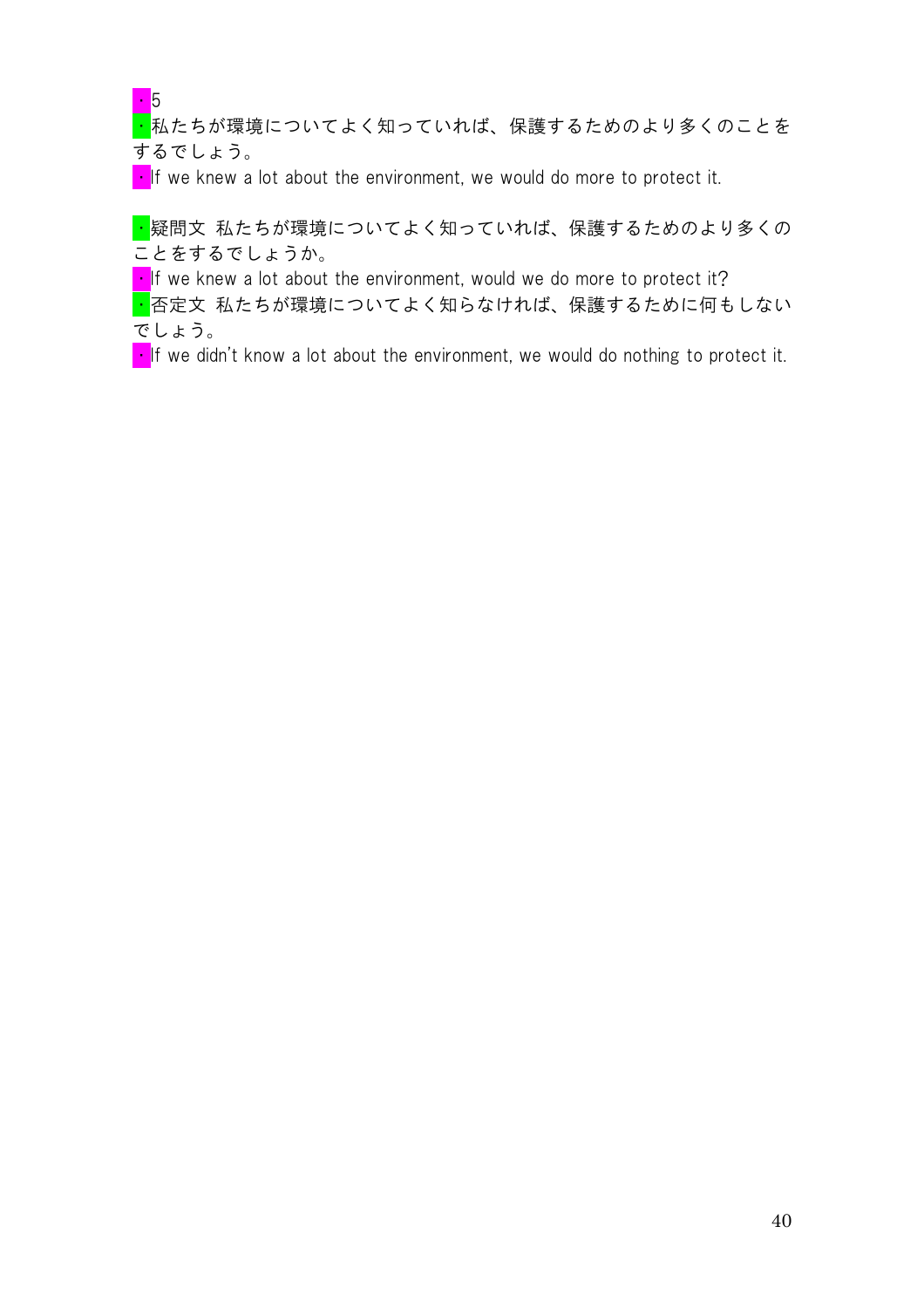・5

・私たちが環境についてよく知っていれば、保護するためのより多くのことをするでしょう。

・If we knew a lot about the environment, we would do more to protect it.

・疑問文 私たちが環境についてよく知っていれば、保護するためのより多くのことをするでしょうか。

・If we knew a lot about the environment, would we do more to protect it?

・否定文 私たちが環境についてよく知らなければ、保護するために何もしないでしょう。

・If we didn't know a lot about the environment, we would do nothing to protect it.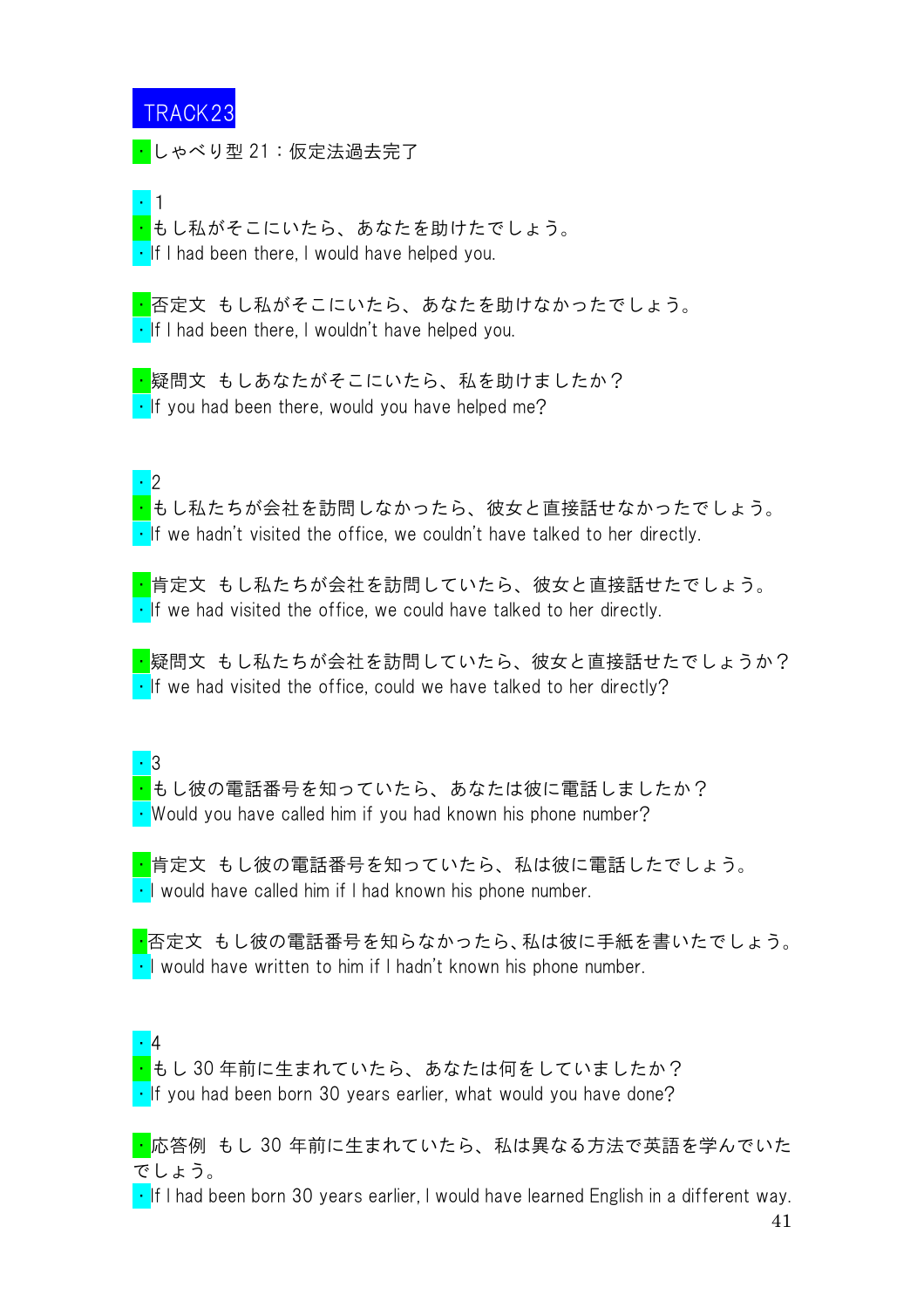TRACK23

・しゃべり型 21：仮定法過去完了

・1

・もし私がそこにいたら、あなたを助けたでしょう。

・If I had been there, I would have helped you.

・否定文　もし私がそこにいたら、あなたを助けなかったでしょう。

・If I had been there, I wouldn't have helped you.

・疑問文　もしあなたがそこにいたら、私を助けましたか？

・If you had been there, would you have helped me?

・2

・もし私たちが会社を訪問しなかったら、彼女と直接話せなかったでしょう。

・If we hadn't visited the office, we couldn't have talked to her directly.

・肯定文　もし私たちが会社を訪問していたら、彼女と直接話せたでしょう。

・If we had visited the office, we could have talked to her directly.

・疑問文　もし私たちが会社を訪問していたら、彼女と直接話せたでしょうか？

・If we had visited the office, could we have talked to her directly?

・3

・もし彼の電話番号を知っていたら、あなたは彼に電話しましたか？

・Would you have called him if you had known his phone number?

・肯定文　もし彼の電話番号を知っていたら、私は彼に電話したでしょう。

・I would have called him if I had known his phone number.

・否定文　もし彼の電話番号を知らなかったら、私は彼に手紙を書いたでしょう。

・I would have written to him if I hadn't known his phone number.

・4

・もし 30 年前に生まれていたら、あなたは何をしていましたか？

・If you had been born 30 years earlier, what would you have done?

・応答例　もし 30 年前に生まれていたら、私は異なる方法で英語を学んでいたでしょう。

・If I had been born 30 years earlier, I would have learned English in a different way.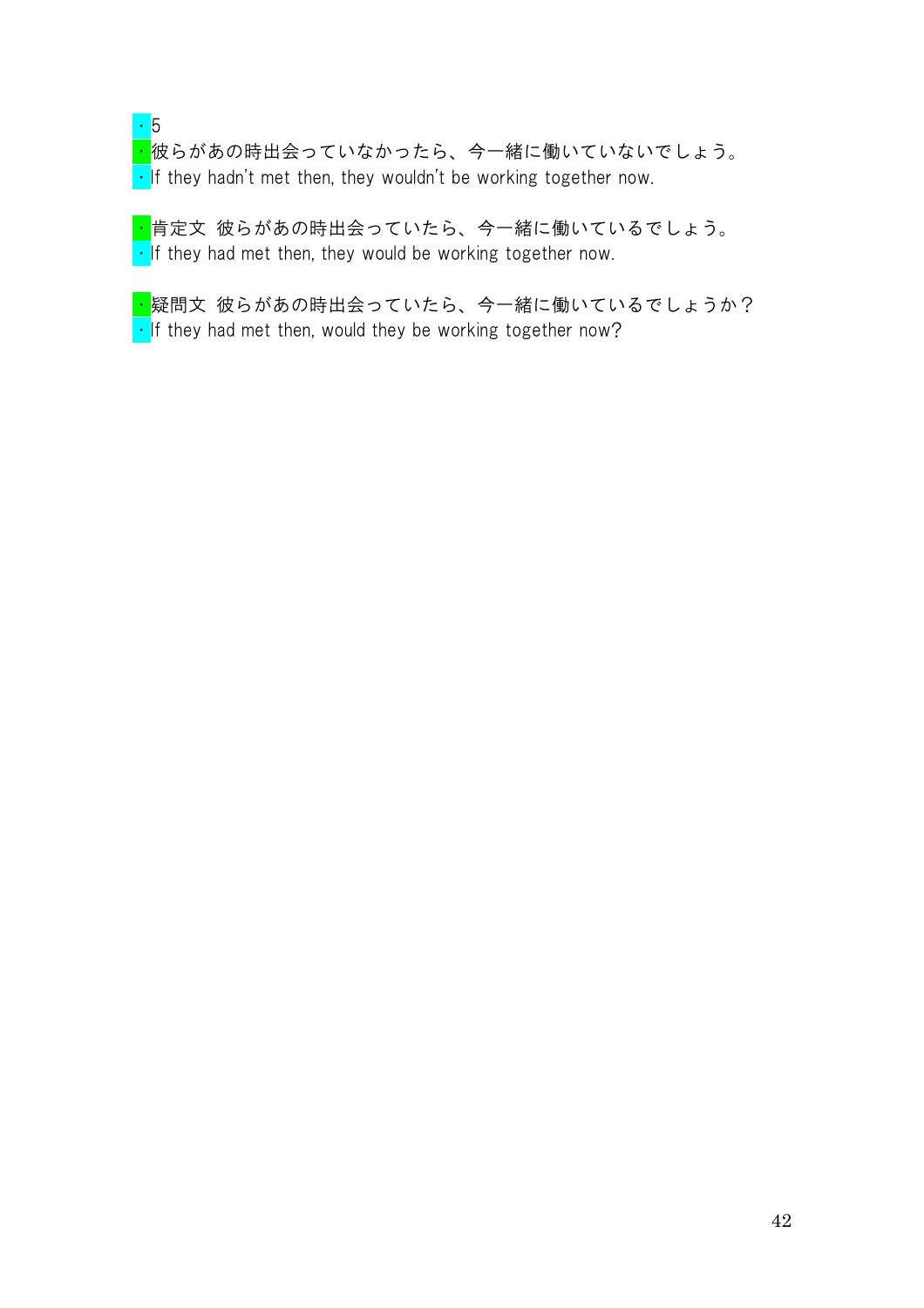・5

・彼らがあの時出会っていなかったら、今一緒に働いていないでしょう。

・If they hadn't met then, they wouldn't be working together now.

・肯定文 彼らがあの時出会っていたら、今一緒に働いているでしょう。

・If they had met then, they would be working together now.

・疑問文 彼らがあの時出会っていたら、今一緒に働いているでしょうか？

・If they had met then, would they be working together now?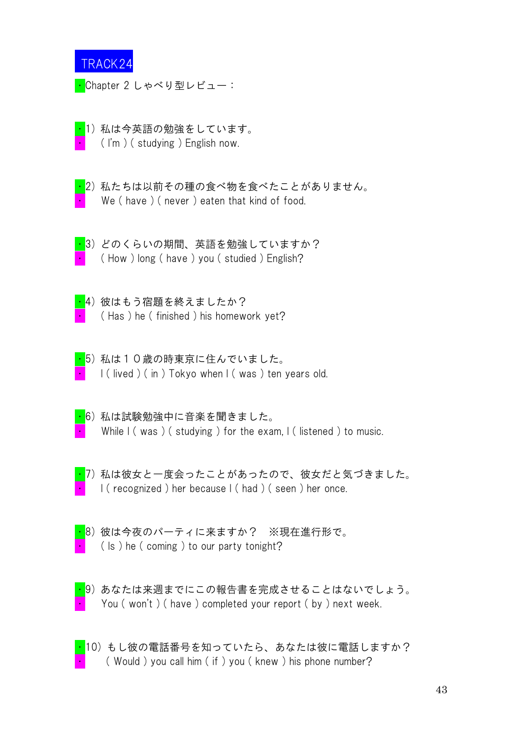TRACK24

・Chapter 2 しゃべり型レビュー：

・1）私は今英語の勉強をしています。
・　( I'm ) ( studying ) English now.

・2）私たちは以前その種の食べ物を食べたことがありません。
・　We ( have ) ( never ) eaten that kind of food.

・3）どのくらいの期間、英語を勉強していますか？
・　( How ) long ( have ) you ( studied ) English?

・4）彼はもう宿題を終えましたか？
・　( Has ) he ( finished ) his homework yet?

・5）私は１０歳の時東京に住んでいました。
・　I ( lived ) ( in ) Tokyo when I ( was ) ten years old.

・6）私は試験勉強中に音楽を聞きました。
・　While I ( was ) ( studying ) for the exam, I ( listened ) to music.

・7）私は彼女と一度会ったことがあったので、彼女だと気づきました。
・　I ( recognized ) her because I ( had ) ( seen ) her once.

・8）彼は今夜のパーティに来ますか？　※現在進行形で。
・　( Is ) he ( coming ) to our party tonight?

・9）あなたは来週までにこの報告書を完成させることはないでしょう。
・　You ( won't ) ( have ) completed your report ( by ) next week.

・10）もし彼の電話番号を知っていたら、あなたは彼に電話しますか？
・　( Would ) you call him ( if ) you ( knew ) his phone number?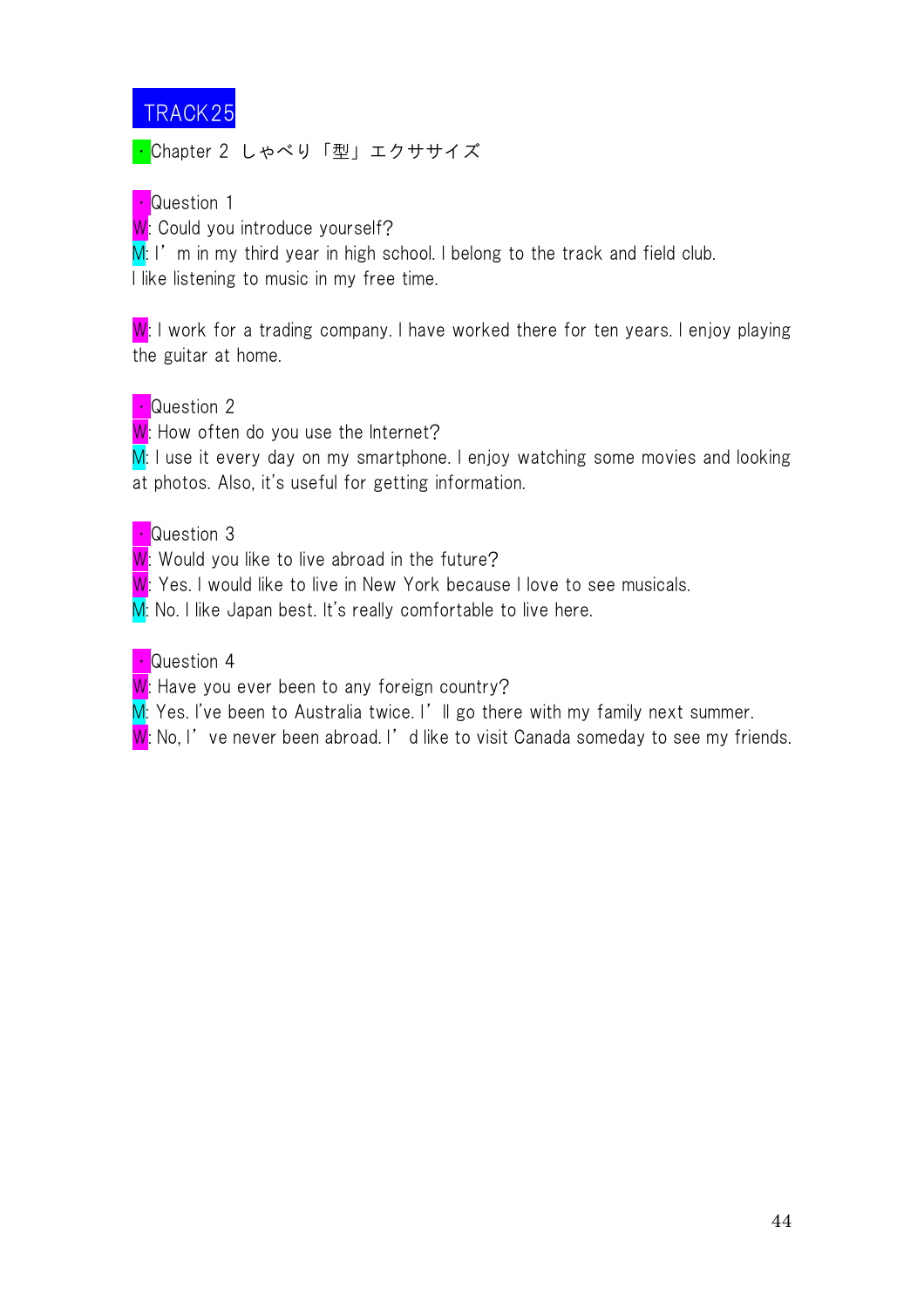TRACK25

・Chapter 2 しゃべり「型」エクササイズ

・Question 1

W: Could you introduce yourself?

M: I' m in my third year in high school. I belong to the track and field club.
I like listening to music in my free time.

W: I work for a trading company. I have worked there for ten years. I enjoy playing the guitar at home.

・Question 2

W: How often do you use the Internet?

M: I use it every day on my smartphone. I enjoy watching some movies and looking at photos. Also, it's useful for getting information.

・Question 3

W: Would you like to live abroad in the future?

W: Yes. I would like to live in New York because I love to see musicals.

M: No. I like Japan best. It's really comfortable to live here.

・Question 4

W: Have you ever been to any foreign country?

M: Yes. I've been to Australia twice. I' ll go there with my family next summer.

W: No, I' ve never been abroad. I' d like to visit Canada someday to see my friends.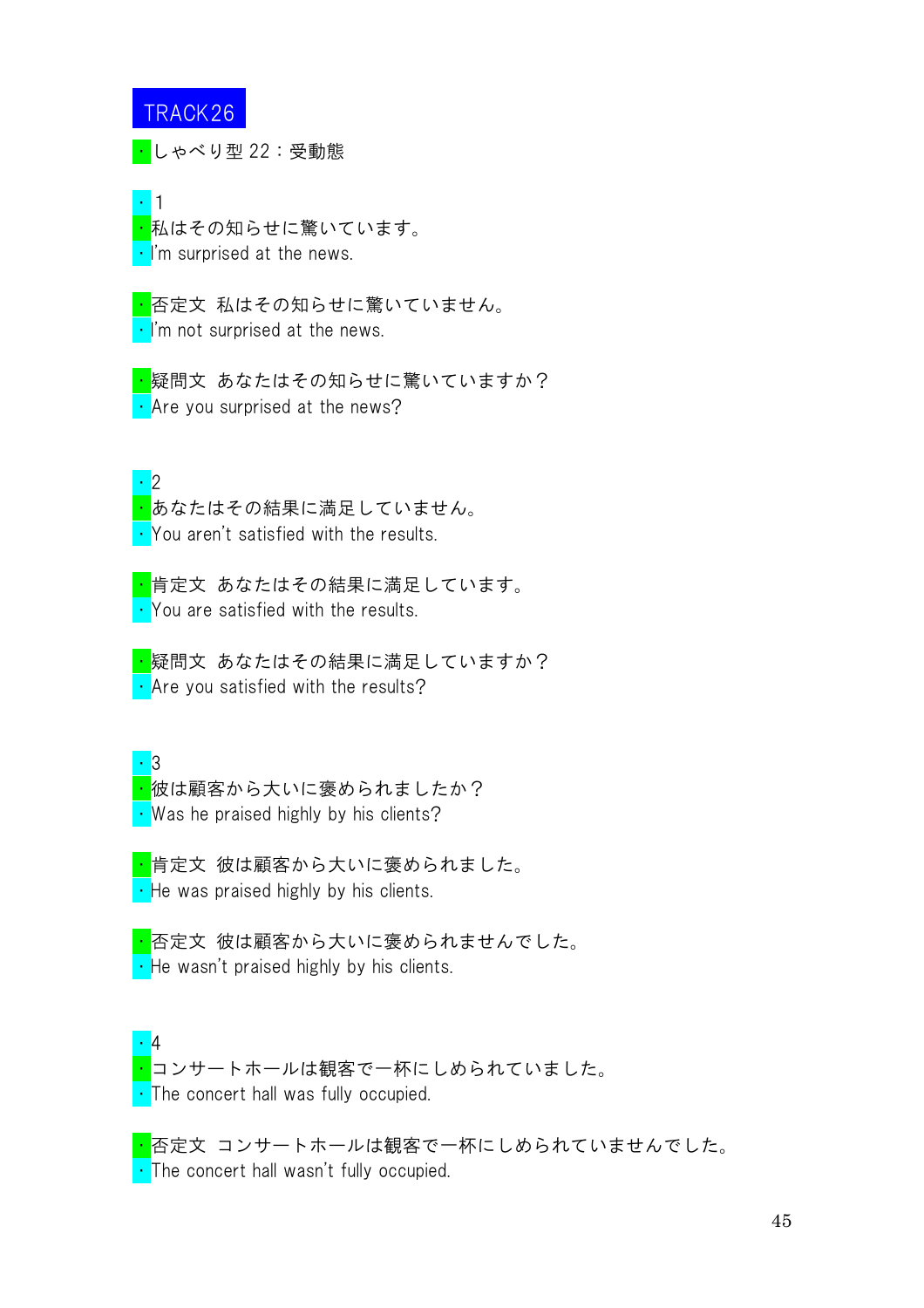TRACK26

・しゃべり型 22：受動態

・1

・私はその知らせに驚いています。

・I'm surprised at the news.

・否定文　私はその知らせに驚いていません。

・I'm not surprised at the news.

・疑問文　あなたはその知らせに驚いていますか？

・Are you surprised at the news?

・2

・あなたはその結果に満足していません。

・You aren't satisfied with the results.

・肯定文　あなたはその結果に満足しています。

・You are satisfied with the results.

・疑問文　あなたはその結果に満足していますか？

・Are you satisfied with the results?

・3

・彼は顧客から大いに褒められましたか？

・Was he praised highly by his clients?

・肯定文　彼は顧客から大いに褒められました。

・He was praised highly by his clients.

・否定文　彼は顧客から大いに褒められませんでした。

・He wasn't praised highly by his clients.

・4

・コンサートホールは観客で一杯にしめられていました。

・The concert hall was fully occupied.

・否定文　コンサートホールは観客で一杯にしめられていませんでした。

・The concert hall wasn't fully occupied.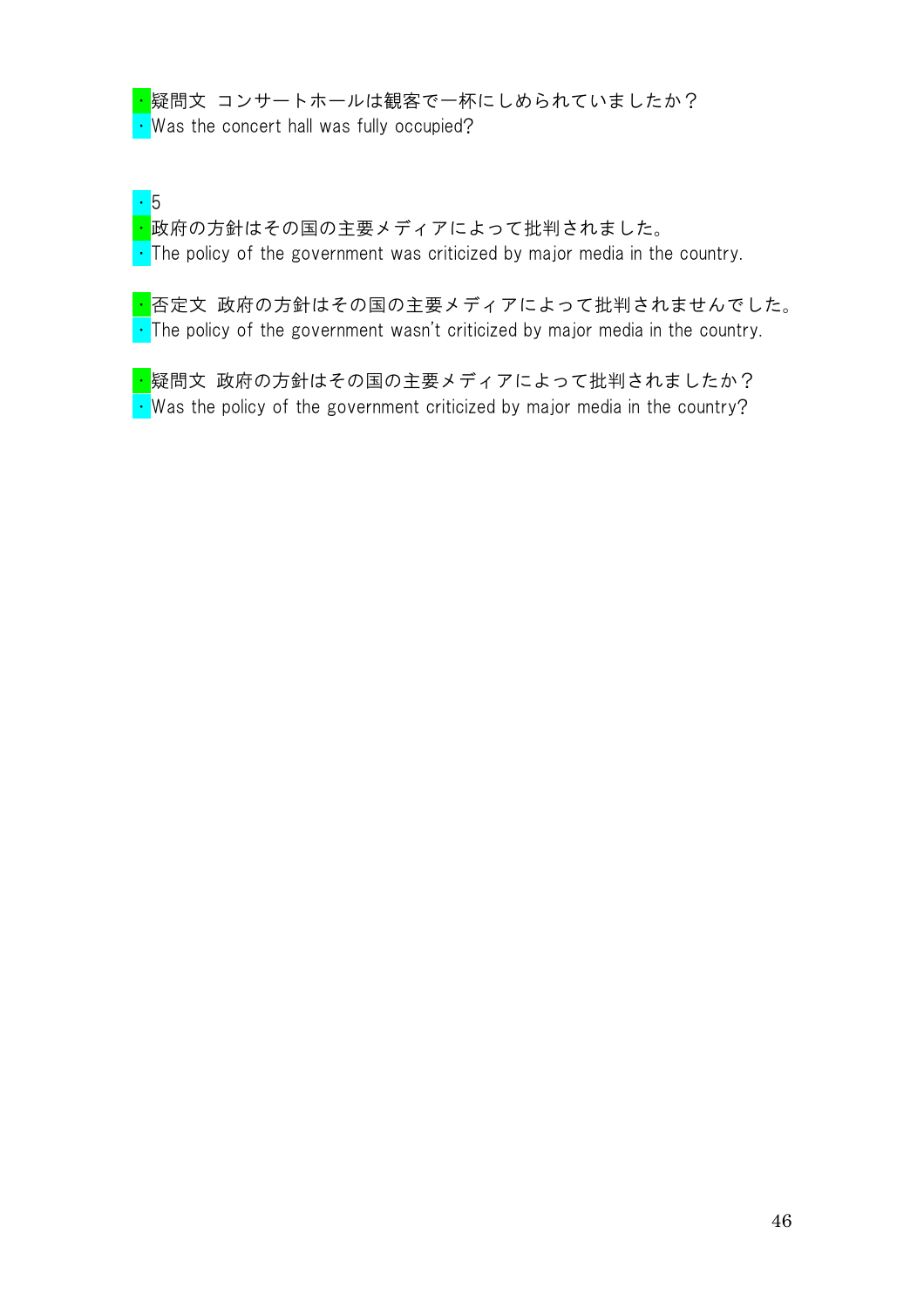・疑問文 コンサートホールは観客で一杯にしめられていましたか？
・Was the concert hall was fully occupied?

・5
・政府の方針はその国の主要メディアによって批判されました。
・The policy of the government was criticized by major media in the country.

・否定文 政府の方針はその国の主要メディアによって批判されませんでした。
・The policy of the government wasn't criticized by major media in the country.

・疑問文 政府の方針はその国の主要メディアによって批判されましたか？
・Was the policy of the government criticized by major media in the country?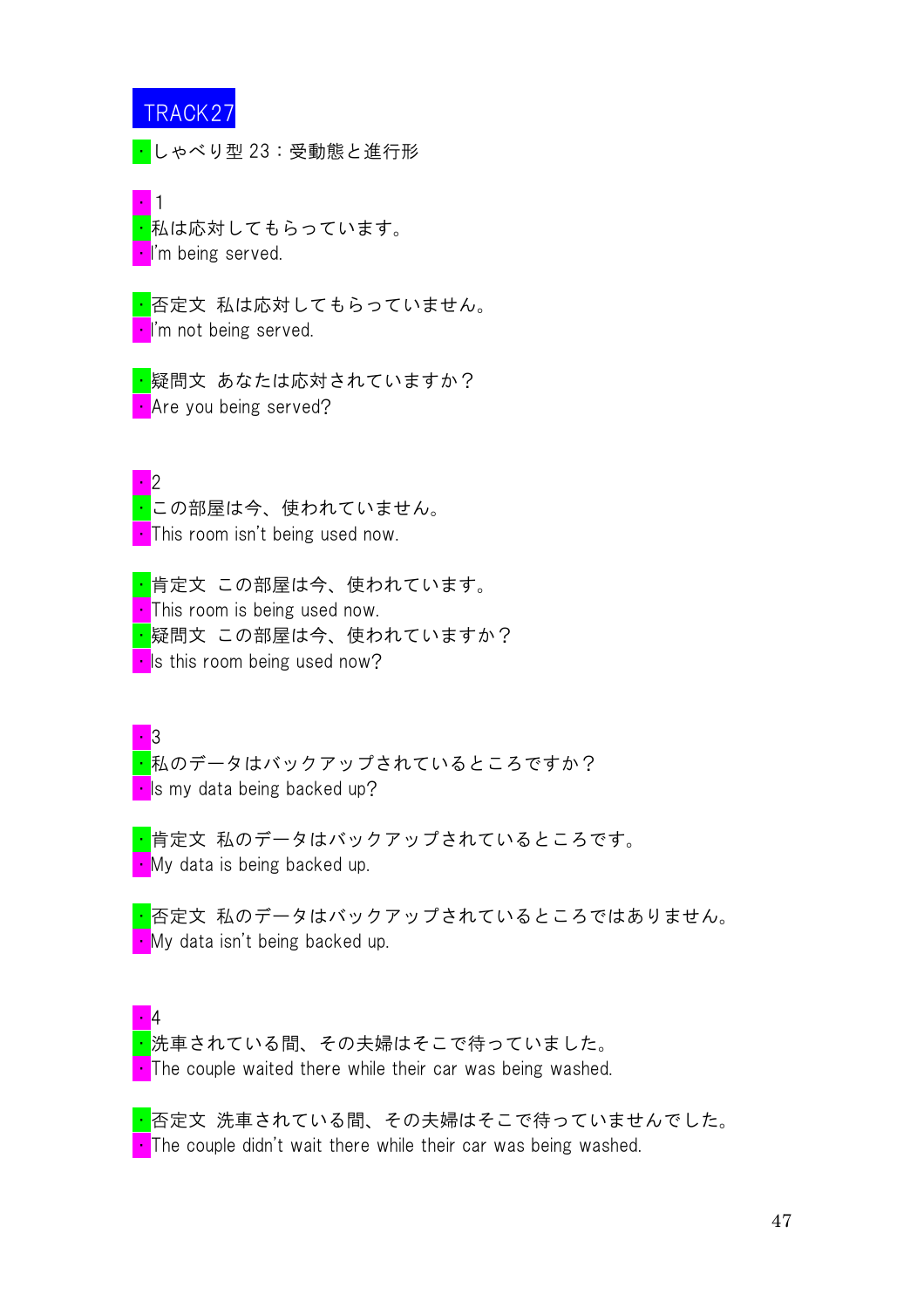TRACK27

・しゃべり型 23：受動態と進行形

・1
・私は応対してもらっています。
・I'm being served.

・否定文 私は応対してもらっていません。
・I'm not being served.

・疑問文 あなたは応対されていますか？
・Are you being served?

・2
・この部屋は今、使われていません。
・This room isn't being used now.

・肯定文 この部屋は今、使われています。
・This room is being used now.
・疑問文 この部屋は今、使われていますか？
・Is this room being used now?

・3
・私のデータはバックアップされているところですか？
・Is my data being backed up?

・肯定文 私のデータはバックアップされているところです。
・My data is being backed up.

・否定文 私のデータはバックアップされているところではありません。
・My data isn't being backed up.

・4
・洗車されている間、その夫婦はそこで待っていました。
・The couple waited there while their car was being washed.

・否定文 洗車されている間、その夫婦はそこで待っていませんでした。
・The couple didn't wait there while their car was being washed.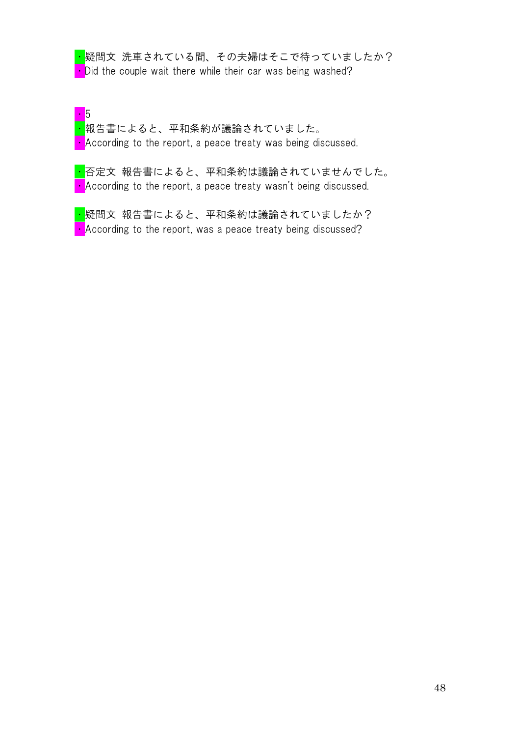・疑問文 洗車されている間、その夫婦はそこで待っていましたか？
・Did the couple wait there while their car was being washed?

・5
・報告書によると、平和条約が議論されていました。
・According to the report, a peace treaty was being discussed.

・否定文 報告書によると、平和条約は議論されていませんでした。
・According to the report, a peace treaty wasn't being discussed.

・疑問文 報告書によると、平和条約は議論されていましたか？
・According to the report, was a peace treaty being discussed?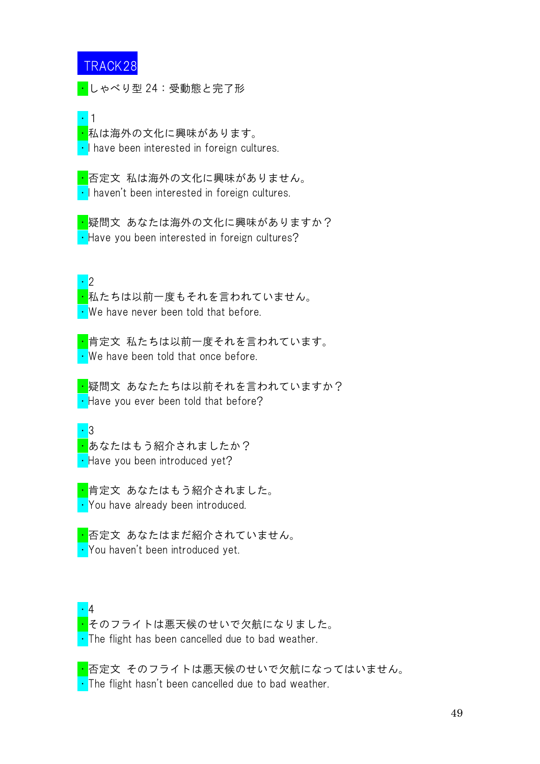TRACK28

・しゃべり型 24：受動態と完了形

・1

・私は海外の文化に興味があります。

・I have been interested in foreign cultures.

・否定文 私は海外の文化に興味がありません。

・I haven't been interested in foreign cultures.

・疑問文 あなたは海外の文化に興味がありますか？

・Have you been interested in foreign cultures?

・2

・私たちは以前一度もそれを言われていません。

・We have never been told that before.

・肯定文 私たちは以前一度それを言われています。

・We have been told that once before.

・疑問文 あなたたちは以前それを言われていますか？

・Have you ever been told that before?

・3

・あなたはもう紹介されましたか？

・Have you been introduced yet?

・肯定文 あなたはもう紹介されました。

・You have already been introduced.

・否定文 あなたはまだ紹介されていません。

・You haven't been introduced yet.

・4

・そのフライトは悪天候のせいで欠航になりました。

・The flight has been cancelled due to bad weather.

・否定文 そのフライトは悪天候のせいで欠航になってはいません。

・The flight hasn't been cancelled due to bad weather.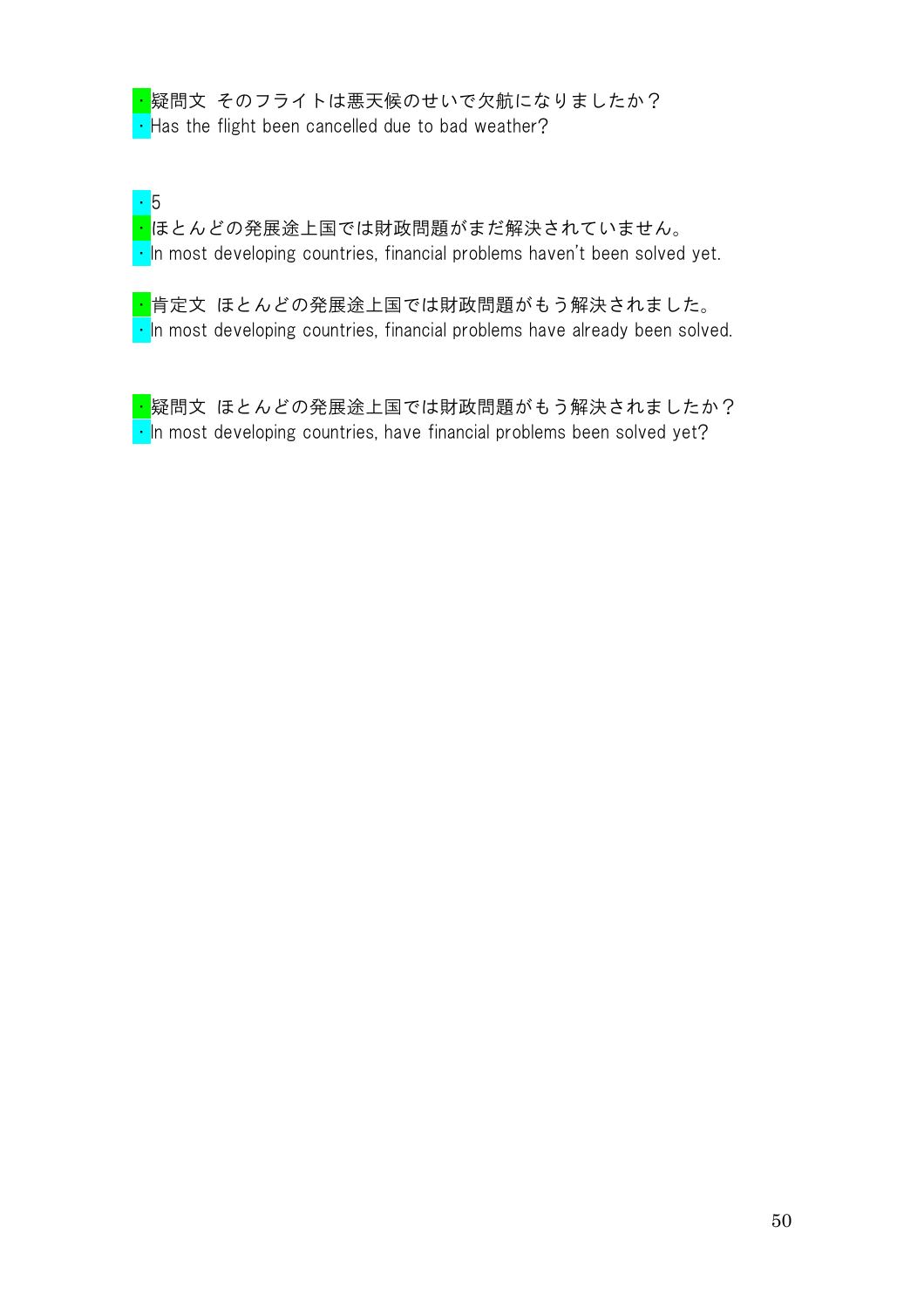・疑問文 そのフライトは悪天候のせいで欠航になりましたか？
・Has the flight been cancelled due to bad weather?

・5
・ほとんどの発展途上国では財政問題がまだ解決されていません。
・In most developing countries, financial problems haven't been solved yet.

・肯定文 ほとんどの発展途上国では財政問題がもう解決されました。
・In most developing countries, financial problems have already been solved.

・疑問文 ほとんどの発展途上国では財政問題がもう解決されましたか？
・In most developing countries, have financial problems been solved yet?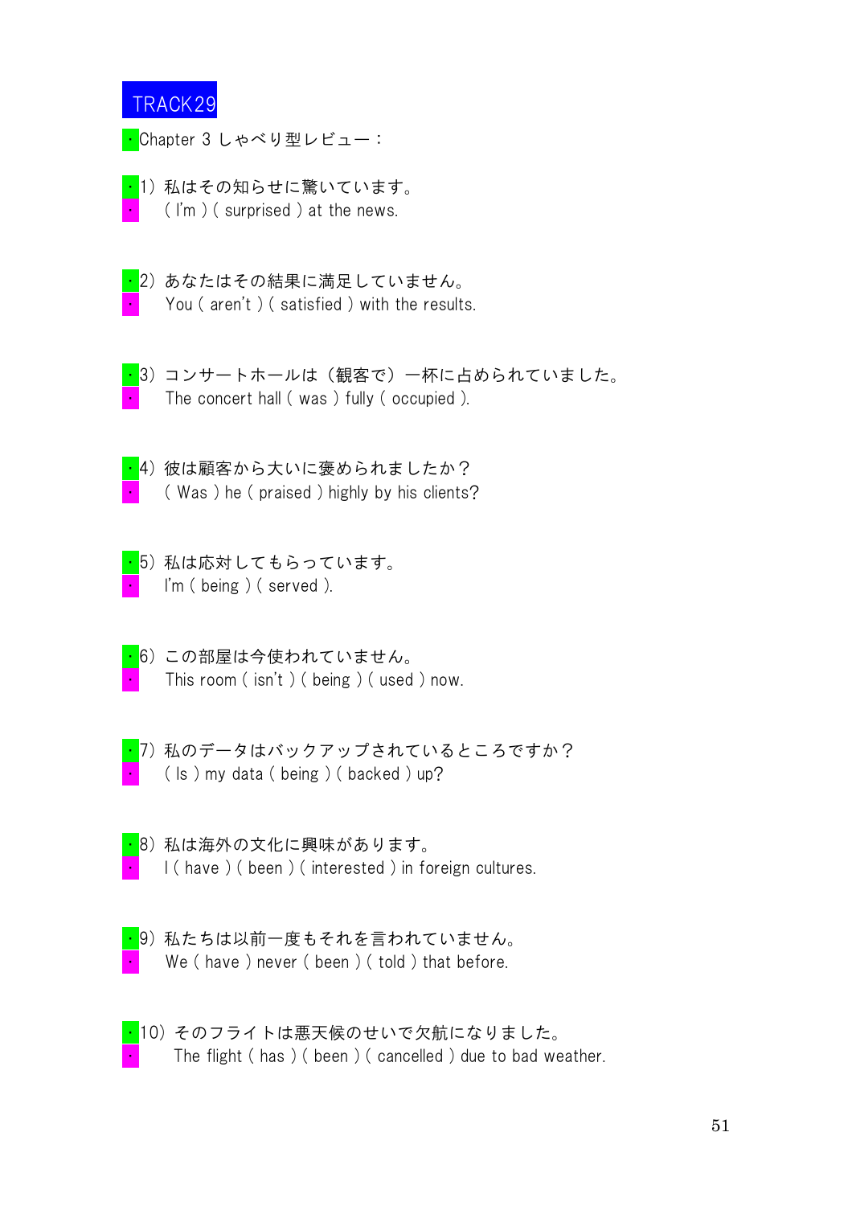TRACK29

・Chapter 3 しゃべり型レビュー：

・1）私はその知らせに驚いています。
・　( I'm ) ( surprised ) at the news.

・2）あなたはその結果に満足していません。
・　You ( aren't ) ( satisfied ) with the results.

・3）コンサートホールは（観客で）一杯に占められていました。
・　The concert hall ( was ) fully ( occupied ).

・4）彼は顧客から大いに褒められましたか？
・　( Was ) he ( praised ) highly by his clients?

・5）私は応対してもらっています。
・　I'm ( being ) ( served ).

・6）この部屋は今使われていません。
・　This room ( isn't ) ( being ) ( used ) now.

・7）私のデータはバックアップされているところですか？
・　( Is ) my data ( being ) ( backed ) up?

・8）私は海外の文化に興味があります。
・　I ( have ) ( been ) ( interested ) in foreign cultures.

・9）私たちは以前一度もそれを言われていません。
・　We ( have ) never ( been ) ( told ) that before.

・10）そのフライトは悪天候のせいで欠航になりました。
・　The flight ( has ) ( been ) ( cancelled ) due to bad weather.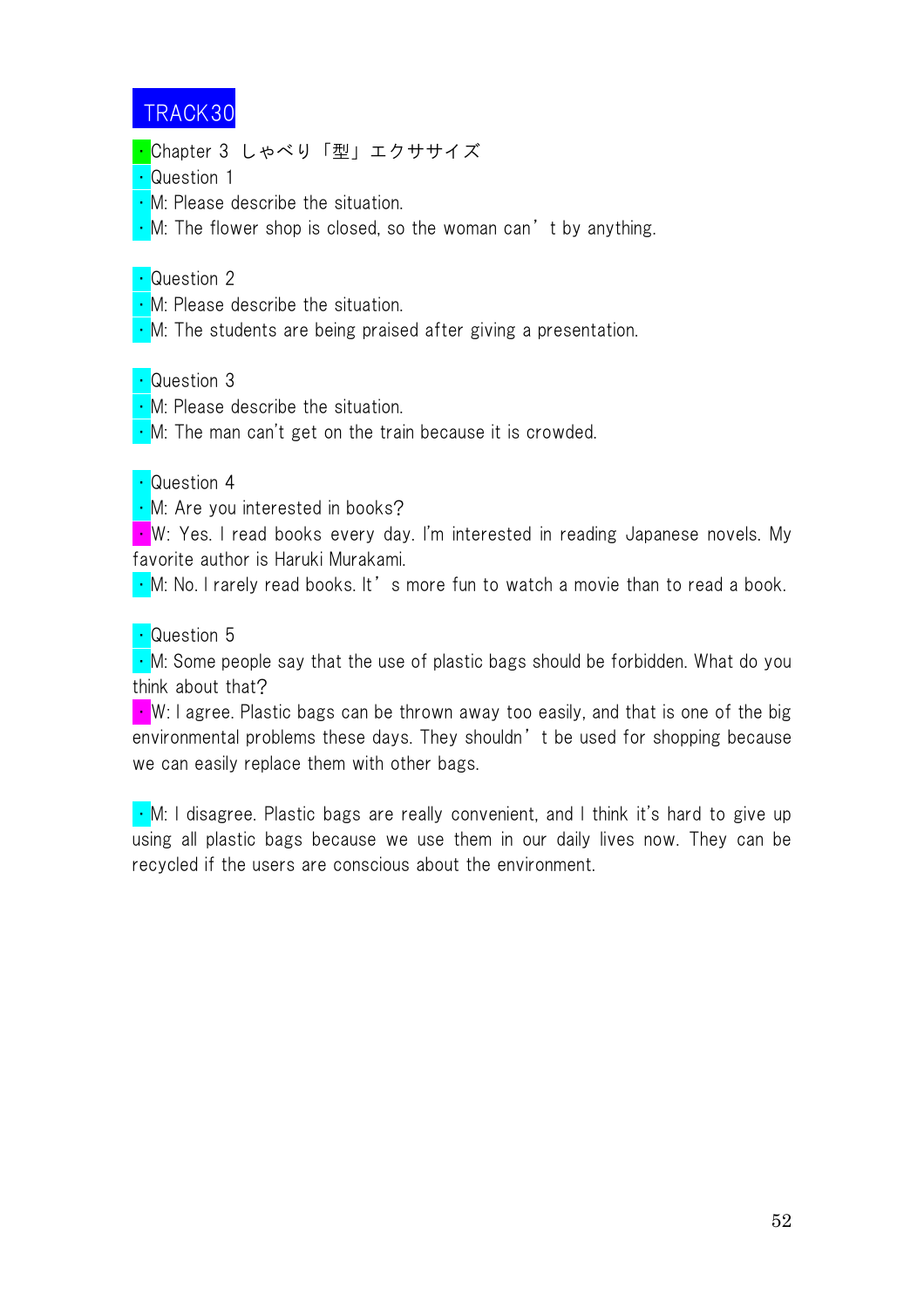TRACK30

・Chapter 3 しゃべり「型」エクササイズ

・Question 1

・M: Please describe the situation.

・M: The flower shop is closed, so the woman can’t by anything.

・Question 2

・M: Please describe the situation.

・M: The students are being praised after giving a presentation.

・Question 3

・M: Please describe the situation.

・M: The man can't get on the train because it is crowded.

・Question 4

・M: Are you interested in books?

・W: Yes. I read books every day. I'm interested in reading Japanese novels. My favorite author is Haruki Murakami.

・M: No. I rarely read books. It’s more fun to watch a movie than to read a book.

・Question 5

・M: Some people say that the use of plastic bags should be forbidden. What do you think about that?

・W: I agree. Plastic bags can be thrown away too easily, and that is one of the big environmental problems these days. They shouldn’t be used for shopping because we can easily replace them with other bags.

・M: I disagree. Plastic bags are really convenient, and I think it's hard to give up using all plastic bags because we use them in our daily lives now. They can be recycled if the users are conscious about the environment.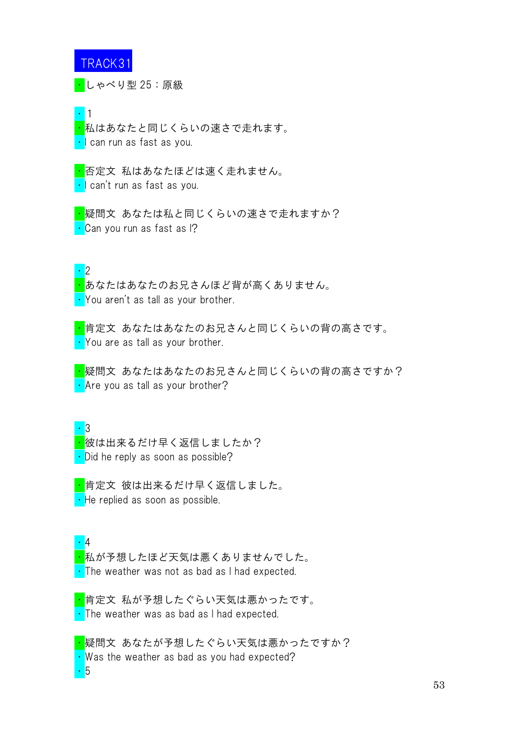TRACK31

・しゃべり型 25：原級

・1
・私はあなたと同じくらいの速さで走れます。
・I can run as fast as you.

・否定文 私はあなたほどは速く走れません。
・I can't run as fast as you.

・疑問文 あなたは私と同じくらいの速さで走れますか？
・Can you run as fast as I?

・2
・あなたはあなたのお兄さんほど背が高くありません。
・You aren't as tall as your brother.

・肯定文 あなたはあなたのお兄さんと同じくらいの背の高さです。
・You are as tall as your brother.

・疑問文 あなたはあなたのお兄さんと同じくらいの背の高さですか？
・Are you as tall as your brother?

・3
・彼は出来るだけ早く返信しましたか？
・Did he reply as soon as possible?

・肯定文 彼は出来るだけ早く返信しました。
・He replied as soon as possible.

・4
・私が予想したほど天気は悪くありませんでした。
・The weather was not as bad as I had expected.

・肯定文 私が予想したぐらい天気は悪かったです。
・The weather was as bad as I had expected.

・疑問文 あなたが予想したぐらい天気は悪かったですか？
・Was the weather as bad as you had expected?
・5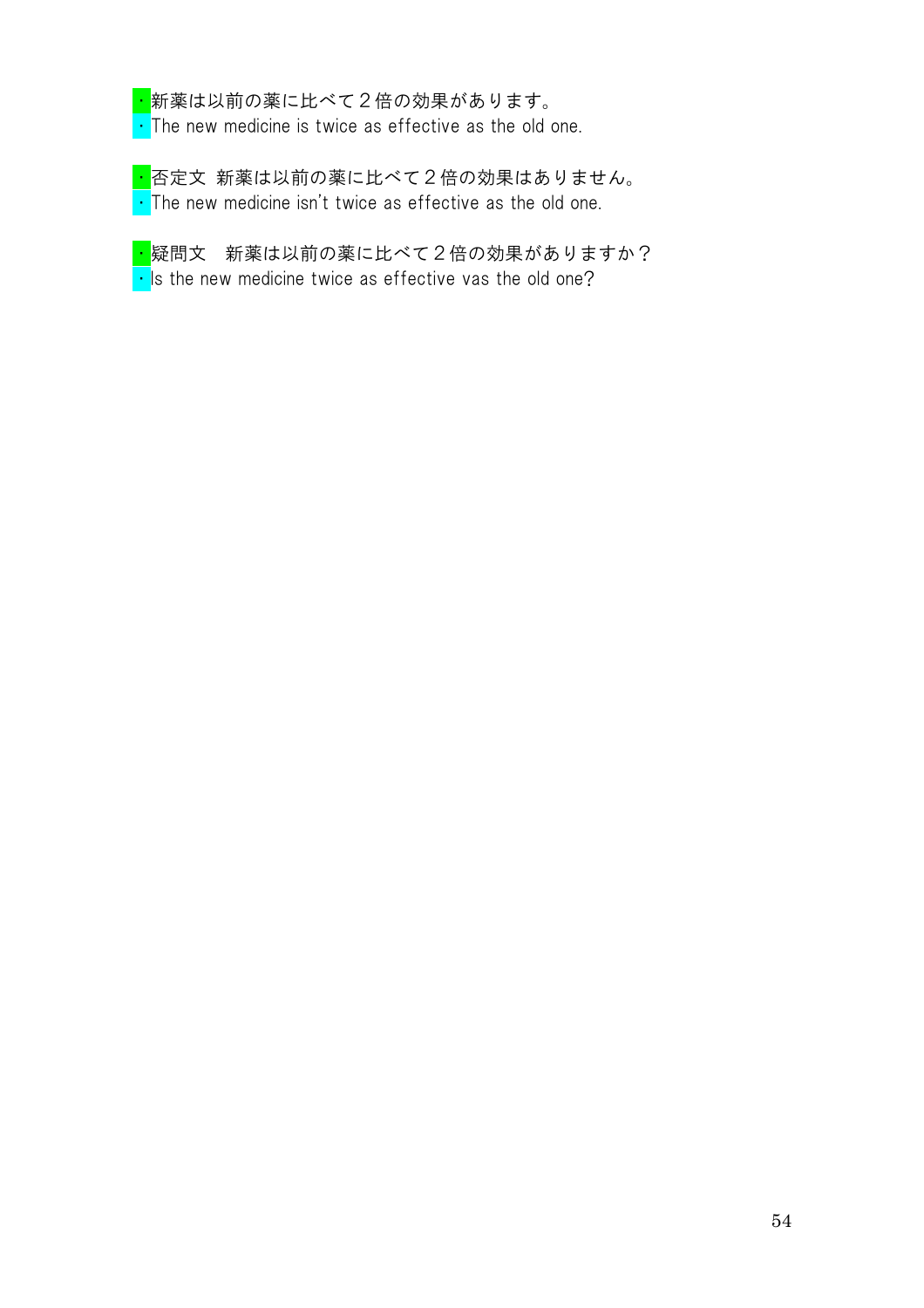・新薬は以前の薬に比べて２倍の効果があります。
・The new medicine is twice as effective as the old one.

・否定文 新薬は以前の薬に比べて２倍の効果はありません。
・The new medicine isn't twice as effective as the old one.

・疑問文　新薬は以前の薬に比べて２倍の効果がありますか？
・Is the new medicine twice as effective vas the old one?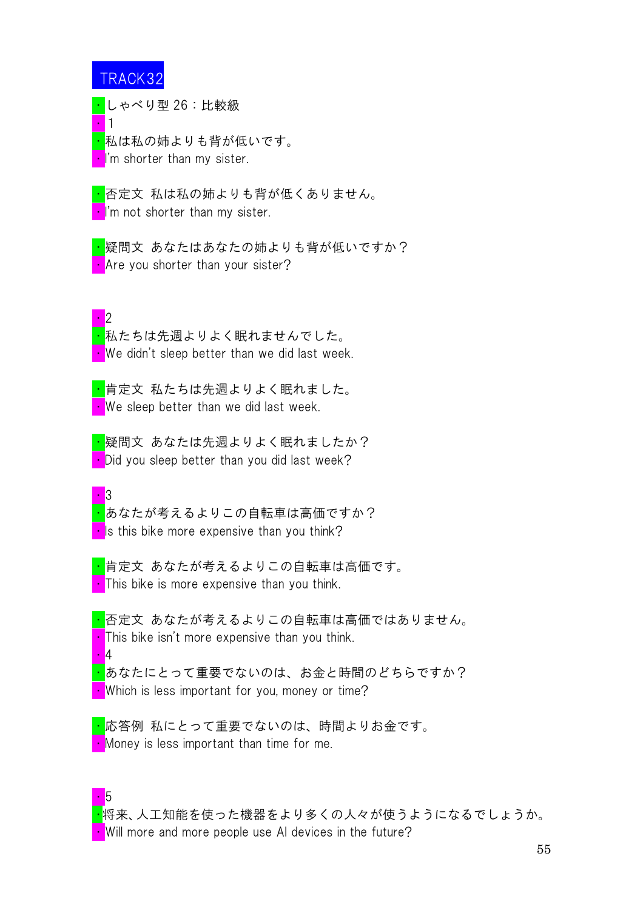# TRACK32

・しゃべり型 26：比較級

・1

・私は私の姉よりも背が低いです。

・I'm shorter than my sister.

・否定文 私は私の姉よりも背が低くありません。

・I'm not shorter than my sister.

・疑問文 あなたはあなたの姉よりも背が低いですか？

・Are you shorter than your sister?

・2

・私たちは先週よりよく眠れませんでした。

・We didn't sleep better than we did last week.

・肯定文 私たちは先週よりよく眠れました。

・We sleep better than we did last week.

・疑問文 あなたは先週よりよく眠れましたか？

・Did you sleep better than you did last week?

・3

・あなたが考えるよりこの自転車は高価ですか？

・Is this bike more expensive than you think?

・肯定文 あなたが考えるよりこの自転車は高価です。

・This bike is more expensive than you think.

・否定文 あなたが考えるよりこの自転車は高価ではありません。

・This bike isn't more expensive than you think.

・4

・あなたにとって重要でないのは、お金と時間のどちらですか？

・Which is less important for you, money or time?

・応答例 私にとって重要でないのは、時間よりお金です。

・Money is less important than time for me.

・5

・将来、人工知能を使った機器をより多くの人々が使うようになるでしょうか。

・Will more and more people use AI devices in the future?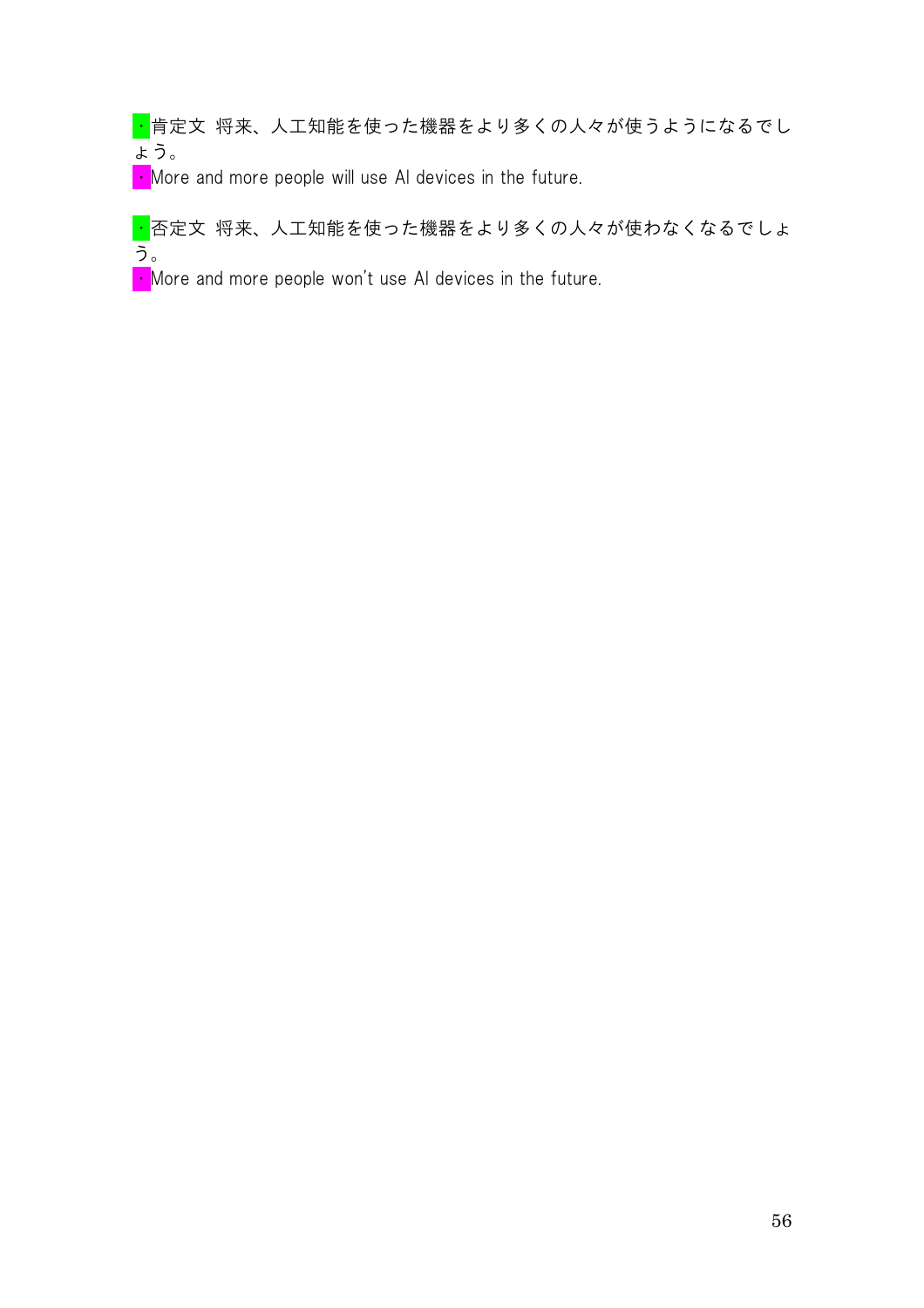・肯定文 将来、人工知能を使った機器をより多くの人々が使うようになるでしょう。

・More and more people will use AI devices in the future.

・否定文 将来、人工知能を使った機器をより多くの人々が使わなくなるでしょう。

・More and more people won't use AI devices in the future.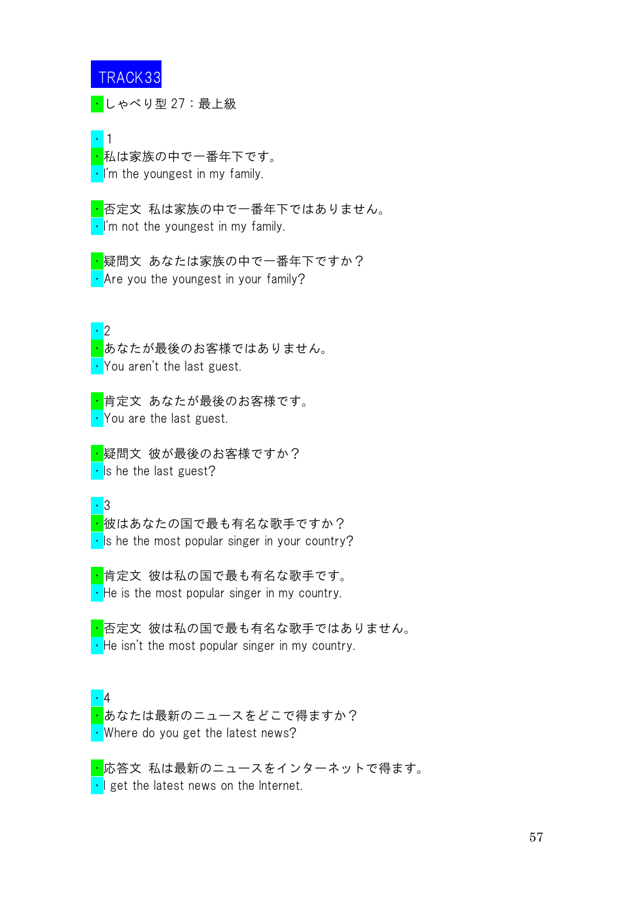## TRACK33

・しゃべり型 27：最上級

・1

・私は家族の中で一番年下です。

・I'm the youngest in my family.

・否定文 私は家族の中で一番年下ではありません。

・I'm not the youngest in my family.

・疑問文 あなたは家族の中で一番年下ですか？

・Are you the youngest in your family?

・2

・あなたが最後のお客様ではありません。

・You aren't the last guest.

・肯定文 あなたが最後のお客様です。

・You are the last guest.

・疑問文 彼が最後のお客様ですか？

・Is he the last guest?

・3

・彼はあなたの国で最も有名な歌手ですか？

・Is he the most popular singer in your country?

・肯定文 彼は私の国で最も有名な歌手です。

・He is the most popular singer in my country.

・否定文 彼は私の国で最も有名な歌手ではありません。

・He isn't the most popular singer in my country.

・4

・あなたは最新のニュースをどこで得ますか？

・Where do you get the latest news?

・応答文 私は最新のニュースをインターネットで得ます。

・I get the latest news on the Internet.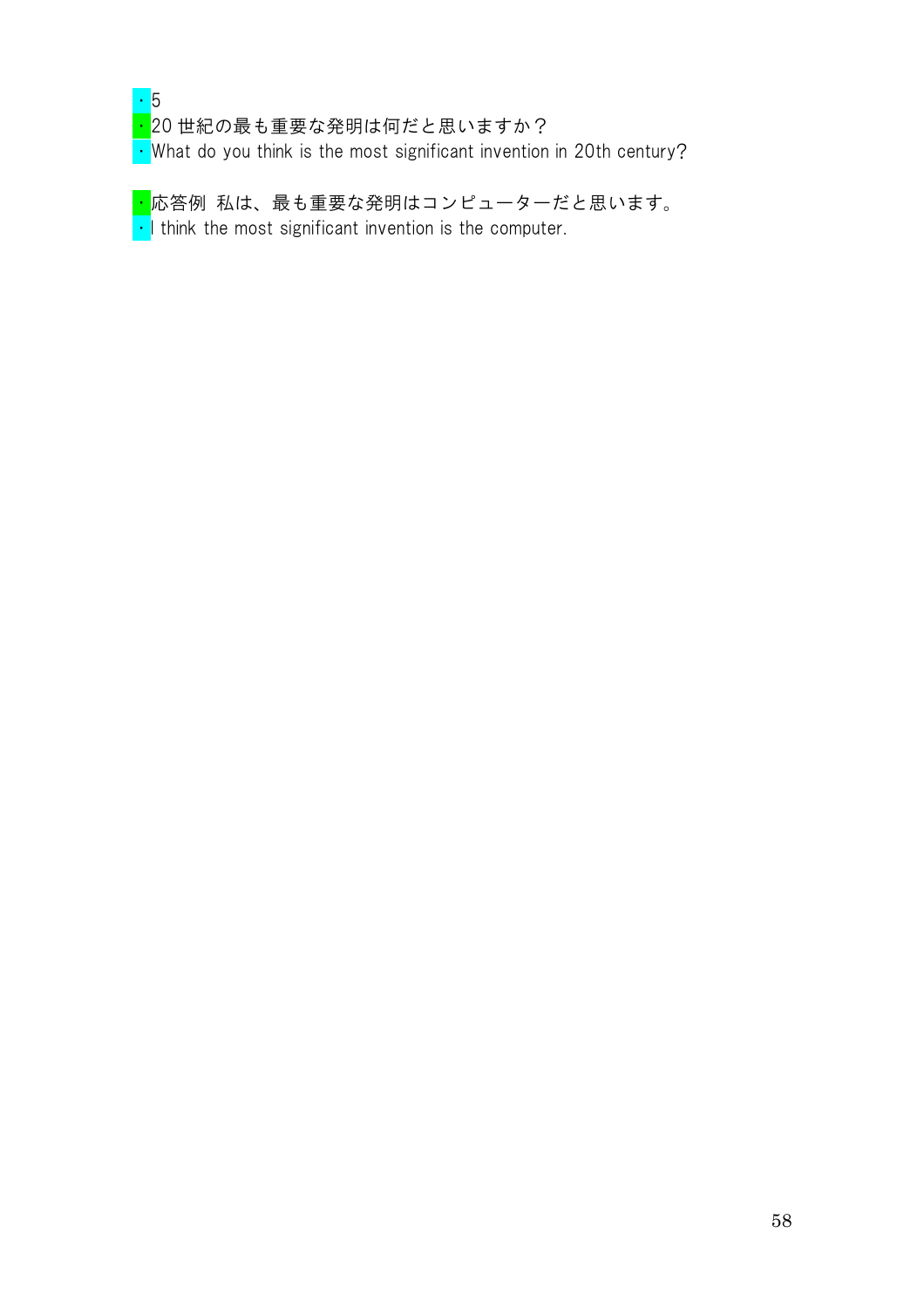・5

・20 世紀の最も重要な発明は何だと思いますか？

・What do you think is the most significant invention in 20th century?

・応答例 私は、最も重要な発明はコンピューターだと思います。

・I think the most significant invention is the computer.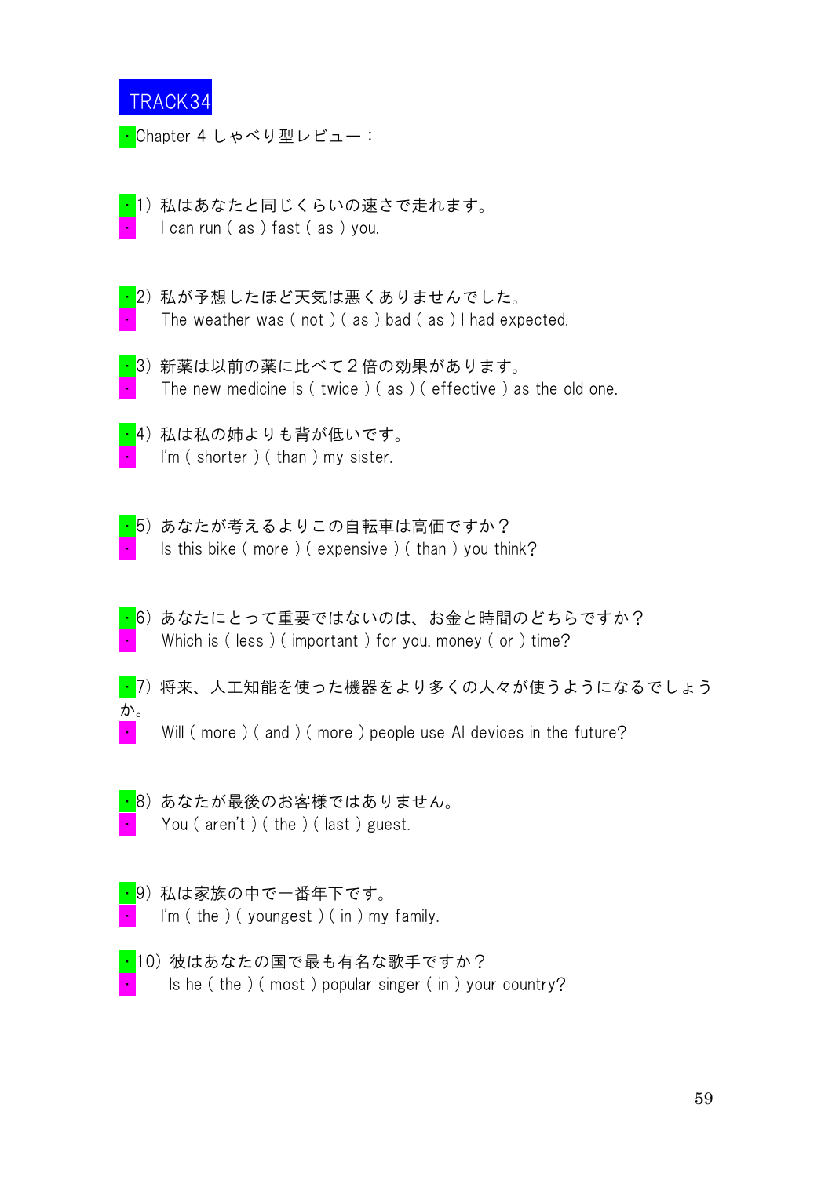TRACK34

・Chapter 4 しゃべり型レビュー：

・1）私はあなたと同じくらいの速さで走れます。
・　I can run ( as ) fast ( as ) you.

・2）私が予想したほど天気は悪くありませんでした。
・　The weather was ( not ) ( as ) bad ( as ) I had expected.

・3）新薬は以前の薬に比べて２倍の効果があります。
・　The new medicine is ( twice ) ( as ) ( effective ) as the old one.

・4）私は私の姉よりも背が低いです。
・　I'm ( shorter ) ( than ) my sister.

・5）あなたが考えるよりこの自転車は高価ですか？
・　Is this bike ( more ) ( expensive ) ( than ) you think?

・6）あなたにとって重要ではないのは、お金と時間のどちらですか？
・　Which is ( less ) ( important ) for you, money ( or ) time?

・7）将来、人工知能を使った機器をより多くの人々が使うようになるでしょうか。
・　Will ( more ) ( and ) ( more ) people use AI devices in the future?

・8）あなたが最後のお客様ではありません。
・　You ( aren't ) ( the ) ( last ) guest.

・9）私は家族の中で一番年下です。
・　I'm ( the ) ( youngest ) ( in ) my family.

・10）彼はあなたの国で最も有名な歌手ですか？
・　Is he ( the ) ( most ) popular singer ( in ) your country?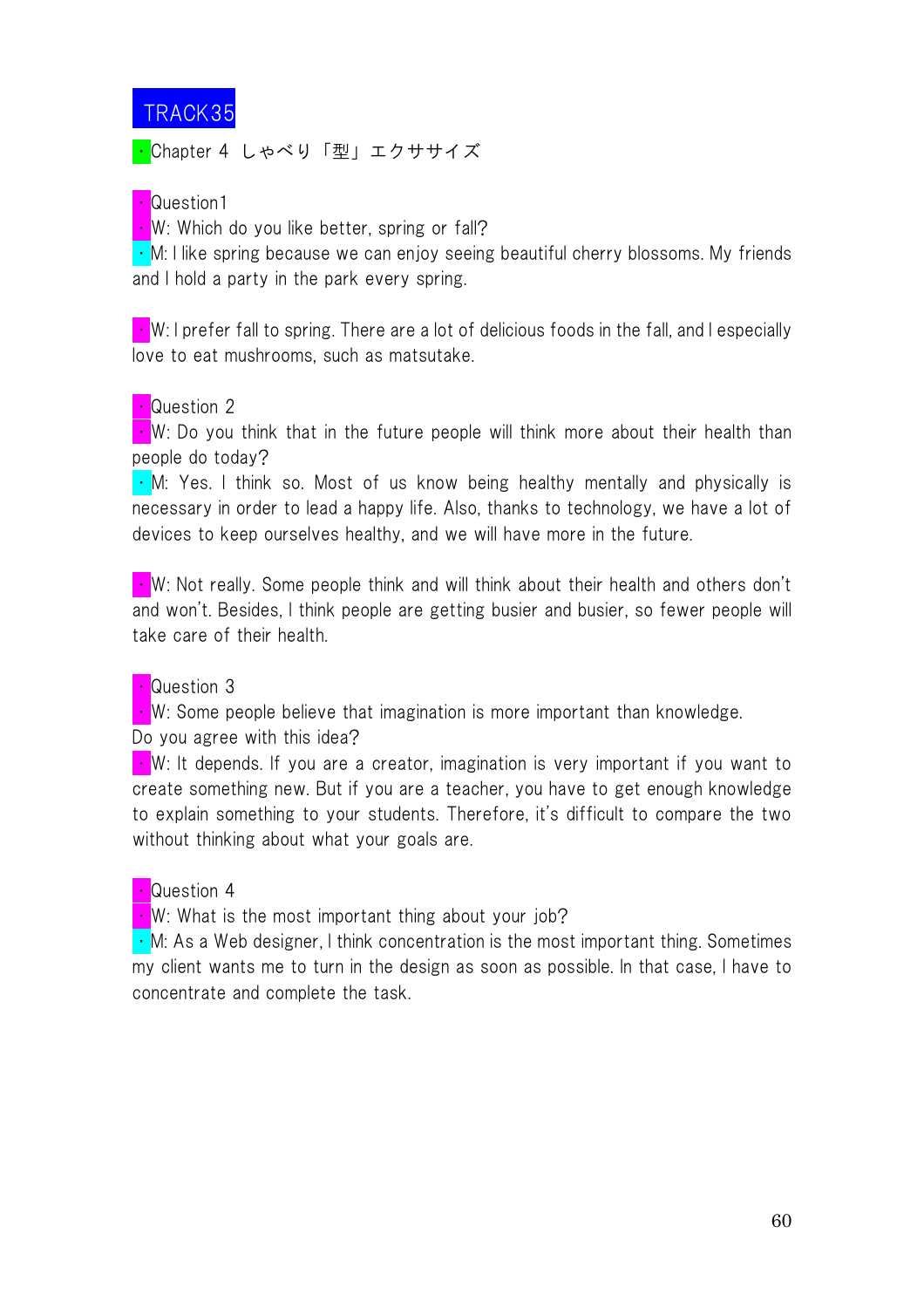# TRACK35

・Chapter 4 しゃべり「型」エクササイズ

・Question1

・W: Which do you like better, spring or fall?

・M: I like spring because we can enjoy seeing beautiful cherry blossoms. My friends and I hold a party in the park every spring.

・W: I prefer fall to spring. There are a lot of delicious foods in the fall, and I especially love to eat mushrooms, such as matsutake.

・Question 2

・W: Do you think that in the future people will think more about their health than people do today?

・M: Yes. I think so. Most of us know being healthy mentally and physically is necessary in order to lead a happy life. Also, thanks to technology, we have a lot of devices to keep ourselves healthy, and we will have more in the future.

・W: Not really. Some people think and will think about their health and others don't and won't. Besides, I think people are getting busier and busier, so fewer people will take care of their health.

・Question 3

・W: Some people believe that imagination is more important than knowledge.
Do you agree with this idea?

・W: It depends. If you are a creator, imagination is very important if you want to create something new. But if you are a teacher, you have to get enough knowledge to explain something to your students. Therefore, it's difficult to compare the two without thinking about what your goals are.

・Question 4

・W: What is the most important thing about your job?

・M: As a Web designer, I think concentration is the most important thing. Sometimes my client wants me to turn in the design as soon as possible. In that case, I have to concentrate and complete the task.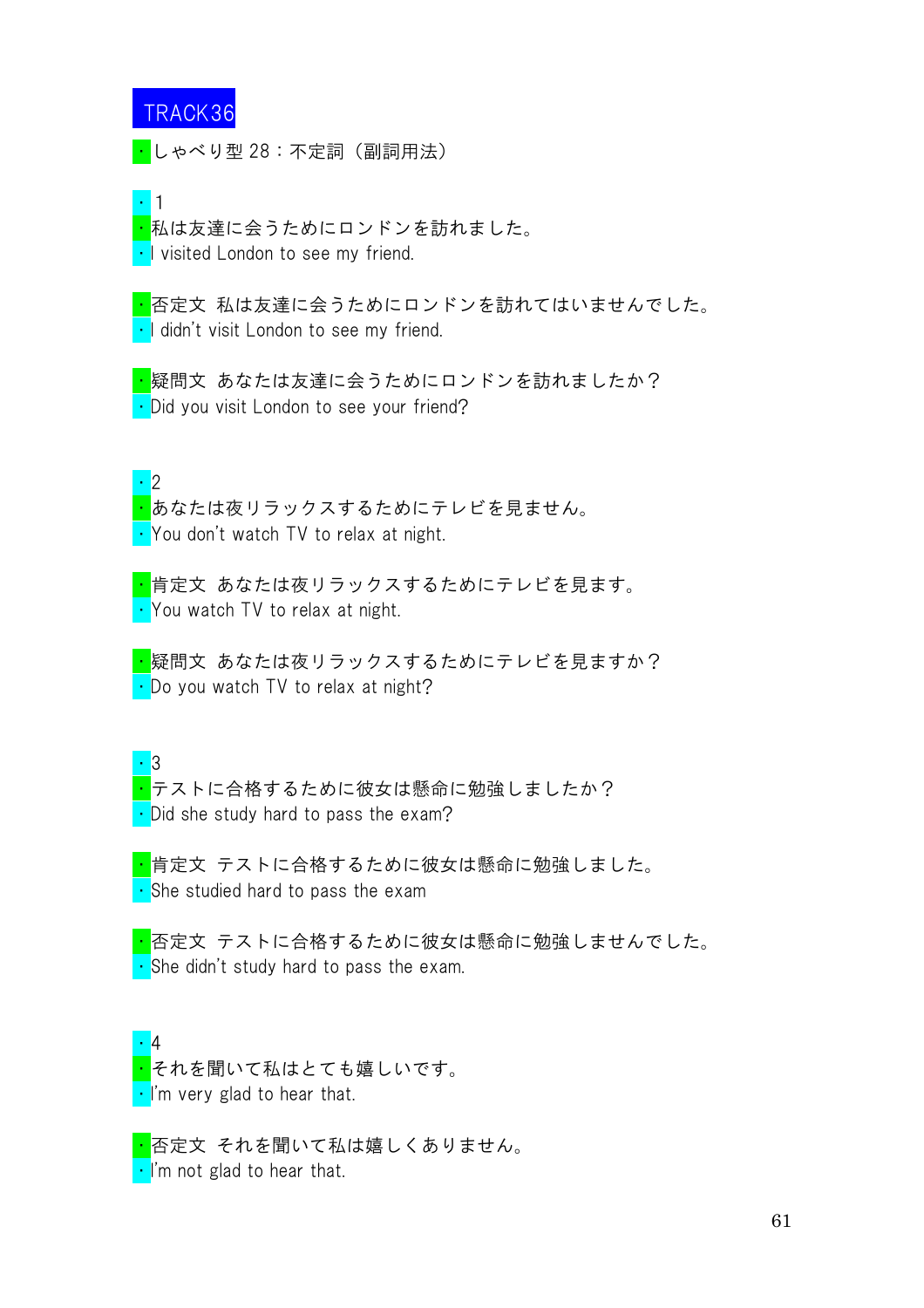TRACK36

・しゃべり型 28：不定詞（副詞用法）

・1
・私は友達に会うためにロンドンを訪れました。
・I visited London to see my friend.

・否定文 私は友達に会うためにロンドンを訪れてはいませんでした。
・I didn't visit London to see my friend.

・疑問文 あなたは友達に会うためにロンドンを訪れましたか？
・Did you visit London to see your friend?

・2
・あなたは夜リラックスするためにテレビを見ません。
・You don't watch TV to relax at night.

・肯定文 あなたは夜リラックスするためにテレビを見ます。
・You watch TV to relax at night.

・疑問文 あなたは夜リラックスするためにテレビを見ますか？
・Do you watch TV to relax at night?

・3
・テストに合格するために彼女は懸命に勉強しましたか？
・Did she study hard to pass the exam?

・肯定文 テストに合格するために彼女は懸命に勉強しました。
・She studied hard to pass the exam

・否定文 テストに合格するために彼女は懸命に勉強しませんでした。
・She didn't study hard to pass the exam.

・4
・それを聞いて私はとても嬉しいです。
・I'm very glad to hear that.

・否定文 それを聞いて私は嬉しくありません。
・I'm not glad to hear that.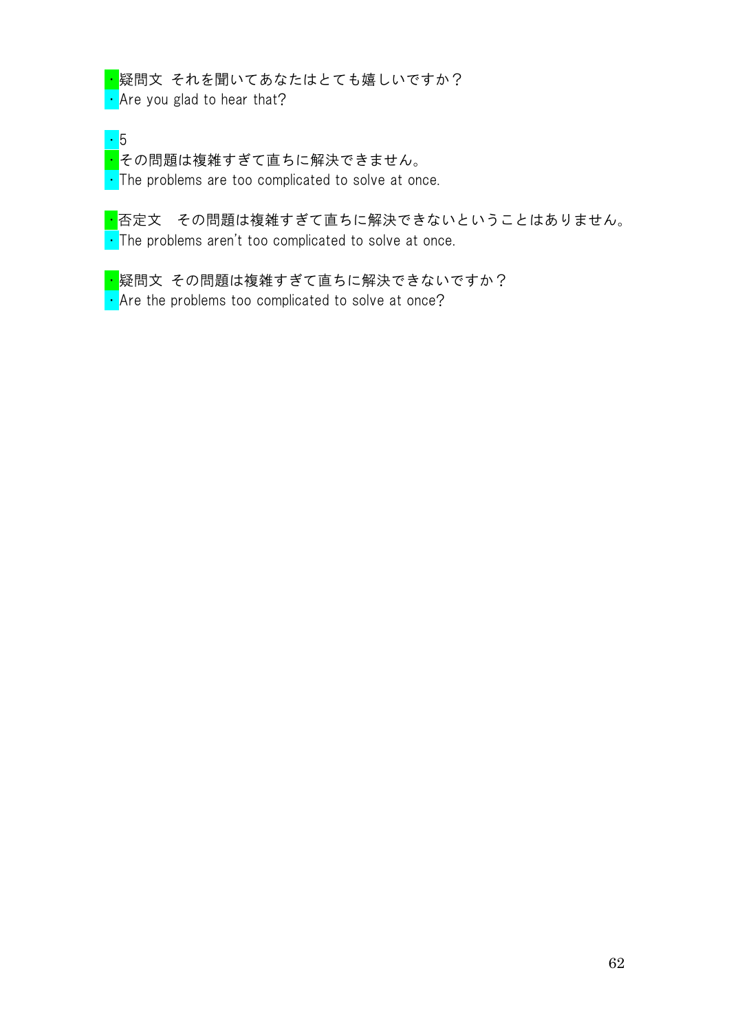・疑問文 それを聞いてあなたはとても嬉しいですか？
・Are you glad to hear that?

・5
・その問題は複雑すぎて直ちに解決できません。
・The problems are too complicated to solve at once.

・否定文　その問題は複雑すぎて直ちに解決できないということはありません。
・The problems aren't too complicated to solve at once.

・疑問文 その問題は複雑すぎて直ちに解決できないですか？
・Are the problems too complicated to solve at once?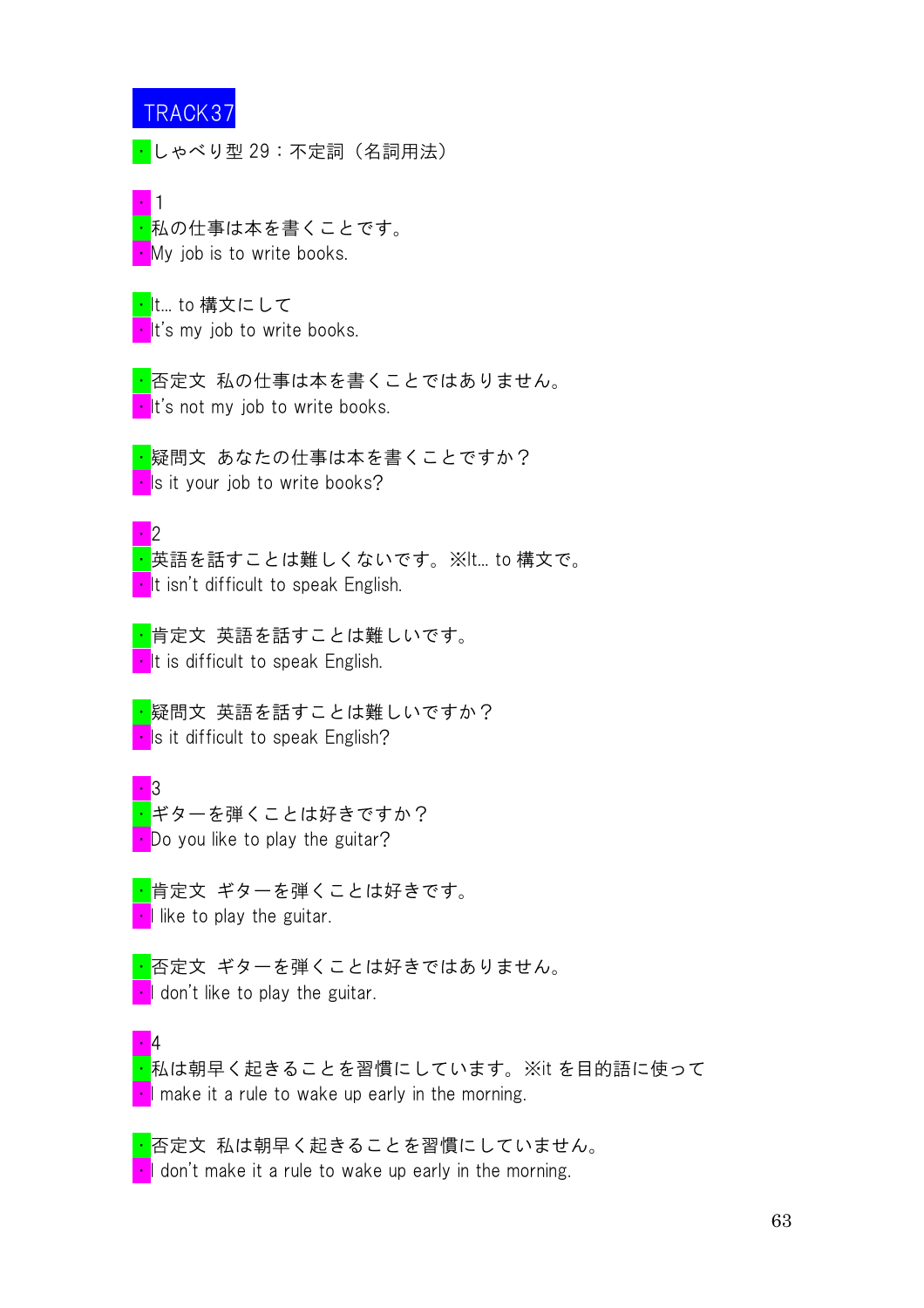TRACK37

・しゃべり型 29：不定詞（名詞用法）

・1
・私の仕事は本を書くことです。
・My job is to write books.

・It… to 構文にして
・It's my job to write books.

・否定文　私の仕事は本を書くことではありません。
・It's not my job to write books.

・疑問文　あなたの仕事は本を書くことですか？
・Is it your job to write books?

・2
・英語を話すことは難しくないです。※It… to 構文で。
・It isn't difficult to speak English.

・肯定文　英語を話すことは難しいです。
・It is difficult to speak English.

・疑問文　英語を話すことは難しいですか？
・Is it difficult to speak English?

・3
・ギターを弾くことは好きですか？
・Do you like to play the guitar?

・肯定文　ギターを弾くことは好きです。
・I like to play the guitar.

・否定文　ギターを弾くことは好きではありません。
・I don't like to play the guitar.

・4
・私は朝早く起きることを習慣にしています。※it を目的語に使って
・I make it a rule to wake up early in the morning.

・否定文　私は朝早く起きることを習慣にしていません。
・I don't make it a rule to wake up early in the morning.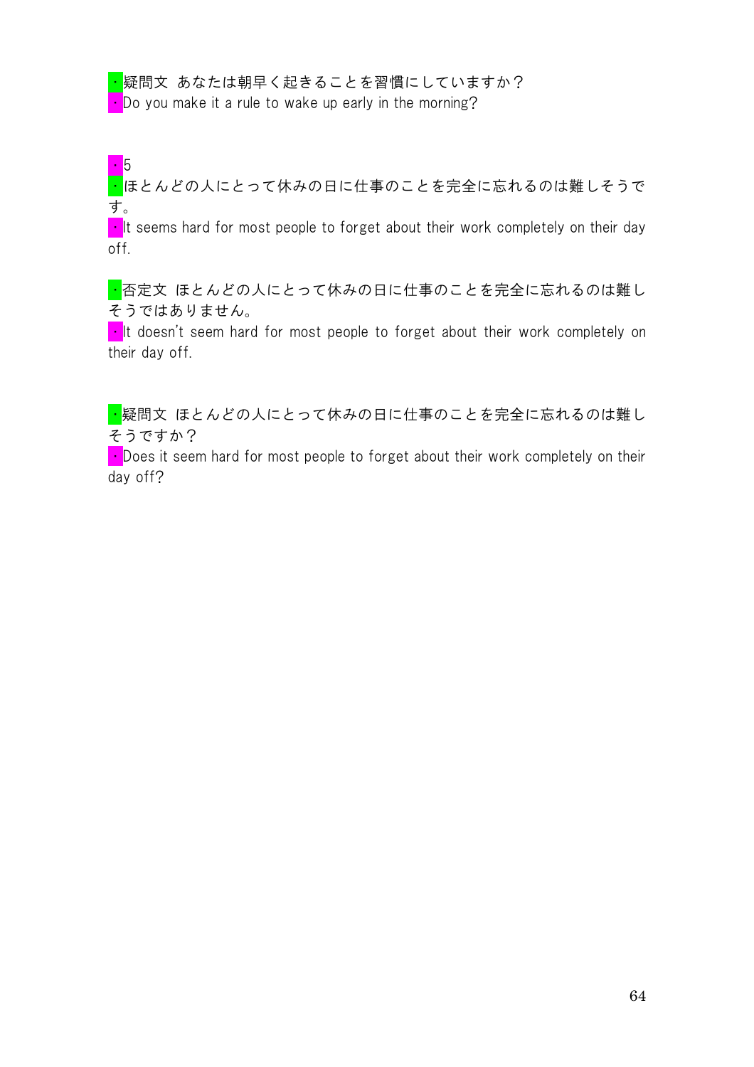・疑問文 あなたは朝早く起きることを習慣にしていますか？
・Do you make it a rule to wake up early in the morning?

・5
・ほとんどの人にとって休みの日に仕事のことを完全に忘れるのは難しそうです。
・It seems hard for most people to forget about their work completely on their day off.

・否定文 ほとんどの人にとって休みの日に仕事のことを完全に忘れるのは難しそうではありません。
・It doesn't seem hard for most people to forget about their work completely on their day off.

・疑問文 ほとんどの人にとって休みの日に仕事のことを完全に忘れるのは難しそうですか？
・Does it seem hard for most people to forget about their work completely on their day off?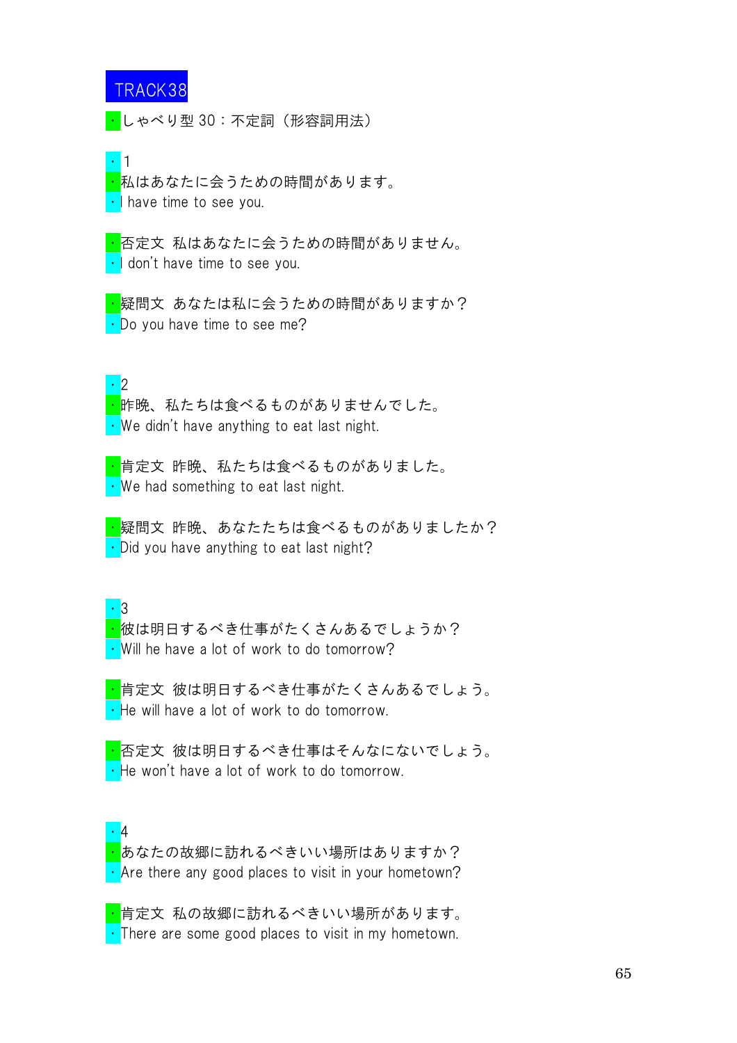# TRACK38

・しゃべり型 30：不定詞（形容詞用法）

・1

・私はあなたに会うための時間があります。

・I have time to see you.

・否定文 私はあなたに会うための時間がありません。

・I don't have time to see you.

・疑問文 あなたは私に会うための時間がありますか？

・Do you have time to see me?

・2

・昨晩、私たちは食べるものがありませんでした。

・We didn't have anything to eat last night.

・肯定文 昨晩、私たちは食べるものがありました。

・We had something to eat last night.

・疑問文 昨晩、あなたたちは食べるものがありましたか？

・Did you have anything to eat last night?

・3

・彼は明日するべき仕事がたくさんあるでしょうか？

・Will he have a lot of work to do tomorrow?

・肯定文 彼は明日するべき仕事がたくさんあるでしょう。

・He will have a lot of work to do tomorrow.

・否定文 彼は明日するべき仕事はそんなにないでしょう。

・He won't have a lot of work to do tomorrow.

・4

・あなたの故郷に訪れるべきいい場所はありますか？

・Are there any good places to visit in your hometown?

・肯定文 私の故郷に訪れるべきいい場所があります。

・There are some good places to visit in my hometown.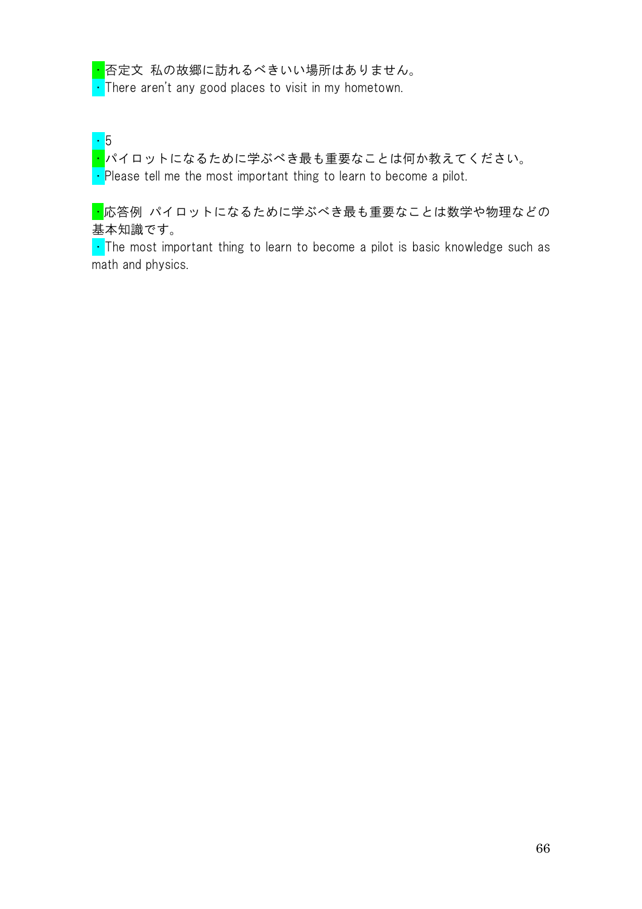・否定文 私の故郷に訪れるべきいい場所はありません。
・There aren't any good places to visit in my hometown.

・5
・パイロットになるために学ぶべき最も重要なことは何か教えてください。
・Please tell me the most important thing to learn to become a pilot.

・応答例 パイロットになるために学ぶべき最も重要なことは数学や物理などの基本知識です。
・The most important thing to learn to become a pilot is basic knowledge such as math and physics.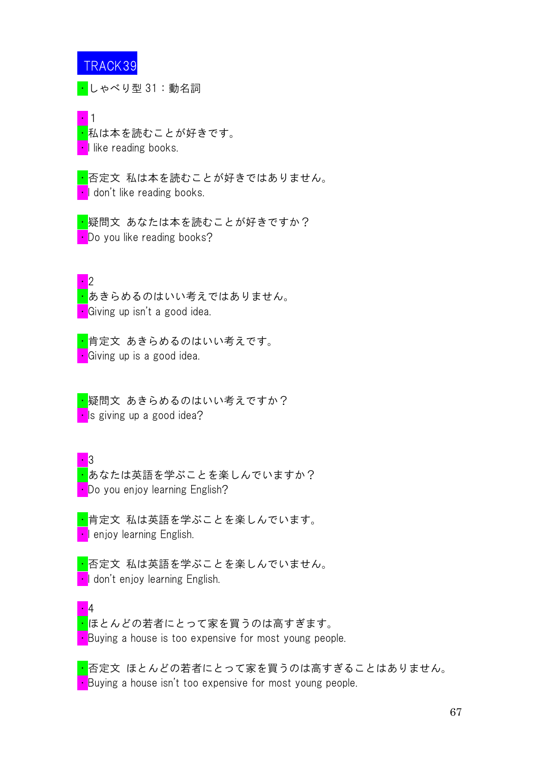# TRACK39

・しゃべり型 31：動名詞

・1
・私は本を読むことが好きです。
・I like reading books.

・否定文 私は本を読むことが好きではありません。
・I don't like reading books.

・疑問文 あなたは本を読むことが好きですか？
・Do you like reading books?

・2
・あきらめるのはいい考えではありません。
・Giving up isn't a good idea.

・肯定文 あきらめるのはいい考えです。
・Giving up is a good idea.

・疑問文 あきらめるのはいい考えですか？
・Is giving up a good idea?

・3
・あなたは英語を学ぶことを楽しんでいますか？
・Do you enjoy learning English?

・肯定文 私は英語を学ぶことを楽しんでいます。
・I enjoy learning English.

・否定文 私は英語を学ぶことを楽しんでいません。
・I don't enjoy learning English.

・4
・ほとんどの若者にとって家を買うのは高すぎます。
・Buying a house is too expensive for most young people.

・否定文 ほとんどの若者にとって家を買うのは高すぎることはありません。
・Buying a house isn't too expensive for most young people.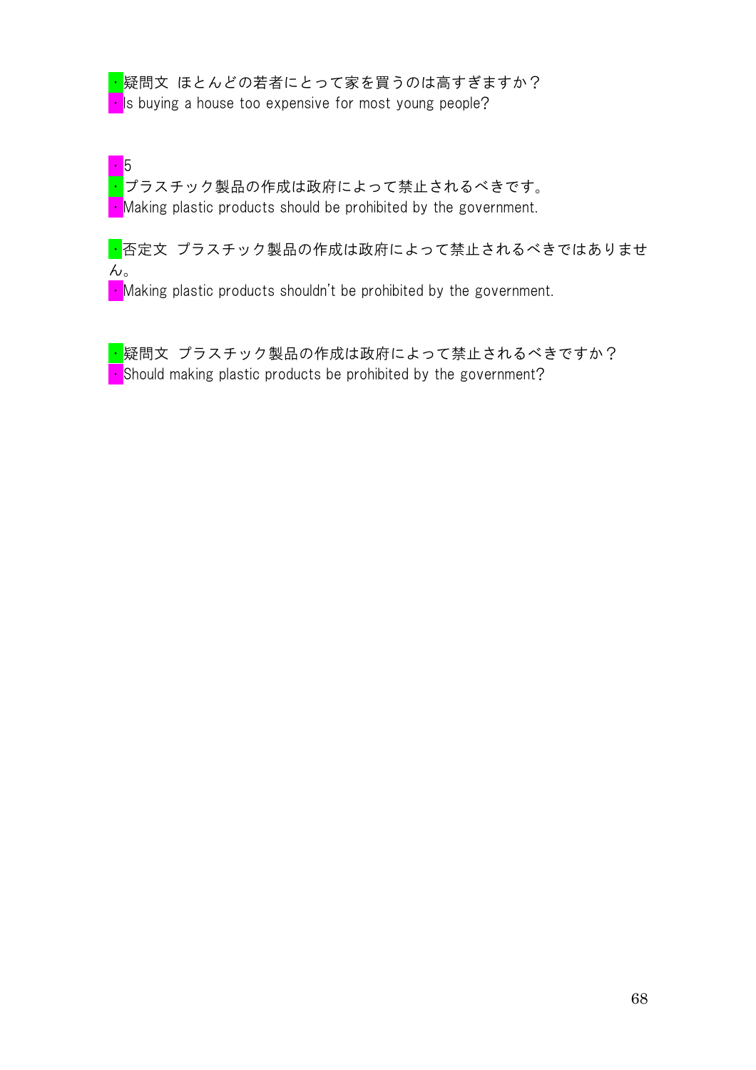・疑問文 ほとんどの若者にとって家を買うのは高すぎますか？
・Is buying a house too expensive for most young people?

・5
・プラスチック製品の作成は政府によって禁止されるべきです。
・Making plastic products should be prohibited by the government.

・否定文 プラスチック製品の作成は政府によって禁止されるべきではありません。
・Making plastic products shouldn't be prohibited by the government.

・疑問文 プラスチック製品の作成は政府によって禁止されるべきですか？
・Should making plastic products be prohibited by the government?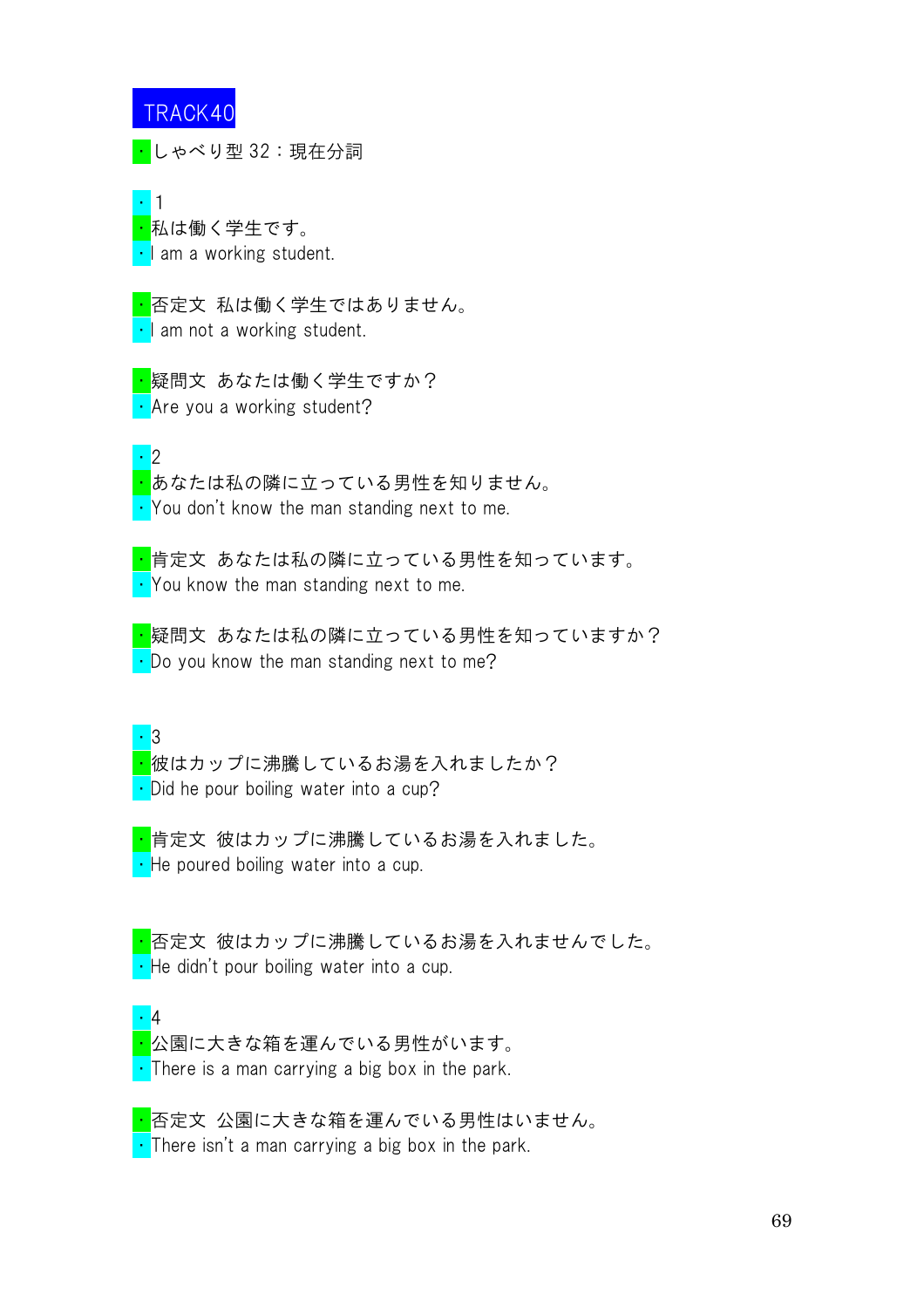# TRACK40

・しゃべり型 32：現在分詞

・1
・私は働く学生です。
・I am a working student.

・否定文 私は働く学生ではありません。
・I am not a working student.

・疑問文 あなたは働く学生ですか？
・Are you a working student?

・2
・あなたは私の隣に立っている男性を知りません。
・You don't know the man standing next to me.

・肯定文 あなたは私の隣に立っている男性を知っています。
・You know the man standing next to me.

・疑問文 あなたは私の隣に立っている男性を知っていますか？
・Do you know the man standing next to me?

・3
・彼はカップに沸騰しているお湯を入れましたか？
・Did he pour boiling water into a cup?

・肯定文 彼はカップに沸騰しているお湯を入れました。
・He poured boiling water into a cup.

・否定文 彼はカップに沸騰しているお湯を入れませんでした。
・He didn't pour boiling water into a cup.

・4
・公園に大きな箱を運んでいる男性がいます。
・There is a man carrying a big box in the park.

・否定文 公園に大きな箱を運んでいる男性はいません。
・There isn't a man carrying a big box in the park.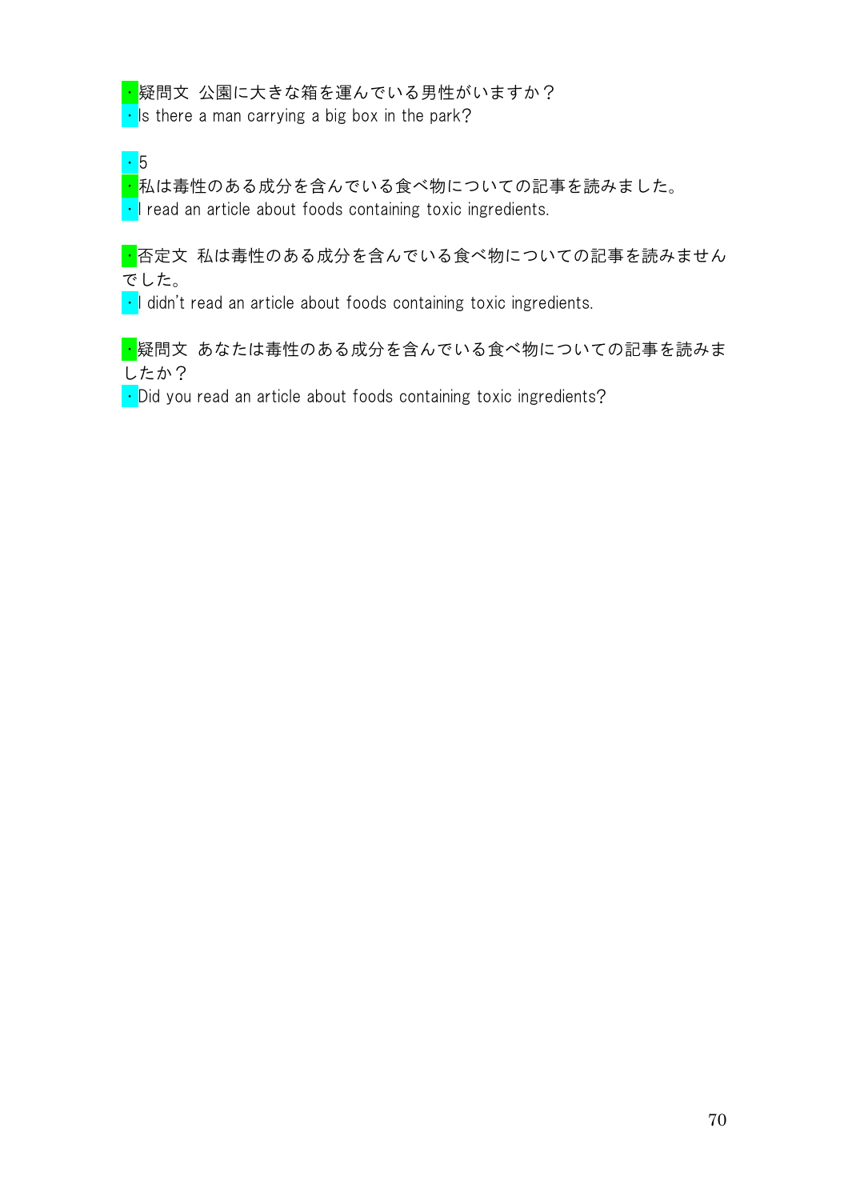・疑問文 公園に大きな箱を運んでいる男性がいますか？
・Is there a man carrying a big box in the park?

・5
・私は毒性のある成分を含んでいる食べ物についての記事を読みました。
・I read an article about foods containing toxic ingredients.

・否定文 私は毒性のある成分を含んでいる食べ物についての記事を読みませんでした。
・I didn't read an article about foods containing toxic ingredients.

・疑問文 あなたは毒性のある成分を含んでいる食べ物についての記事を読みましたか？
・Did you read an article about foods containing toxic ingredients?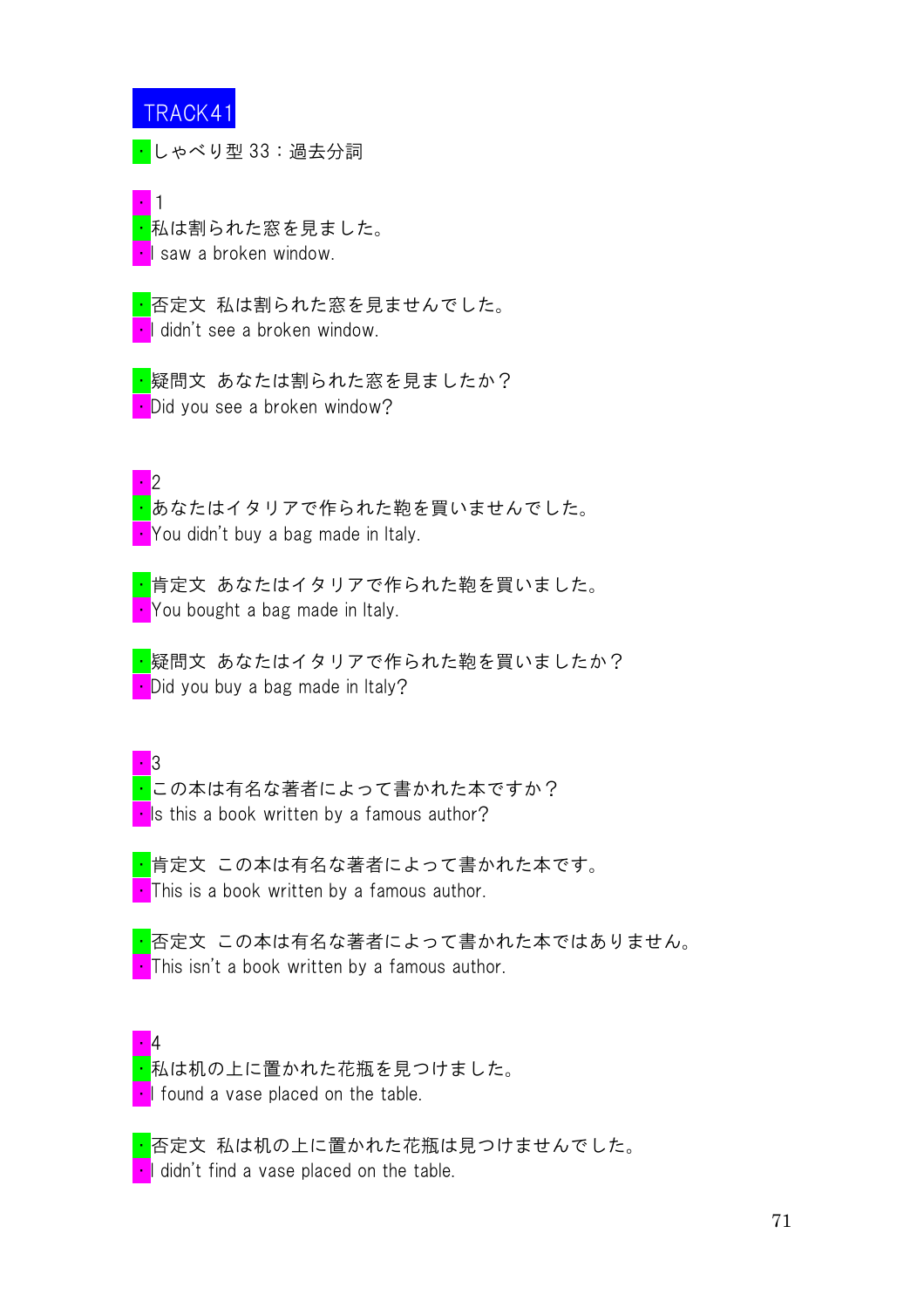TRACK41

・しゃべり型 33：過去分詞

・1
・私は割られた窓を見ました。
・I saw a broken window.

・否定文 私は割られた窓を見ませんでした。
・I didn't see a broken window.

・疑問文 あなたは割られた窓を見ましたか？
・Did you see a broken window?

・2
・あなたはイタリアで作られた鞄を買いませんでした。
・You didn't buy a bag made in Italy.

・肯定文 あなたはイタリアで作られた鞄を買いました。
・You bought a bag made in Italy.

・疑問文 あなたはイタリアで作られた鞄を買いましたか？
・Did you buy a bag made in Italy?

・3
・この本は有名な著者によって書かれた本ですか？
・Is this a book written by a famous author?

・肯定文 この本は有名な著者によって書かれた本です。
・This is a book written by a famous author.

・否定文 この本は有名な著者によって書かれた本ではありません。
・This isn't a book written by a famous author.

・4
・私は机の上に置かれた花瓶を見つけました。
・I found a vase placed on the table.

・否定文 私は机の上に置かれた花瓶は見つけませんでした。
・I didn't find a vase placed on the table.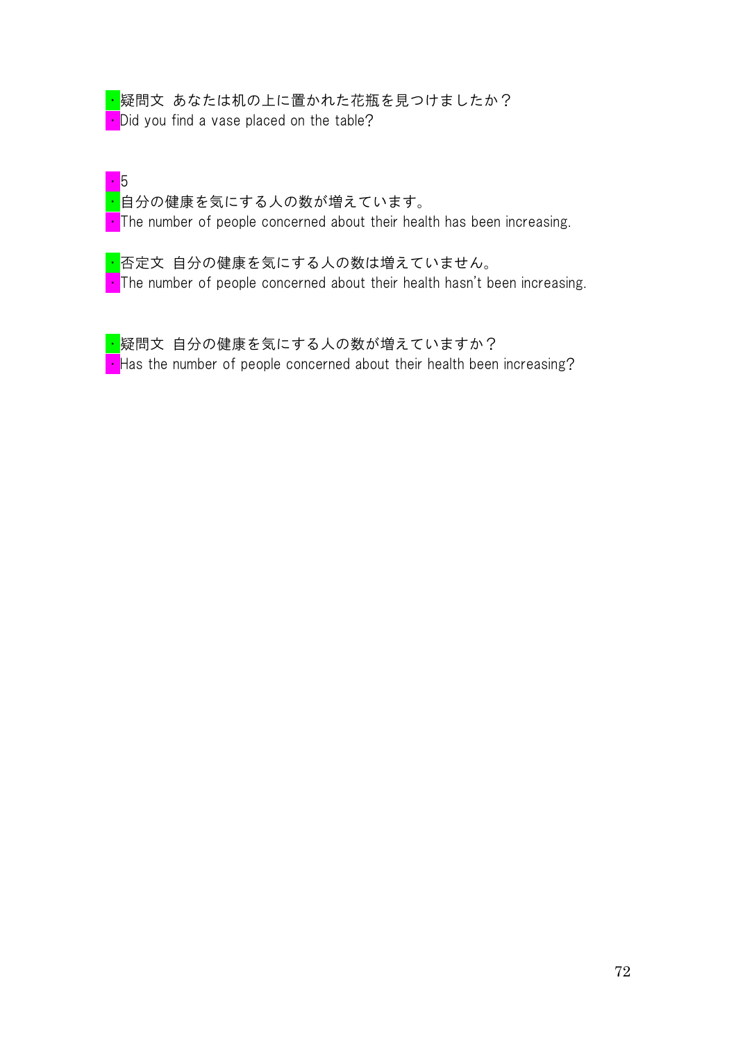・疑問文 あなたは机の上に置かれた花瓶を見つけましたか？
・Did you find a vase placed on the table?

・5
・自分の健康を気にする人の数が増えています。
・The number of people concerned about their health has been increasing.

・否定文 自分の健康を気にする人の数は増えていません。
・The number of people concerned about their health hasn't been increasing.

・疑問文 自分の健康を気にする人の数が増えていますか？
・Has the number of people concerned about their health been increasing?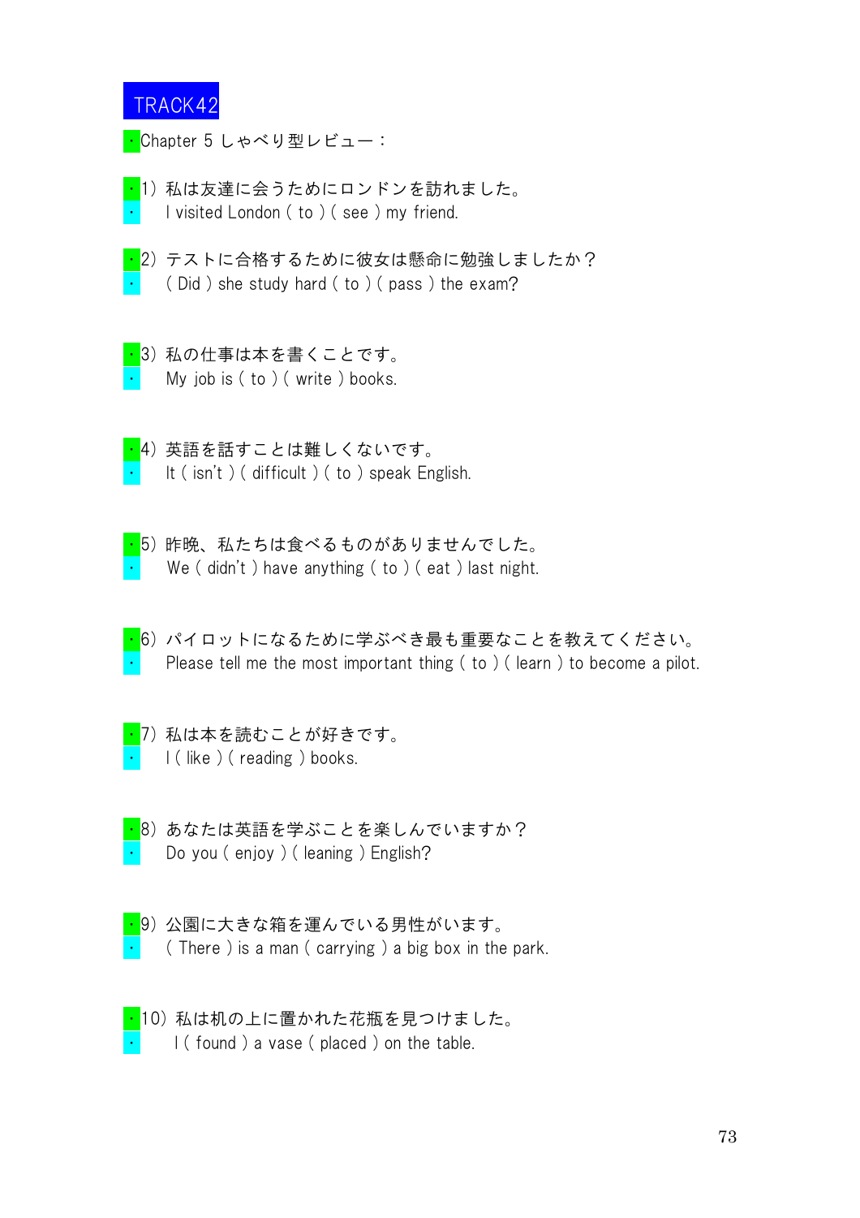TRACK42

・Chapter 5 しゃべり型レビュー：

・1）私は友達に会うためにロンドンを訪れました。
・　I visited London ( to ) ( see ) my friend.

・2）テストに合格するために彼女は懸命に勉強しましたか？
・　( Did ) she study hard ( to ) ( pass ) the exam?

・3）私の仕事は本を書くことです。
・　My job is ( to ) ( write ) books.

・4）英語を話すことは難しくないです。
・　It ( isn't ) ( difficult ) ( to ) speak English.

・5）昨晩、私たちは食べるものがありませんでした。
・　We ( didn't ) have anything ( to ) ( eat ) last night.

・6）パイロットになるために学ぶべき最も重要なことを教えてください。
・　Please tell me the most important thing ( to ) ( learn ) to become a pilot.

・7）私は本を読むことが好きです。
・　I ( like ) ( reading ) books.

・8）あなたは英語を学ぶことを楽しんでいますか？
・　Do you ( enjoy ) ( leaning ) English?

・9）公園に大きな箱を運んでいる男性がいます。
・　( There ) is a man ( carrying ) a big box in the park.

・10）私は机の上に置かれた花瓶を見つけました。
・　I ( found ) a vase ( placed ) on the table.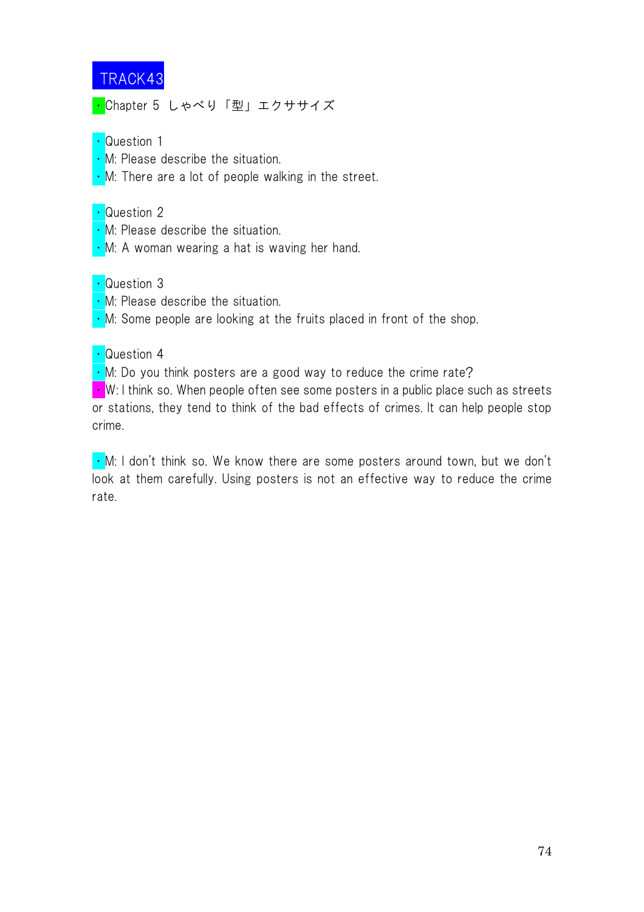# TRACK43

・Chapter 5 しゃべり「型」エクササイズ

・Question 1
・M: Please describe the situation.
・M: There are a lot of people walking in the street.

・Question 2
・M: Please describe the situation.
・M: A woman wearing a hat is waving her hand.

・Question 3
・M: Please describe the situation.
・M: Some people are looking at the fruits placed in front of the shop.

・Question 4
・M: Do you think posters are a good way to reduce the crime rate?
・W: I think so. When people often see some posters in a public place such as streets or stations, they tend to think of the bad effects of crimes. It can help people stop crime.

・M: I don't think so. We know there are some posters around town, but we don't look at them carefully. Using posters is not an effective way to reduce the crime rate.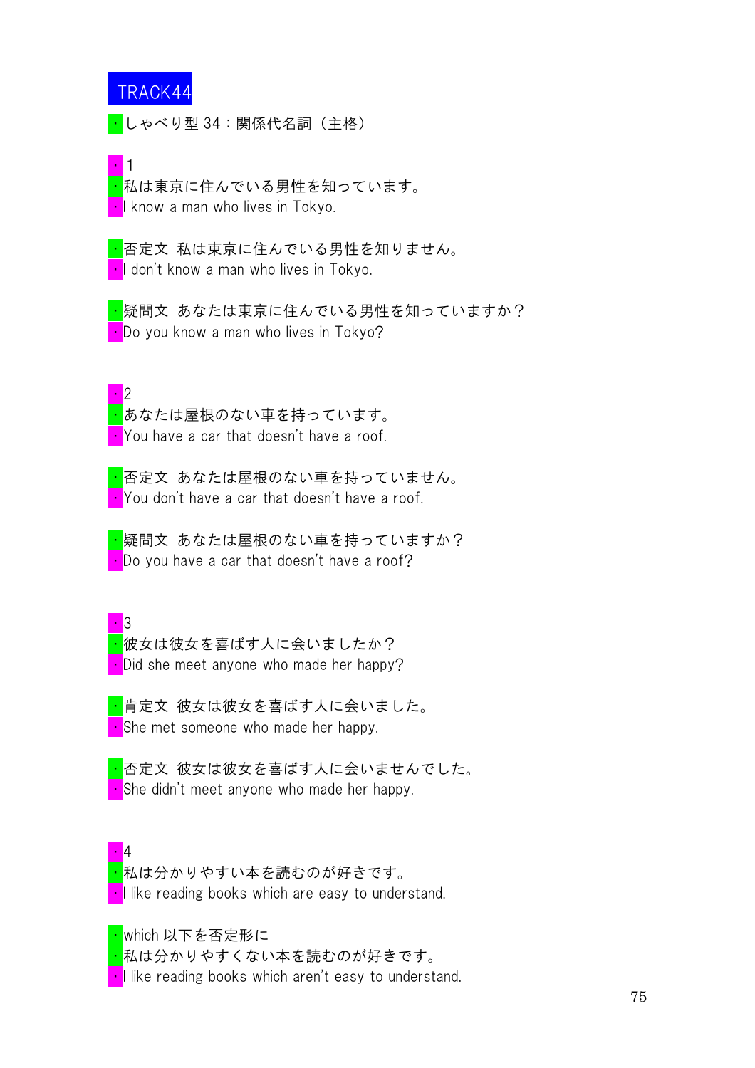TRACK44

・しゃべり型 34：関係代名詞（主格）

・1
・私は東京に住んでいる男性を知っています。
・I know a man who lives in Tokyo.

・否定文 私は東京に住んでいる男性を知りません。
・I don't know a man who lives in Tokyo.

・疑問文 あなたは東京に住んでいる男性を知っていますか？
・Do you know a man who lives in Tokyo?

・2
・あなたは屋根のない車を持っています。
・You have a car that doesn't have a roof.

・否定文 あなたは屋根のない車を持っていません。
・You don't have a car that doesn't have a roof.

・疑問文 あなたは屋根のない車を持っていますか？
・Do you have a car that doesn't have a roof?

・3
・彼女は彼女を喜ばす人に会いましたか？
・Did she meet anyone who made her happy?

・肯定文 彼女は彼女を喜ばす人に会いました。
・She met someone who made her happy.

・否定文 彼女は彼女を喜ばす人に会いませんでした。
・She didn't meet anyone who made her happy.

・4
・私は分かりやすい本を読むのが好きです。
・I like reading books which are easy to understand.

・which 以下を否定形に
・私は分かりやすくない本を読むのが好きです。
・I like reading books which aren't easy to understand.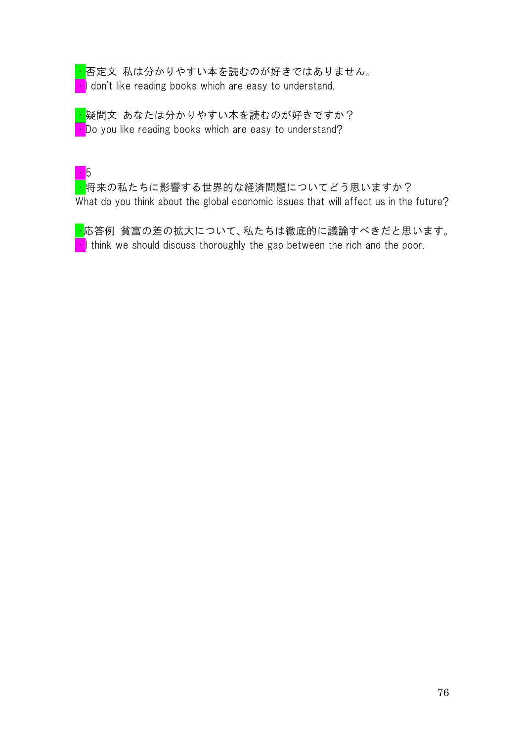・否定文 私は分かりやすい本を読むのが好きではありません。
・I don't like reading books which are easy to understand.

・疑問文 あなたは分かりやすい本を読むのが好きですか？
・Do you like reading books which are easy to understand?

・5
・将来の私たちに影響する世界的な経済問題についてどう思いますか？
What do you think about the global economic issues that will affect us in the future?

・応答例 貧富の差の拡大について、私たちは徹底的に議論すべきだと思います。
・I think we should discuss thoroughly the gap between the rich and the poor.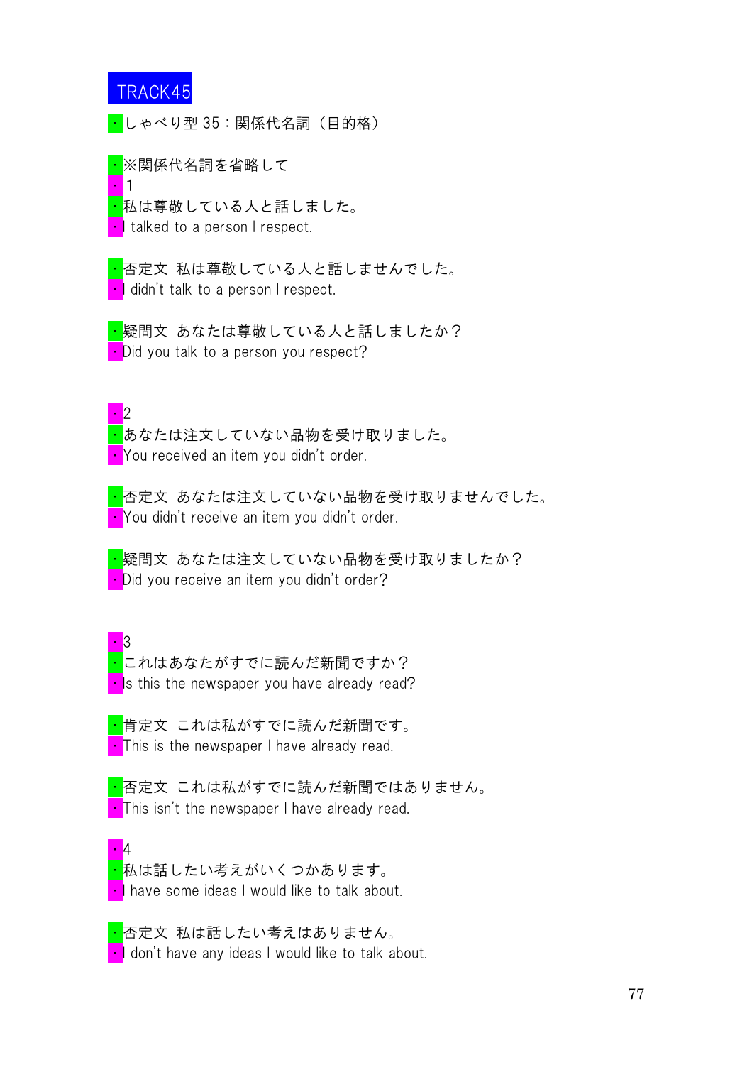# TRACK45

・しゃべり型 35：関係代名詞（目的格）

・※関係代名詞を省略して

・1

・私は尊敬している人と話しました。

・I talked to a person I respect.

・否定文 私は尊敬している人と話しませんでした。

・I didn't talk to a person I respect.

・疑問文 あなたは尊敬している人と話しましたか？

・Did you talk to a person you respect?

・2

・あなたは注文していない品物を受け取りました。

・You received an item you didn't order.

・否定文 あなたは注文していない品物を受け取りませんでした。

・You didn't receive an item you didn't order.

・疑問文 あなたは注文していない品物を受け取りましたか？

・Did you receive an item you didn't order?

・3

・これはあなたがすでに読んだ新聞ですか？

・Is this the newspaper you have already read?

・肯定文 これは私がすでに読んだ新聞です。

・This is the newspaper I have already read.

・否定文 これは私がすでに読んだ新聞ではありません。

・This isn't the newspaper I have already read.

・4

・私は話したい考えがいくつかあります。

・I have some ideas I would like to talk about.

・否定文 私は話したい考えはありません。

・I don't have any ideas I would like to talk about.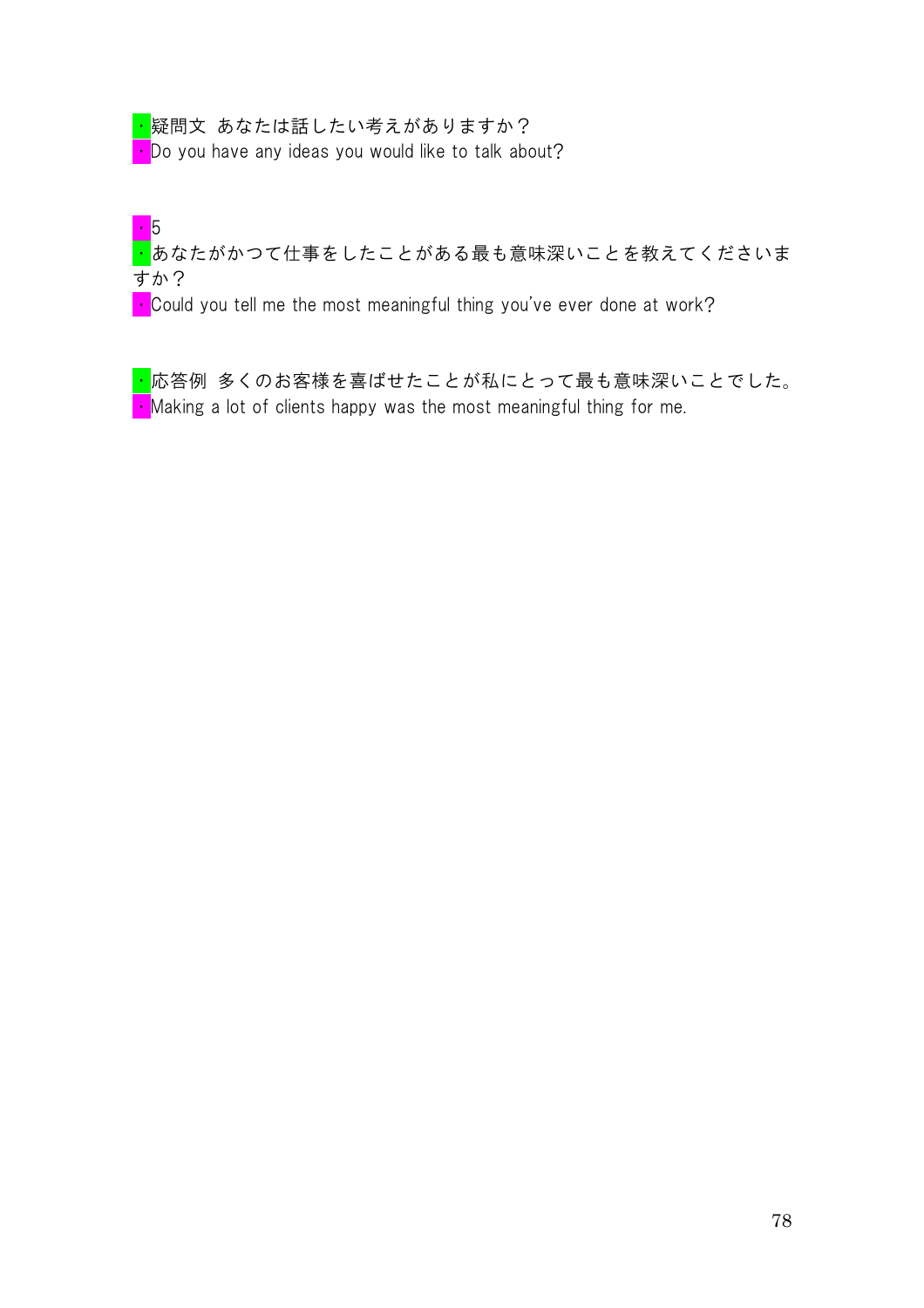・疑問文 あなたは話したい考えがありますか？
・Do you have any ideas you would like to talk about?

・5
・あなたがかつて仕事をしたことがある最も意味深いことを教えてくださいますか？
・Could you tell me the most meaningful thing you've ever done at work?

・応答例 多くのお客様を喜ばせたことが私にとって最も意味深いことでした。
・Making a lot of clients happy was the most meaningful thing for me.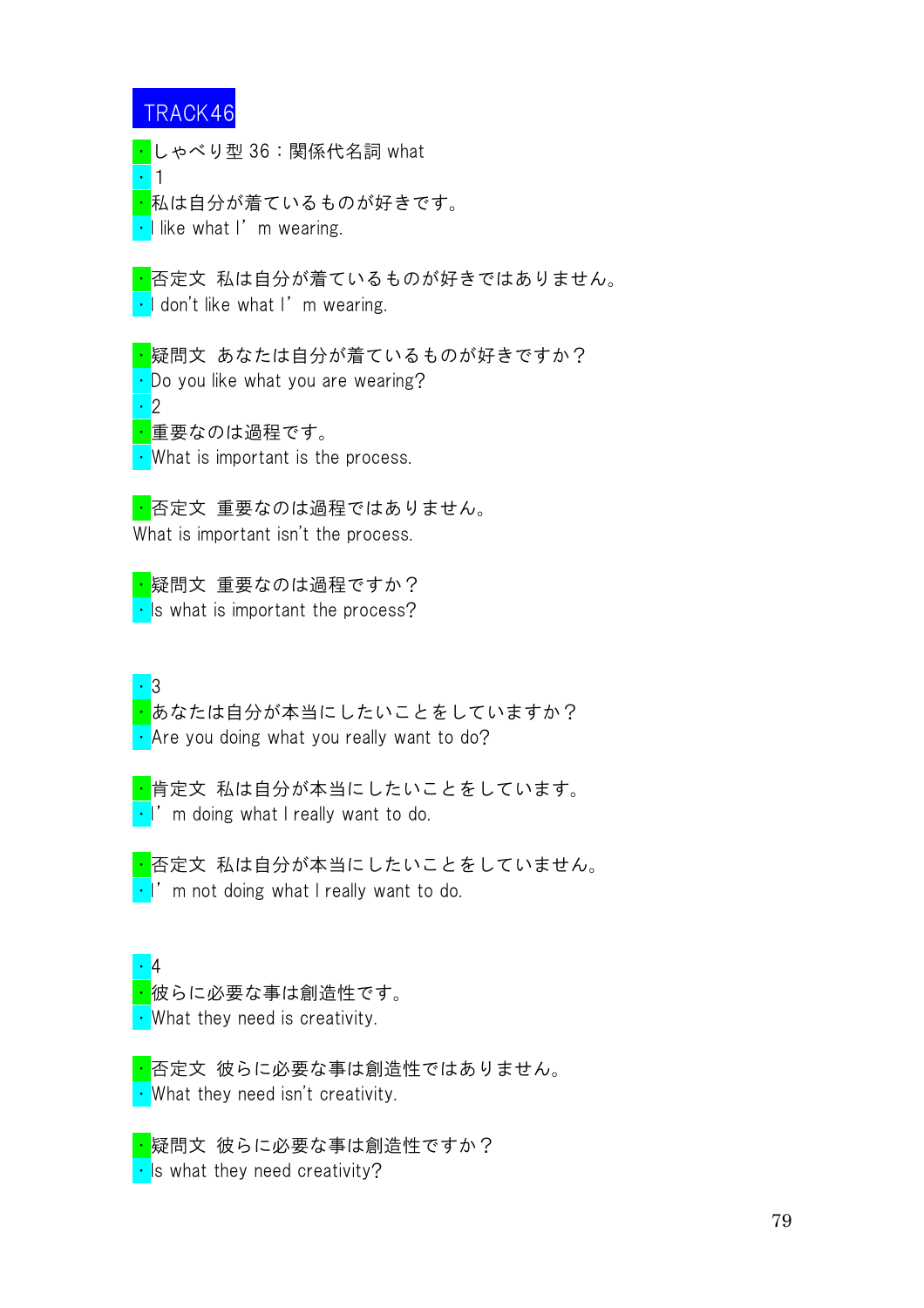TRACK46

・しゃべり型 36：関係代名詞 what

・1

・私は自分が着ているものが好きです。

・I like what I’m wearing.

・否定文 私は自分が着ているものが好きではありません。

・I don’t like what I’m wearing.

・疑問文 あなたは自分が着ているものが好きですか？

・Do you like what you are wearing?

・2

・重要なのは過程です。

・What is important is the process.

・否定文 重要なのは過程ではありません。

What is important isn’t the process.

・疑問文 重要なのは過程ですか？

・Is what is important the process?

・3

・あなたは自分が本当にしたいことをしていますか？

・Are you doing what you really want to do?

・肯定文 私は自分が本当にしたいことをしています。

・I’m doing what I really want to do.

・否定文 私は自分が本当にしたいことをしていません。

・I’m not doing what I really want to do.

・4

・彼らに必要な事は創造性です。

・What they need is creativity.

・否定文 彼らに必要な事は創造性ではありません。

・What they need isn’t creativity.

・疑問文 彼らに必要な事は創造性ですか？

・Is what they need creativity?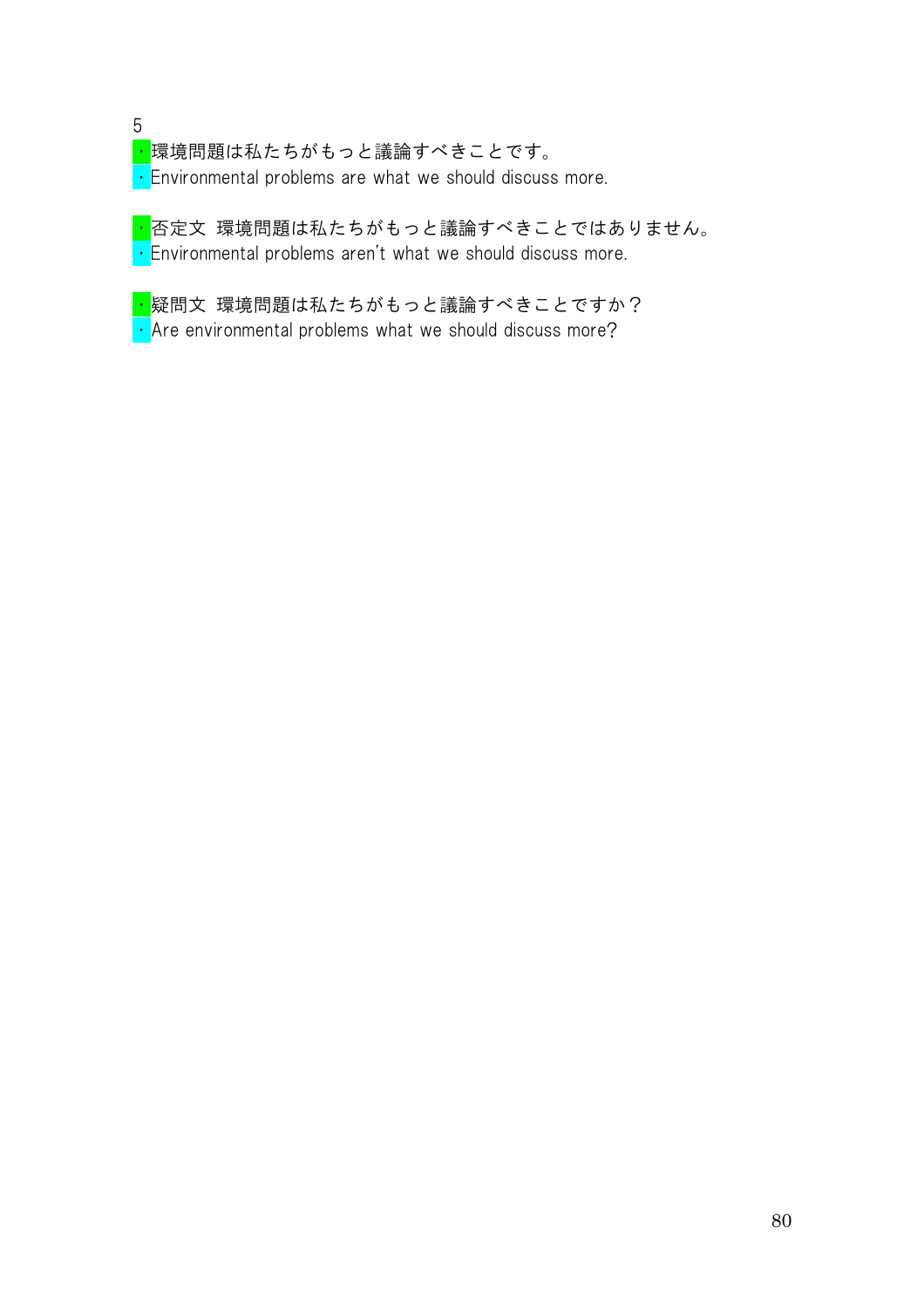5

・環境問題は私たちがもっと議論すべきことです。
・Environmental problems are what we should discuss more.

・否定文 環境問題は私たちがもっと議論すべきことではありません。
・Environmental problems aren't what we should discuss more.

・疑問文 環境問題は私たちがもっと議論すべきことですか？
・Are environmental problems what we should discuss more?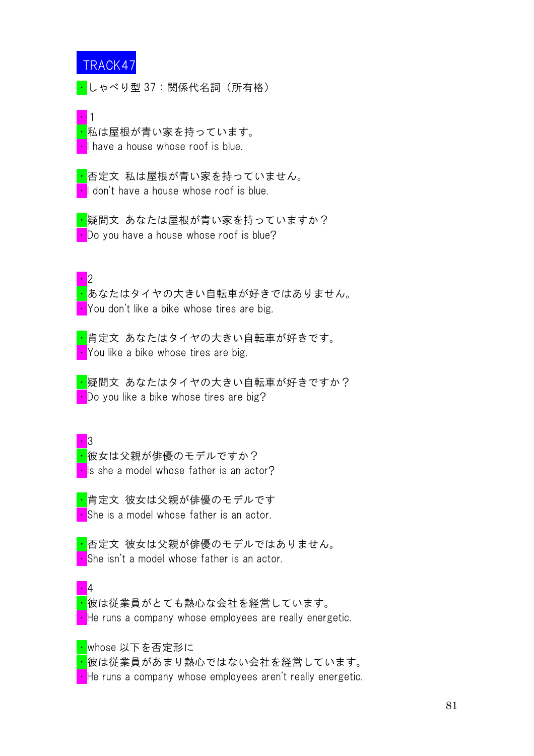# TRACK47

・しゃべり型 37：関係代名詞（所有格）

・1
・私は屋根が青い家を持っています。
・I have a house whose roof is blue.

・否定文 私は屋根が青い家を持っていません。
・I don't have a house whose roof is blue.

・疑問文 あなたは屋根が青い家を持っていますか？
・Do you have a house whose roof is blue?

・2
・あなたはタイヤの大きい自転車が好きではありません。
・You don't like a bike whose tires are big.

・肯定文 あなたはタイヤの大きい自転車が好きです。
・You like a bike whose tires are big.

・疑問文 あなたはタイヤの大きい自転車が好きですか？
・Do you like a bike whose tires are big?

・3
・彼女は父親が俳優のモデルですか？
・Is she a model whose father is an actor?

・肯定文 彼女は父親が俳優のモデルです
・She is a model whose father is an actor.

・否定文 彼女は父親が俳優のモデルではありません。
・She isn't a model whose father is an actor.

・4
・彼は従業員がとても熱心な会社を経営しています。
・He runs a company whose employees are really energetic.

・whose 以下を否定形に
・彼は従業員があまり熱心ではない会社を経営しています。
・He runs a company whose employees aren't really energetic.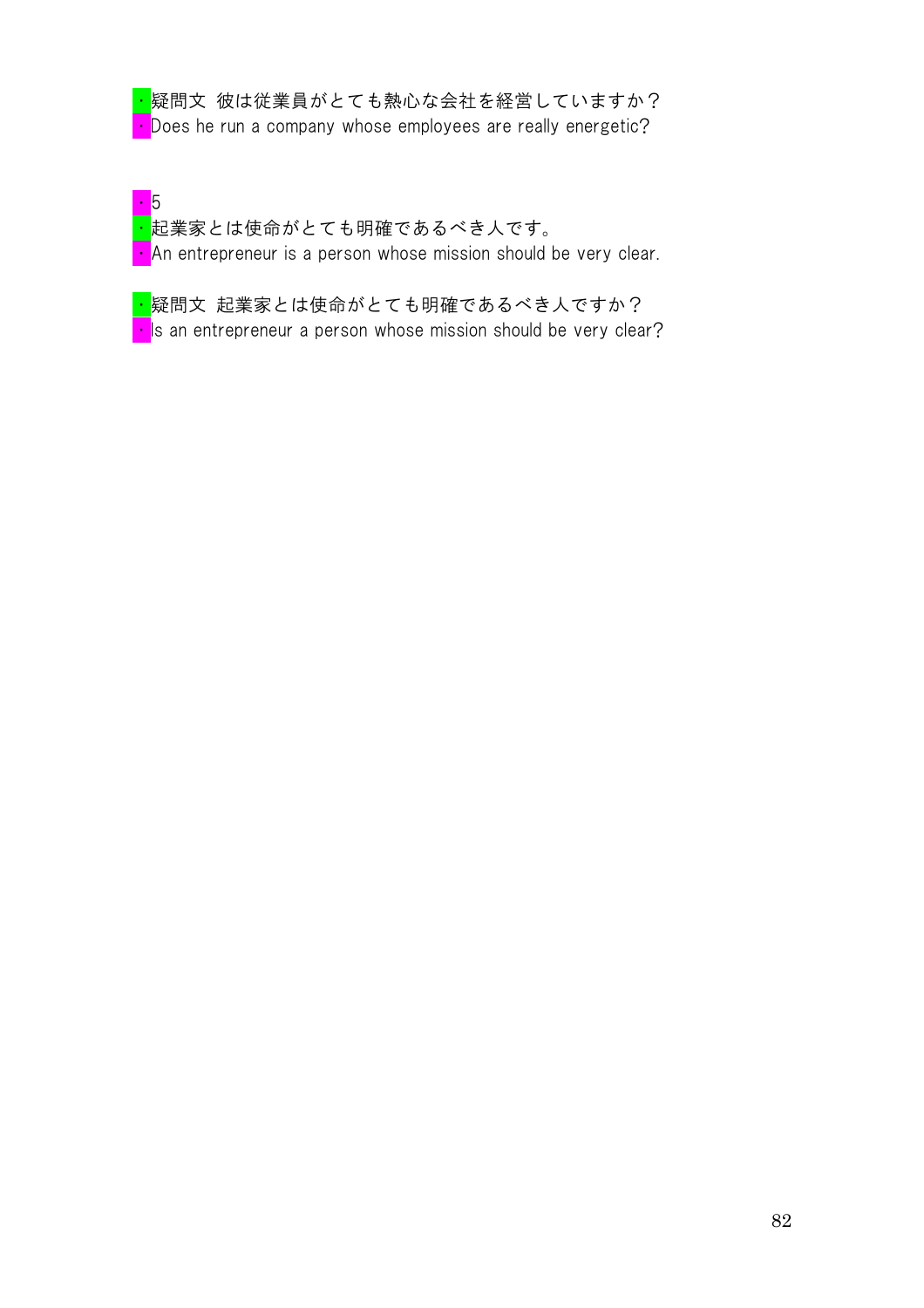・疑問文 彼は従業員がとても熱心な会社を経営していますか？
・Does he run a company whose employees are really energetic?

・5
・起業家とは使命がとても明確であるべき人です。
・An entrepreneur is a person whose mission should be very clear.

・疑問文 起業家とは使命がとても明確であるべき人ですか？
・Is an entrepreneur a person whose mission should be very clear?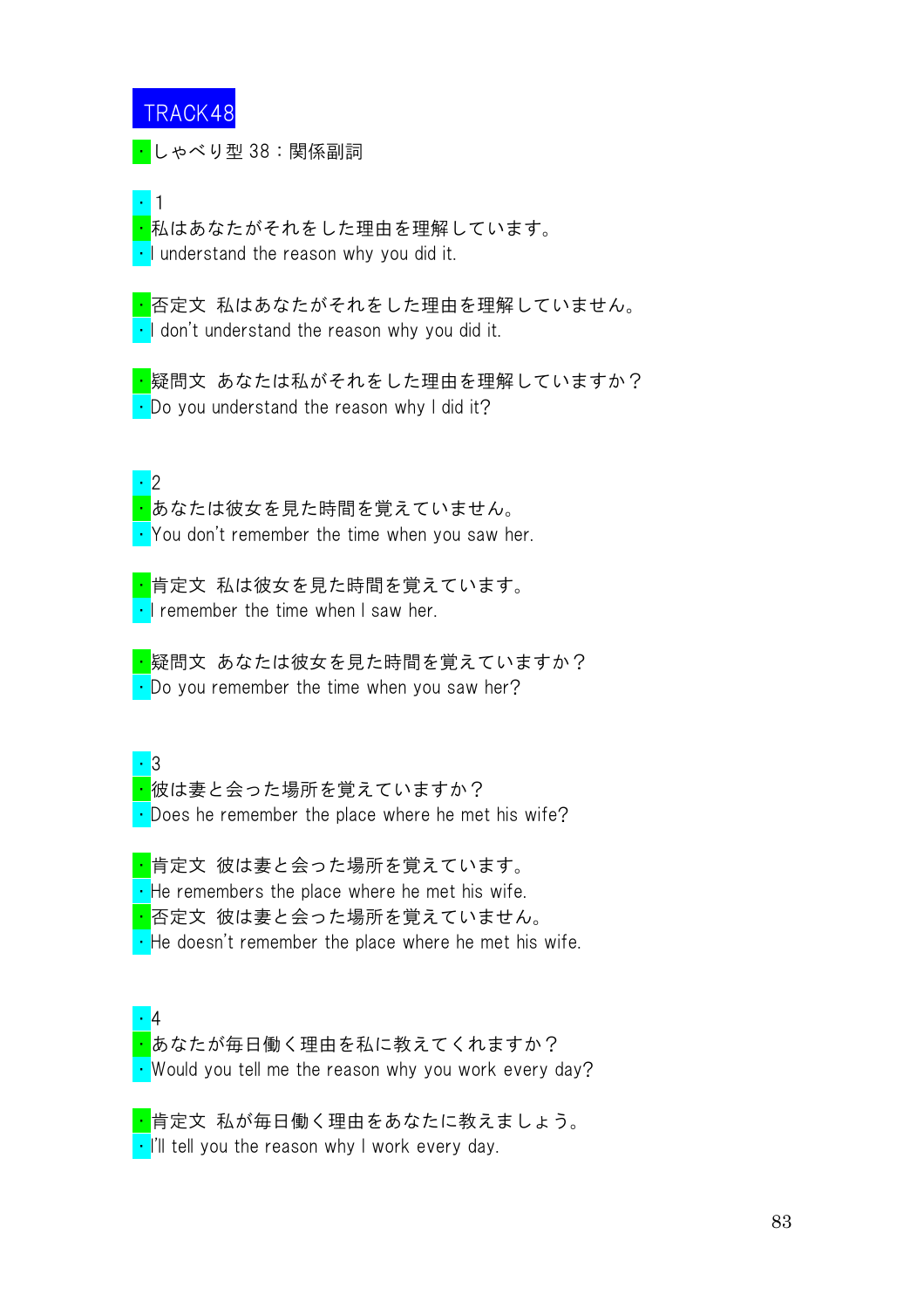## TRACK48

・しゃべり型 38：関係副詞

・1

・私はあなたがそれをした理由を理解しています。

・I understand the reason why you did it.

・否定文 私はあなたがそれをした理由を理解していません。

・I don't understand the reason why you did it.

・疑問文 あなたは私がそれをした理由を理解していますか？

・Do you understand the reason why I did it?

・2

・あなたは彼女を見た時間を覚えていません。

・You don't remember the time when you saw her.

・肯定文 私は彼女を見た時間を覚えています。

・I remember the time when I saw her.

・疑問文 あなたは彼女を見た時間を覚えていますか？

・Do you remember the time when you saw her?

・3

・彼は妻と会った場所を覚えていますか？

・Does he remember the place where he met his wife?

・肯定文 彼は妻と会った場所を覚えています。

・He remembers the place where he met his wife.

・否定文 彼は妻と会った場所を覚えていません。

・He doesn't remember the place where he met his wife.

・4

・あなたが毎日働く理由を私に教えてくれますか？

・Would you tell me the reason why you work every day?

・肯定文 私が毎日働く理由をあなたに教えましょう。

・I'll tell you the reason why I work every day.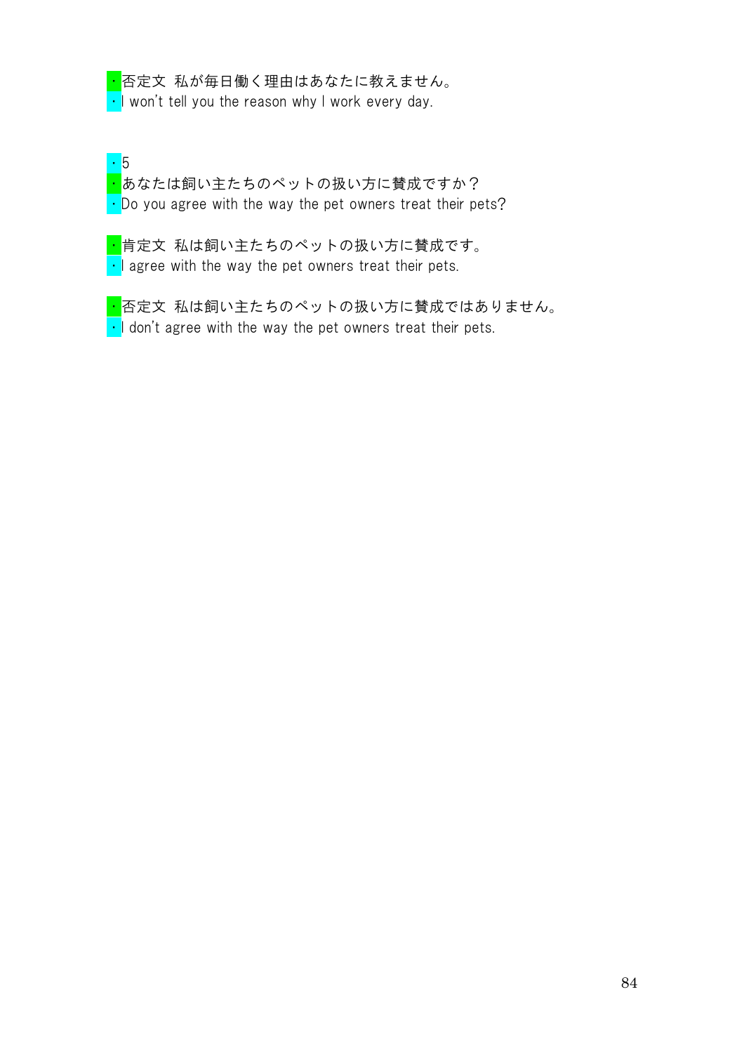・否定文 私が毎日働く理由はあなたに教えません。
・I won't tell you the reason why I work every day.

・5
・あなたは飼い主たちのペットの扱い方に賛成ですか？
・Do you agree with the way the pet owners treat their pets?

・肯定文 私は飼い主たちのペットの扱い方に賛成です。
・I agree with the way the pet owners treat their pets.

・否定文 私は飼い主たちのペットの扱い方に賛成ではありません。
・I don't agree with the way the pet owners treat their pets.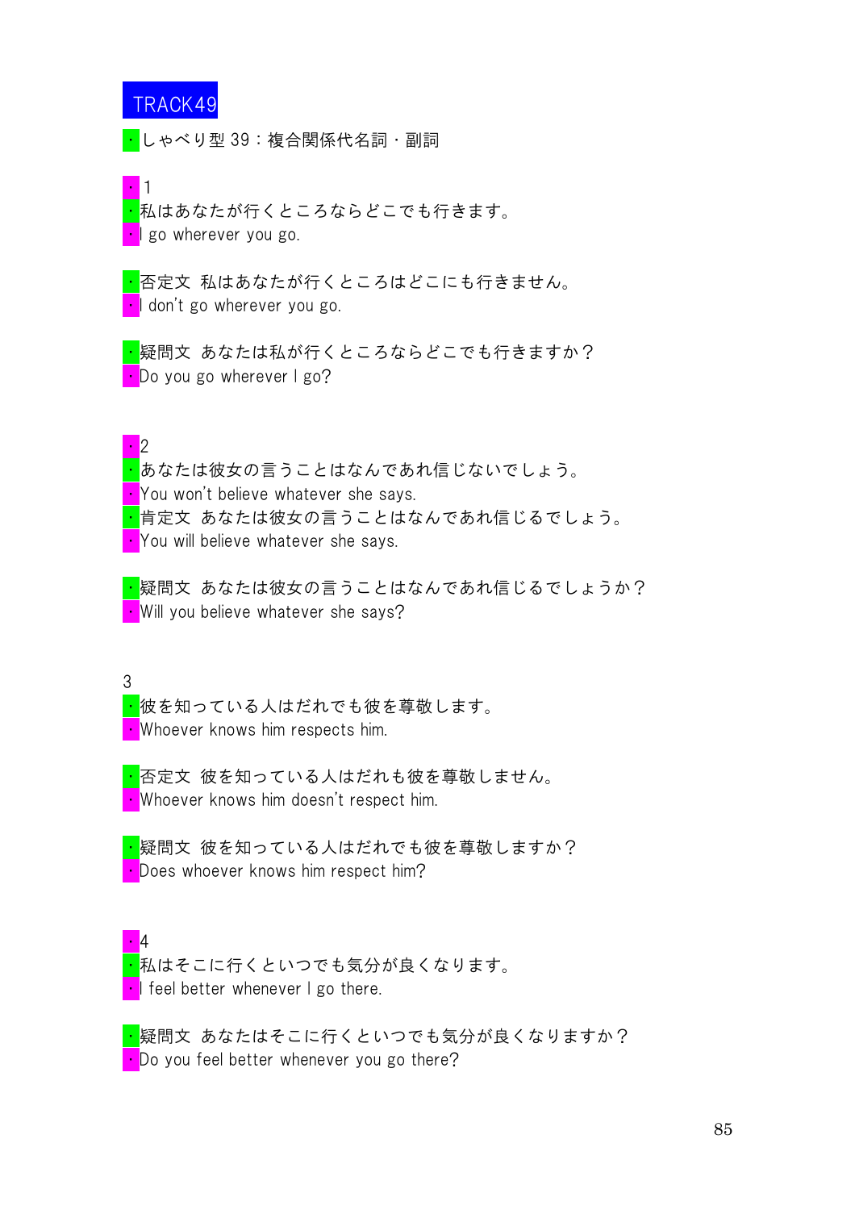TRACK49

・しゃべり型 39：複合関係代名詞・副詞

・1
・私はあなたが行くところならどこでも行きます。
・I go wherever you go.

・否定文 私はあなたが行くところはどこにも行きません。
・I don't go wherever you go.

・疑問文 あなたは私が行くところならどこでも行きますか？
・Do you go wherever I go?

・2
・あなたは彼女の言うことはなんであれ信じないでしょう。
・You won't believe whatever she says.
・肯定文 あなたは彼女の言うことはなんであれ信じるでしょう。
・You will believe whatever she says.

・疑問文 あなたは彼女の言うことはなんであれ信じるでしょうか？
・Will you believe whatever she says?

3
・彼を知っている人はだれでも彼を尊敬します。
・Whoever knows him respects him.

・否定文 彼を知っている人はだれも彼を尊敬しません。
・Whoever knows him doesn't respect him.

・疑問文 彼を知っている人はだれでも彼を尊敬しますか？
・Does whoever knows him respect him?

・4
・私はそこに行くといつでも気分が良くなります。
・I feel better whenever I go there.

・疑問文 あなたはそこに行くといつでも気分が良くなりますか？
・Do you feel better whenever you go there?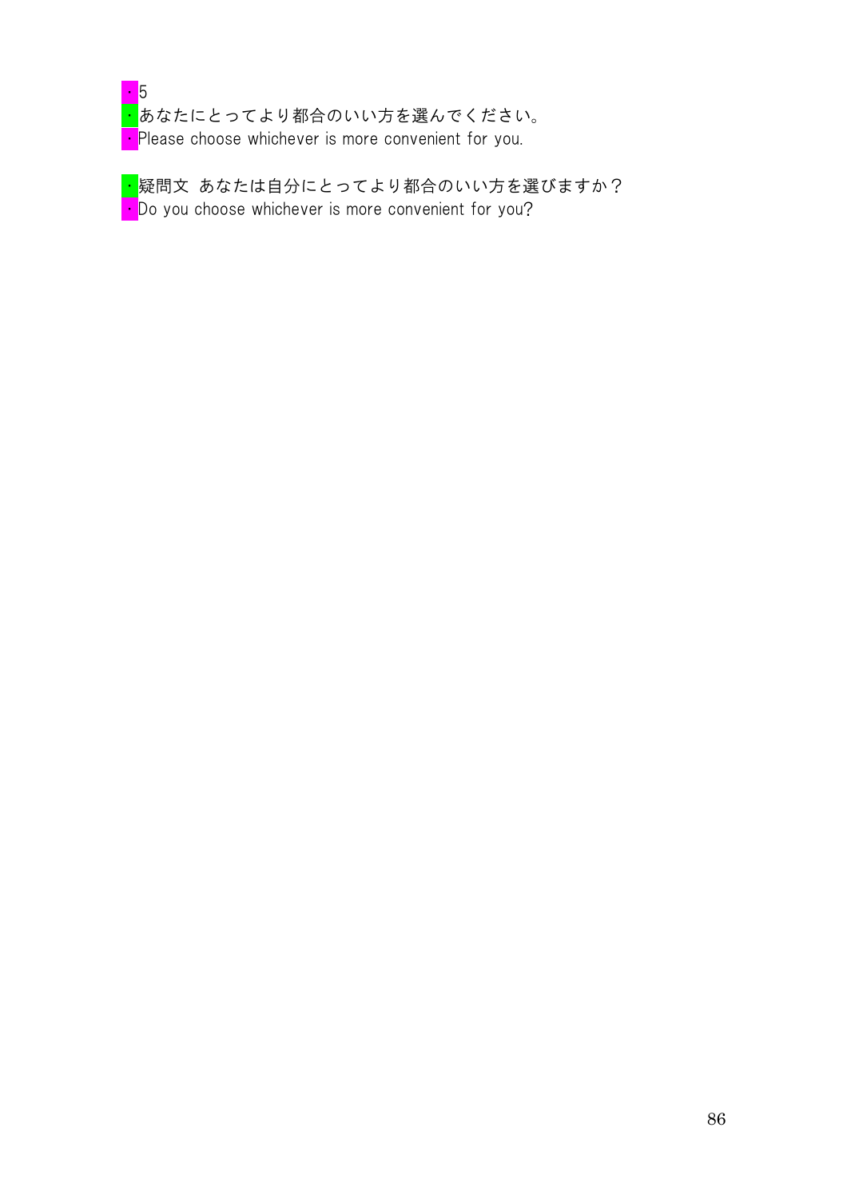・5
・あなたにとってより都合のいい方を選んでください。
・Please choose whichever is more convenient for you.

・疑問文 あなたは自分にとってより都合のいい方を選びますか？
・Do you choose whichever is more convenient for you?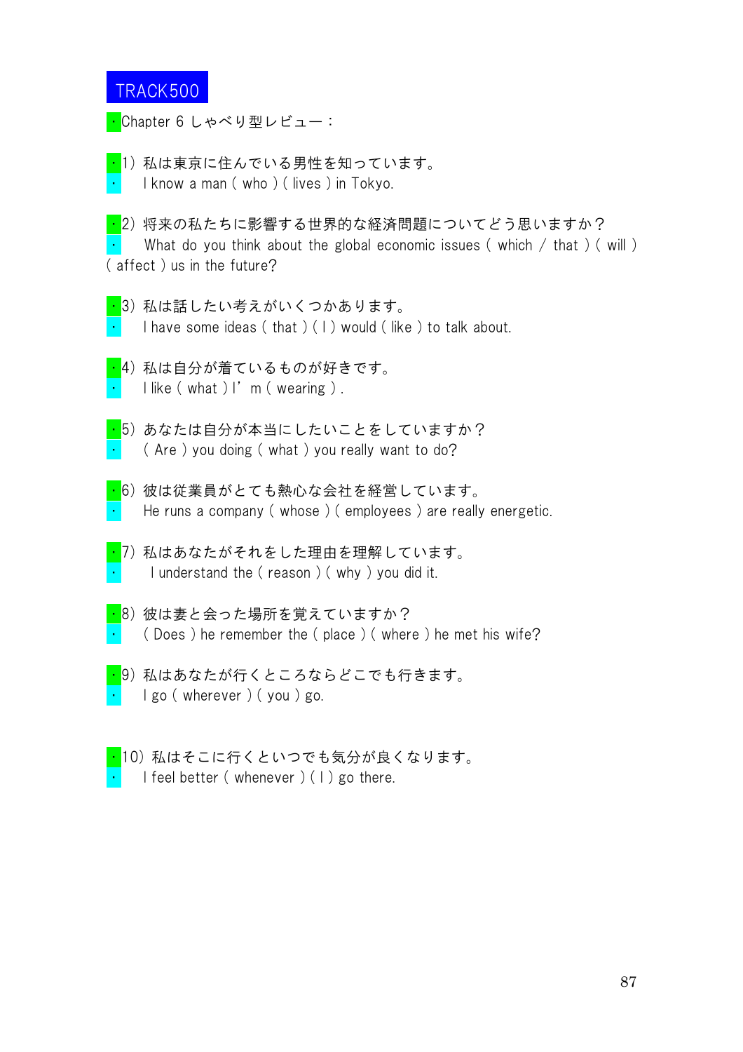TRACK500

・Chapter 6 しゃべり型レビュー：

・1）私は東京に住んでいる男性を知っています。
・　I know a man ( who ) ( lives ) in Tokyo.

・2）将来の私たちに影響する世界的な経済問題についてどう思いますか？
・　What do you think about the global economic issues ( which / that ) ( will ) ( affect ) us in the future?

・3）私は話したい考えがいくつかあります。
・　I have some ideas ( that ) ( I ) would ( like ) to talk about.

・4）私は自分が着ているものが好きです。
・　I like ( what ) I' m ( wearing ) .

・5）あなたは自分が本当にしたいことをしていますか？
・　( Are ) you doing ( what ) you really want to do?

・6）彼は従業員がとても熱心な会社を経営しています。
・　He runs a company ( whose ) ( employees ) are really energetic.

・7）私はあなたがそれをした理由を理解しています。
・　I understand the ( reason ) ( why ) you did it.

・8）彼は妻と会った場所を覚えていますか？
・　( Does ) he remember the ( place ) ( where ) he met his wife?

・9）私はあなたが行くところならどこでも行きます。
・　I go ( wherever ) ( you ) go.

・10）私はそこに行くといつでも気分が良くなります。
・　I feel better ( whenever ) ( I ) go there.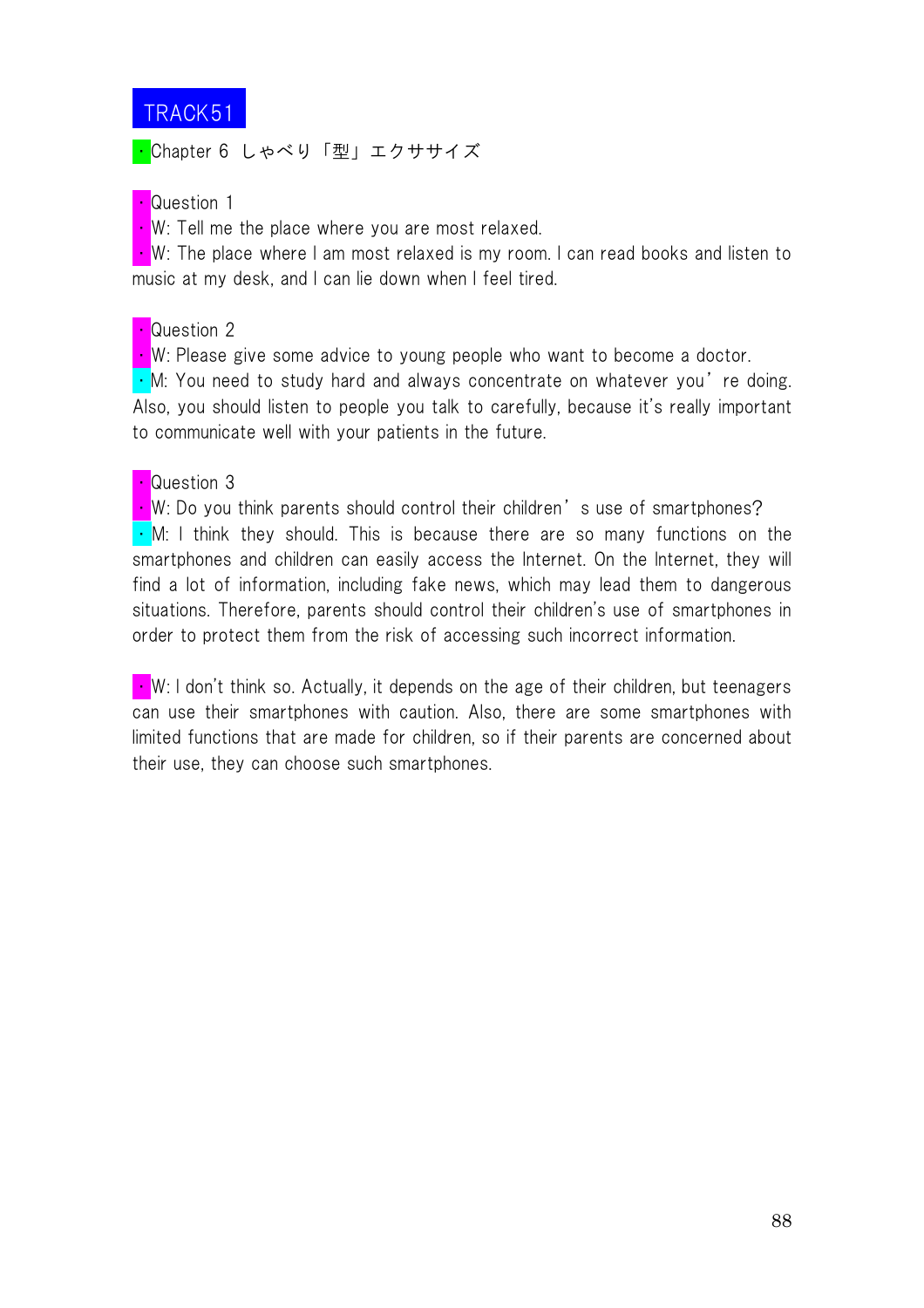TRACK51

・Chapter 6 しゃべり「型」エクササイズ

・Question 1

・W: Tell me the place where you are most relaxed.

・W: The place where I am most relaxed is my room. I can read books and listen to music at my desk, and I can lie down when I feel tired.

・Question 2

・W: Please give some advice to young people who want to become a doctor.

・M: You need to study hard and always concentrate on whatever you're doing. Also, you should listen to people you talk to carefully, because it's really important to communicate well with your patients in the future.

・Question 3

・W: Do you think parents should control their children's use of smartphones?

・M: I think they should. This is because there are so many functions on the smartphones and children can easily access the Internet. On the Internet, they will find a lot of information, including fake news, which may lead them to dangerous situations. Therefore, parents should control their children's use of smartphones in order to protect them from the risk of accessing such incorrect information.

・W: I don't think so. Actually, it depends on the age of their children, but teenagers can use their smartphones with caution. Also, there are some smartphones with limited functions that are made for children, so if their parents are concerned about their use, they can choose such smartphones.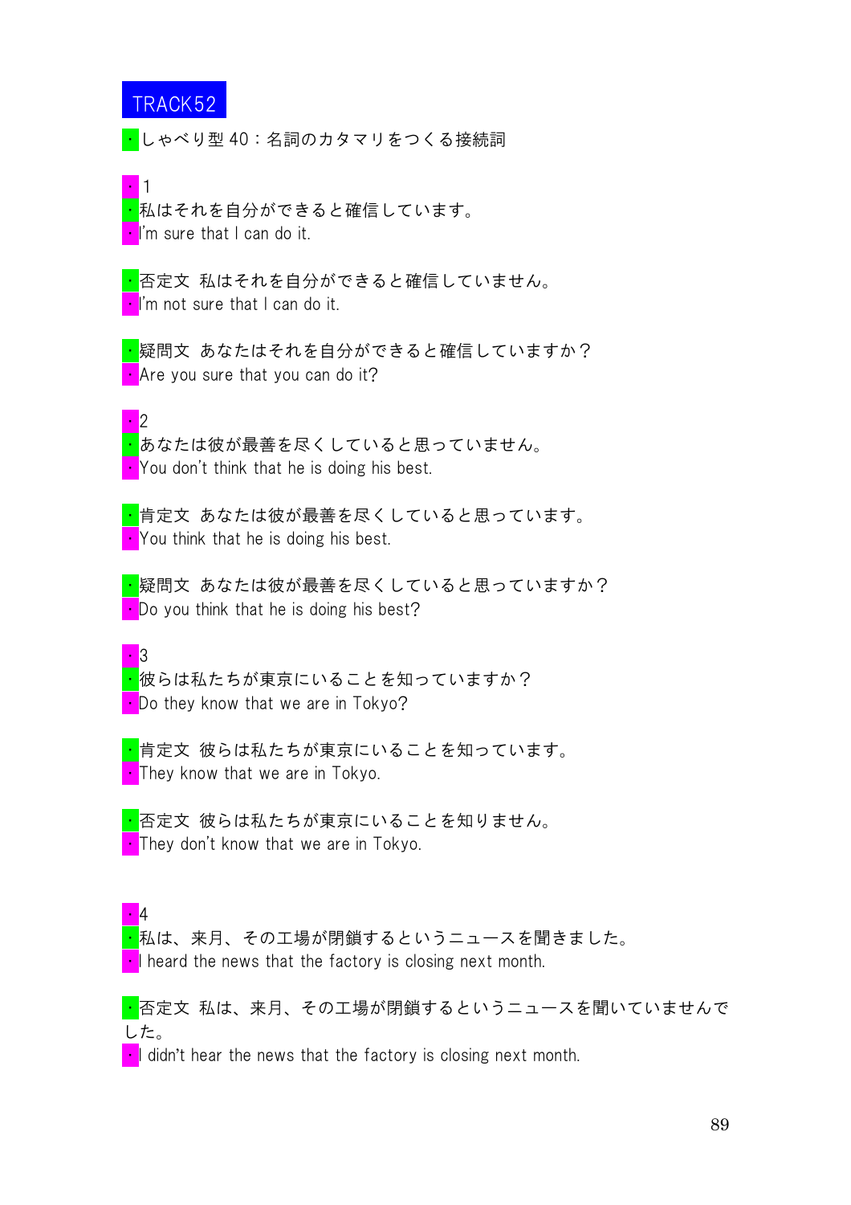# TRACK52

・しゃべり型 40：名詞のカタマリをつくる接続詞

・1
・私はそれを自分ができると確信しています。
・I'm sure that I can do it.

・否定文 私はそれを自分ができると確信していません。
・I'm not sure that I can do it.

・疑問文 あなたはそれを自分ができると確信していますか？
・Are you sure that you can do it?

・2
・あなたは彼が最善を尽くしていると思っていません。
・You don't think that he is doing his best.

・肯定文 あなたは彼が最善を尽くしていると思っています。
・You think that he is doing his best.

・疑問文 あなたは彼が最善を尽くしていると思っていますか？
・Do you think that he is doing his best?

・3
・彼らは私たちが東京にいることを知っていますか？
・Do they know that we are in Tokyo?

・肯定文 彼らは私たちが東京にいることを知っています。
・They know that we are in Tokyo.

・否定文 彼らは私たちが東京にいることを知りません。
・They don't know that we are in Tokyo.

・4
・私は、来月、その工場が閉鎖するというニュースを聞きました。
・I heard the news that the factory is closing next month.

・否定文 私は、来月、その工場が閉鎖するというニュースを聞いていませんでした。
・I didn't hear the news that the factory is closing next month.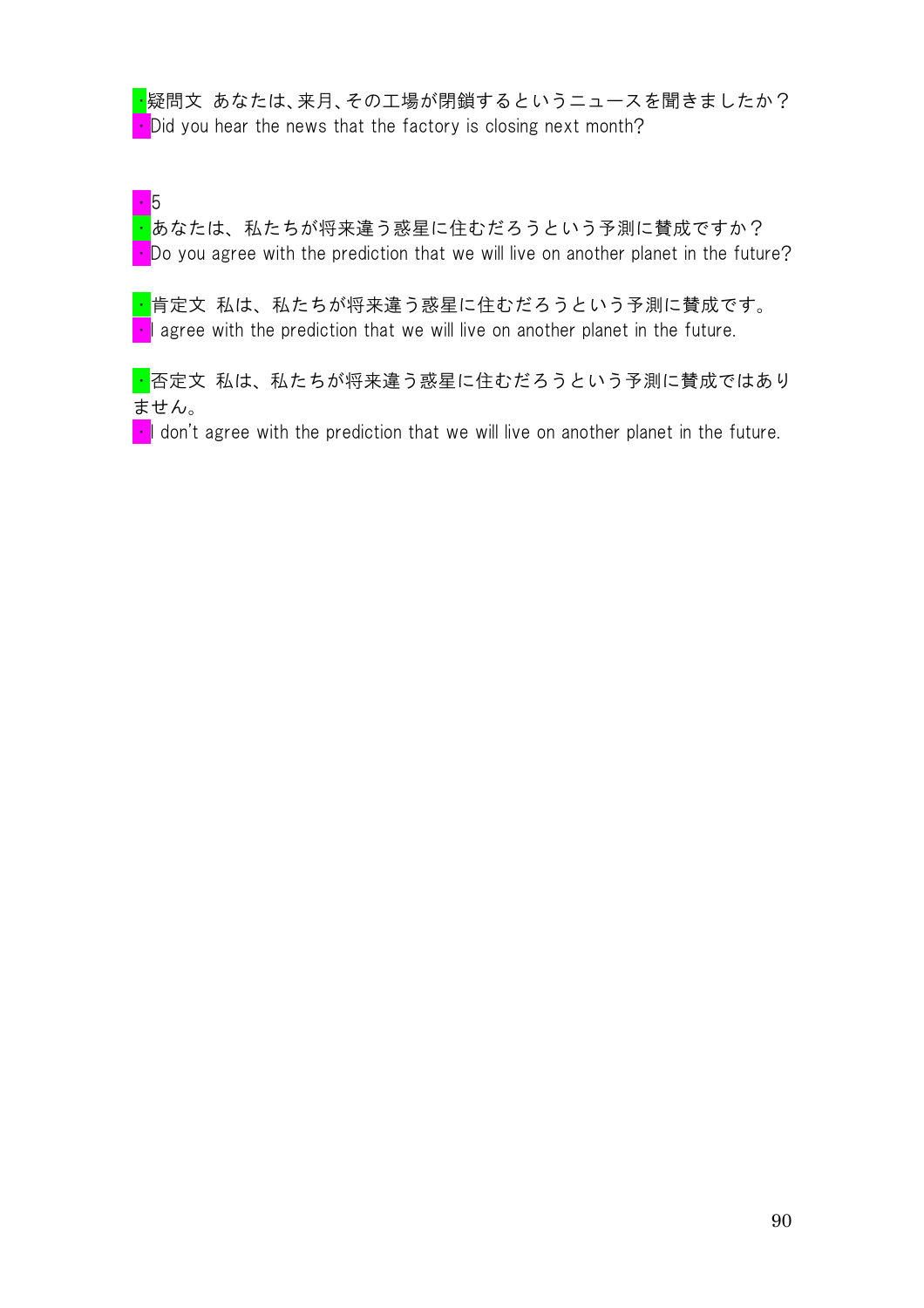・疑問文 あなたは､来月､その工場が閉鎖するというニュースを聞きましたか？

・Did you hear the news that the factory is closing next month?

・5

・あなたは、私たちが将来違う惑星に住むだろうという予測に賛成ですか？

・Do you agree with the prediction that we will live on another planet in the future?

・肯定文 私は、私たちが将来違う惑星に住むだろうという予測に賛成です。

・I agree with the prediction that we will live on another planet in the future.

・否定文 私は、私たちが将来違う惑星に住むだろうという予測に賛成ではありません。

・I don't agree with the prediction that we will live on another planet in the future.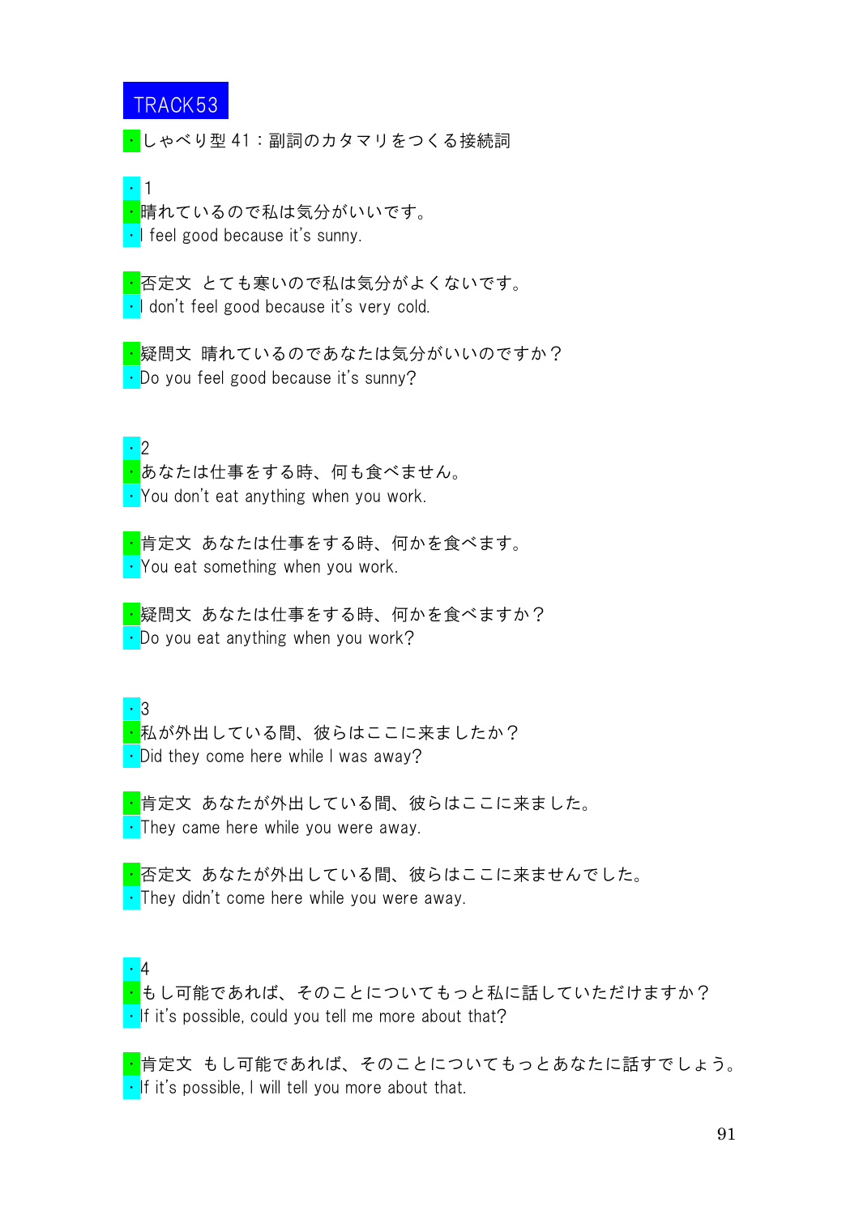TRACK53

・しゃべり型 41：副詞のカタマリをつくる接続詞

・1
・晴れているので私は気分がいいです。
・I feel good because it's sunny.

・否定文 とても寒いので私は気分がよくないです。
・I don't feel good because it's very cold.

・疑問文 晴れているのであなたは気分がいいのですか？
・Do you feel good because it's sunny?

・2
・あなたは仕事をする時、何も食べません。
・You don't eat anything when you work.

・肯定文 あなたは仕事をする時、何かを食べます。
・You eat something when you work.

・疑問文 あなたは仕事をする時、何かを食べますか？
・Do you eat anything when you work?

・3
・私が外出している間、彼らはここに来ましたか？
・Did they come here while I was away?

・肯定文 あなたが外出している間、彼らはここに来ました。
・They came here while you were away.

・否定文 あなたが外出している間、彼らはここに来ませんでした。
・They didn't come here while you were away.

・4
・もし可能であれば、そのことについてもっと私に話していただけますか？
・If it's possible, could you tell me more about that?

・肯定文 もし可能であれば、そのことについてもっとあなたに話すでしょう。
・If it's possible, I will tell you more about that.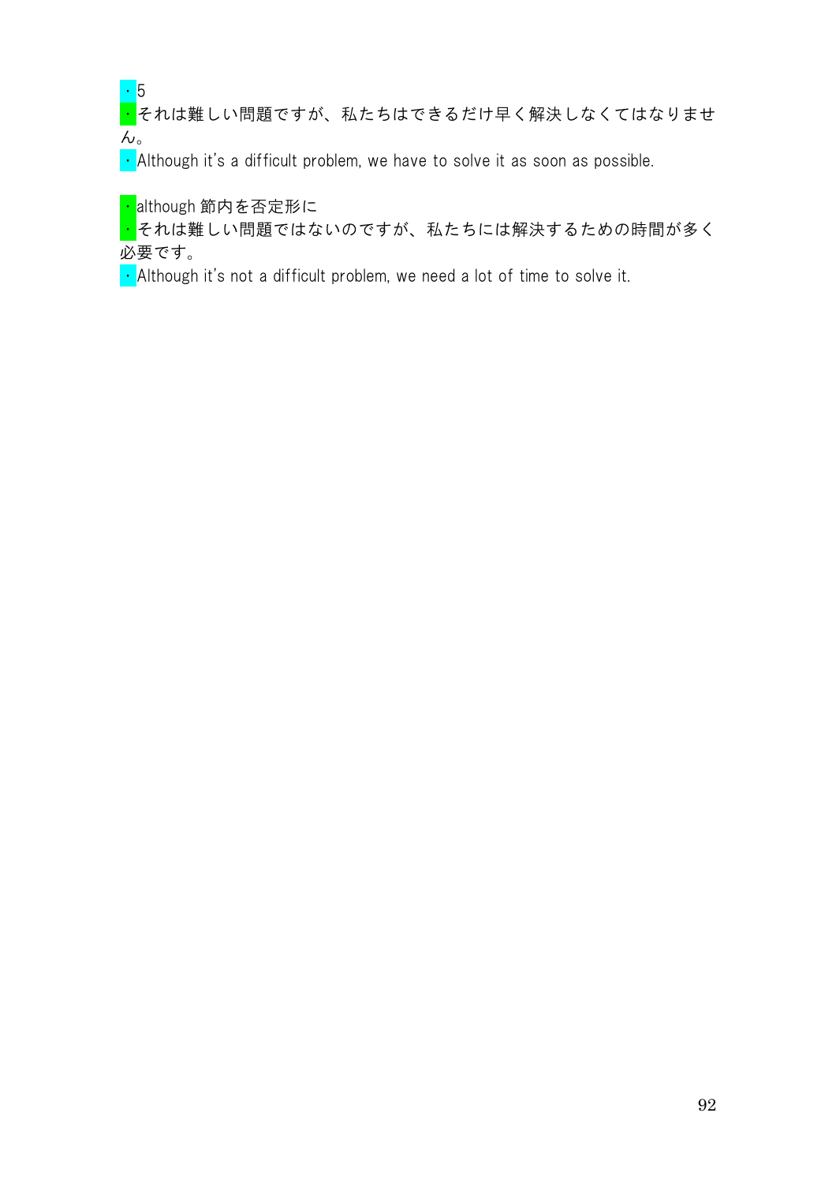・5

・それは難しい問題ですが、私たちはできるだけ早く解決しなくてはなりません。

・Although it's a difficult problem, we have to solve it as soon as possible.

・although 節内を否定形に

・それは難しい問題ではないのですが、私たちには解決するための時間が多く必要です。

・Although it's not a difficult problem, we need a lot of time to solve it.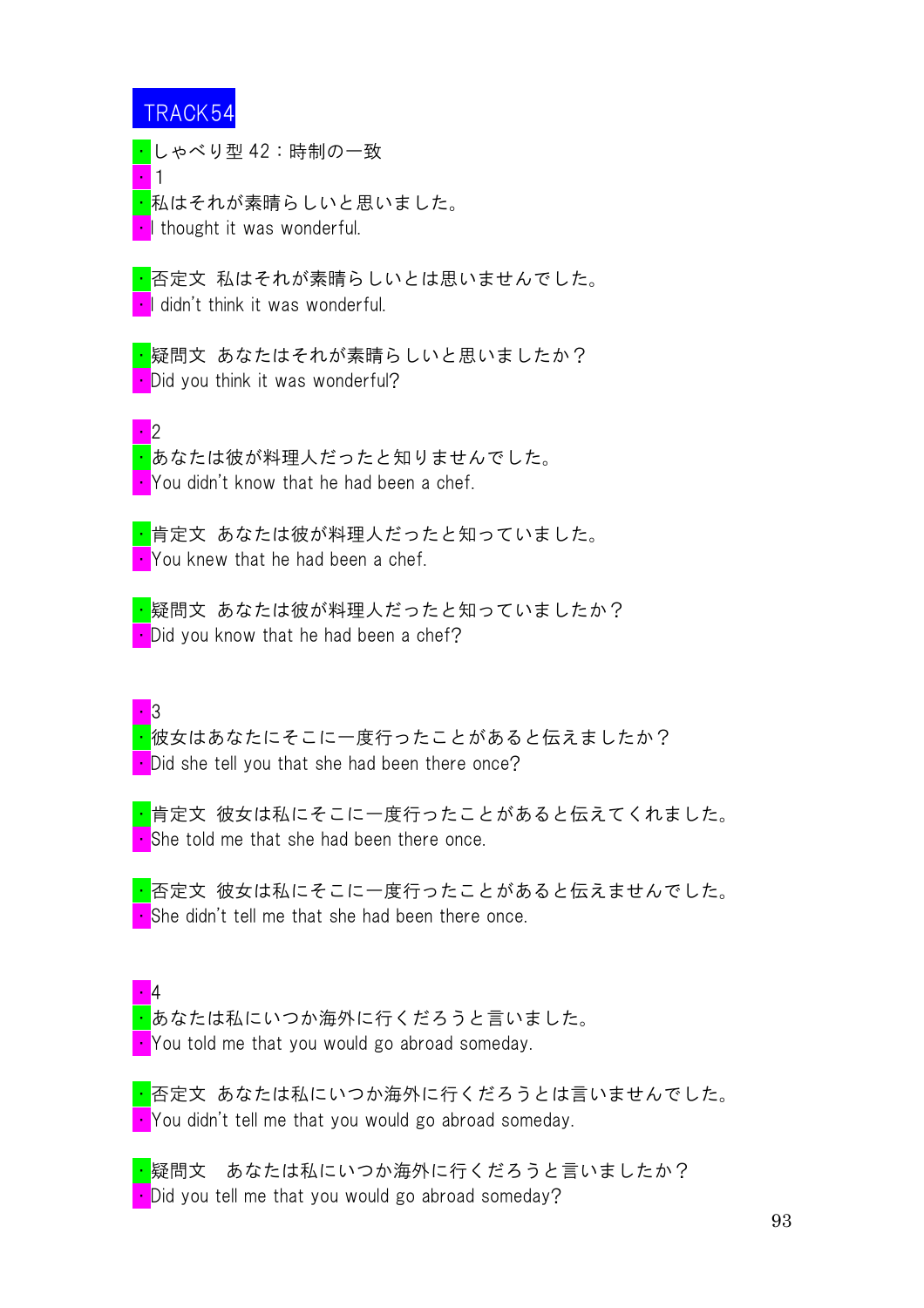# TRACK54

・しゃべり型 42：時制の一致

・1

・私はそれが素晴らしいと思いました。

・I thought it was wonderful.

・否定文　私はそれが素晴らしいとは思いませんでした。

・I didn't think it was wonderful.

・疑問文　あなたはそれが素晴らしいと思いましたか？

・Did you think it was wonderful?

・2

・あなたは彼が料理人だったと知りませんでした。

・You didn't know that he had been a chef.

・肯定文　あなたは彼が料理人だったと知っていました。

・You knew that he had been a chef.

・疑問文　あなたは彼が料理人だったと知っていましたか？

・Did you know that he had been a chef?

・3

・彼女はあなたにそこに一度行ったことがあると伝えましたか？

・Did she tell you that she had been there once?

・肯定文　彼女は私にそこに一度行ったことがあると伝えてくれました。

・She told me that she had been there once.

・否定文　彼女は私にそこに一度行ったことがあると伝えませんでした。

・She didn't tell me that she had been there once.

・4

・あなたは私にいつか海外に行くだろうと言いました。

・You told me that you would go abroad someday.

・否定文　あなたは私にいつか海外に行くだろうとは言いませんでした。

・You didn't tell me that you would go abroad someday.

・疑問文　あなたは私にいつか海外に行くだろうと言いましたか？

・Did you tell me that you would go abroad someday?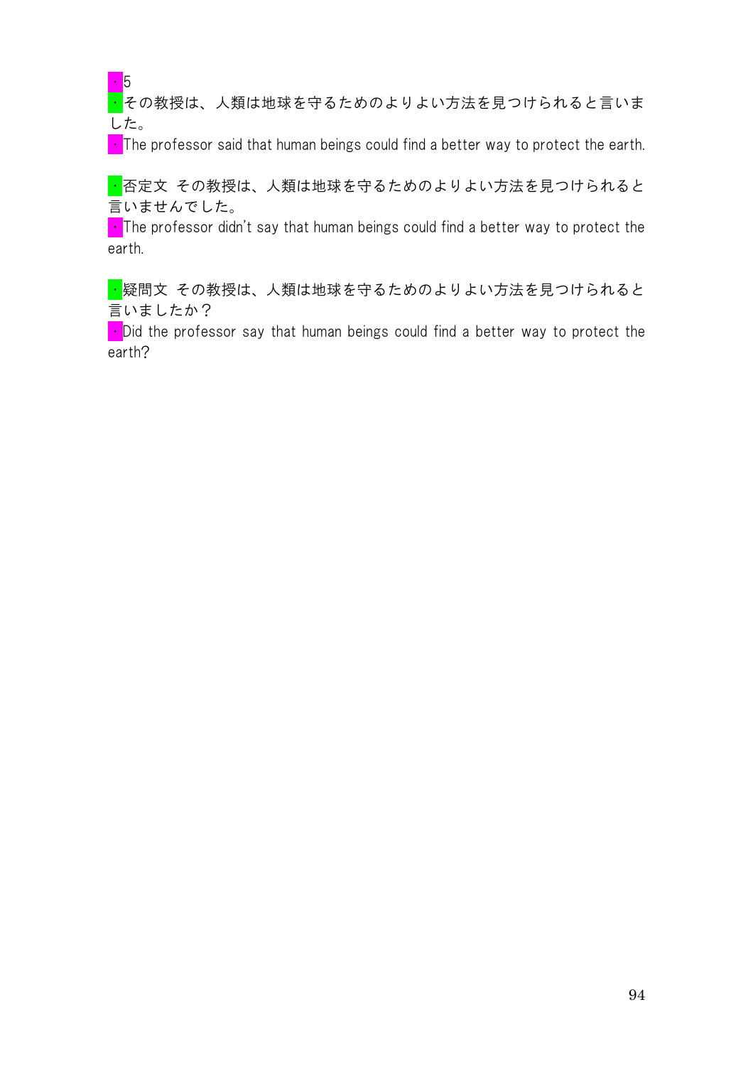・5

・その教授は、人類は地球を守るためのよりよい方法を見つけられると言いました。

・The professor said that human beings could find a better way to protect the earth.

・否定文 その教授は、人類は地球を守るためのよりよい方法を見つけられると言いませんでした。

・The professor didn't say that human beings could find a better way to protect the earth.

・疑問文 その教授は、人類は地球を守るためのよりよい方法を見つけられると言いましたか？

・Did the professor say that human beings could find a better way to protect the earth?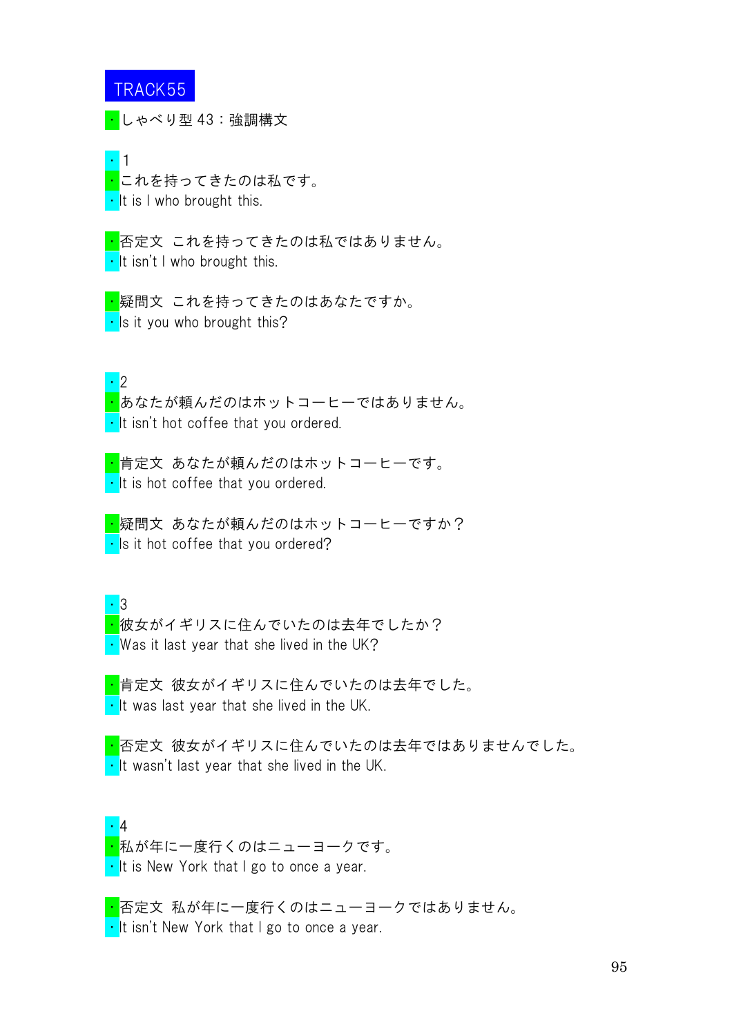# TRACK55

・しゃべり型 43：強調構文

・1
・これを持ってきたのは私です。
・It is I who brought this.

・否定文 これを持ってきたのは私ではありません。
・It isn't I who brought this.

・疑問文 これを持ってきたのはあなたですか。
・Is it you who brought this?

・2
・あなたが頼んだのはホットコーヒーではありません。
・It isn't hot coffee that you ordered.

・肯定文 あなたが頼んだのはホットコーヒーです。
・It is hot coffee that you ordered.

・疑問文 あなたが頼んだのはホットコーヒーですか？
・Is it hot coffee that you ordered?

・3
・彼女がイギリスに住んでいたのは去年でしたか？
・Was it last year that she lived in the UK?

・肯定文 彼女がイギリスに住んでいたのは去年でした。
・It was last year that she lived in the UK.

・否定文 彼女がイギリスに住んでいたのは去年ではありませんでした。
・It wasn't last year that she lived in the UK.

・4
・私が年に一度行くのはニューヨークです。
・It is New York that I go to once a year.

・否定文 私が年に一度行くのはニューヨークではありません。
・It isn't New York that I go to once a year.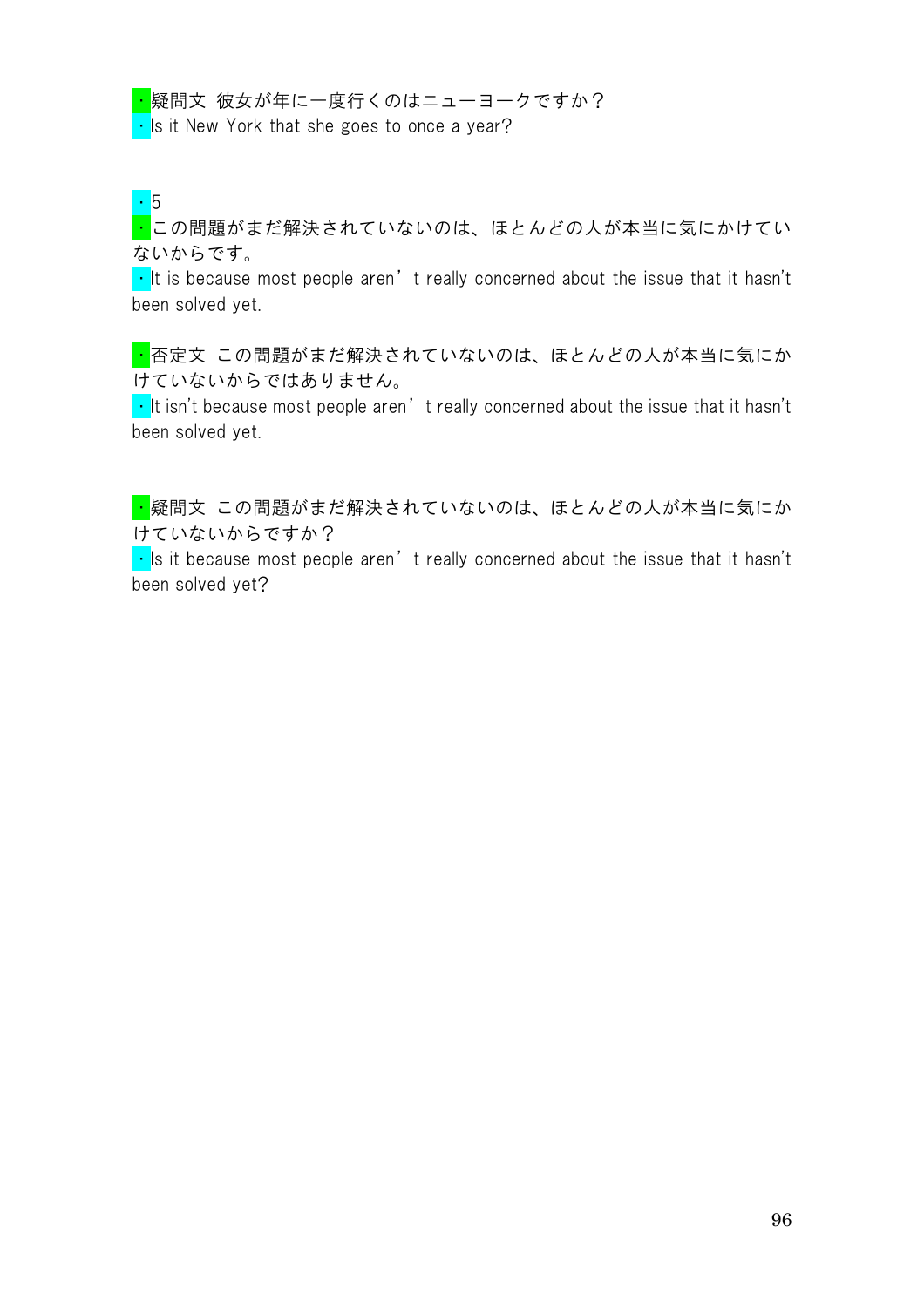・疑問文 彼女が年に一度行くのはニューヨークですか？

・Is it New York that she goes to once a year?

・5

・この問題がまだ解決されていないのは、ほとんどの人が本当に気にかけていないからです。

・It is because most people aren’t really concerned about the issue that it hasn't been solved yet.

・否定文 この問題がまだ解決されていないのは、ほとんどの人が本当に気にかけていないからではありません。

・It isn't because most people aren’t really concerned about the issue that it hasn't been solved yet.

・疑問文 この問題がまだ解決されていないのは、ほとんどの人が本当に気にかけていないからですか？

・Is it because most people aren’t really concerned about the issue that it hasn't been solved yet?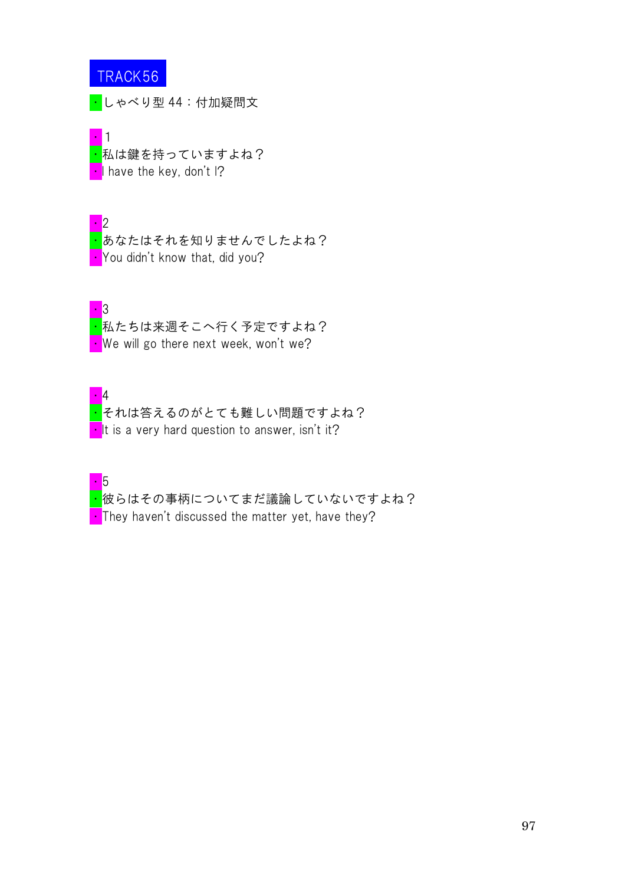# TRACK56

・しゃべり型 44：付加疑問文

・1
・私は鍵を持っていますよね？
・I have the key, don't I?

・2
・あなたはそれを知りませんでしたよね？
・You didn't know that, did you?

・3
・私たちは来週そこへ行く予定ですよね？
・We will go there next week, won't we?

・4
・それは答えるのがとても難しい問題ですよね？
・It is a very hard question to answer, isn't it?

・5
・彼らはその事柄についてまだ議論していないですよね？
・They haven't discussed the matter yet, have they?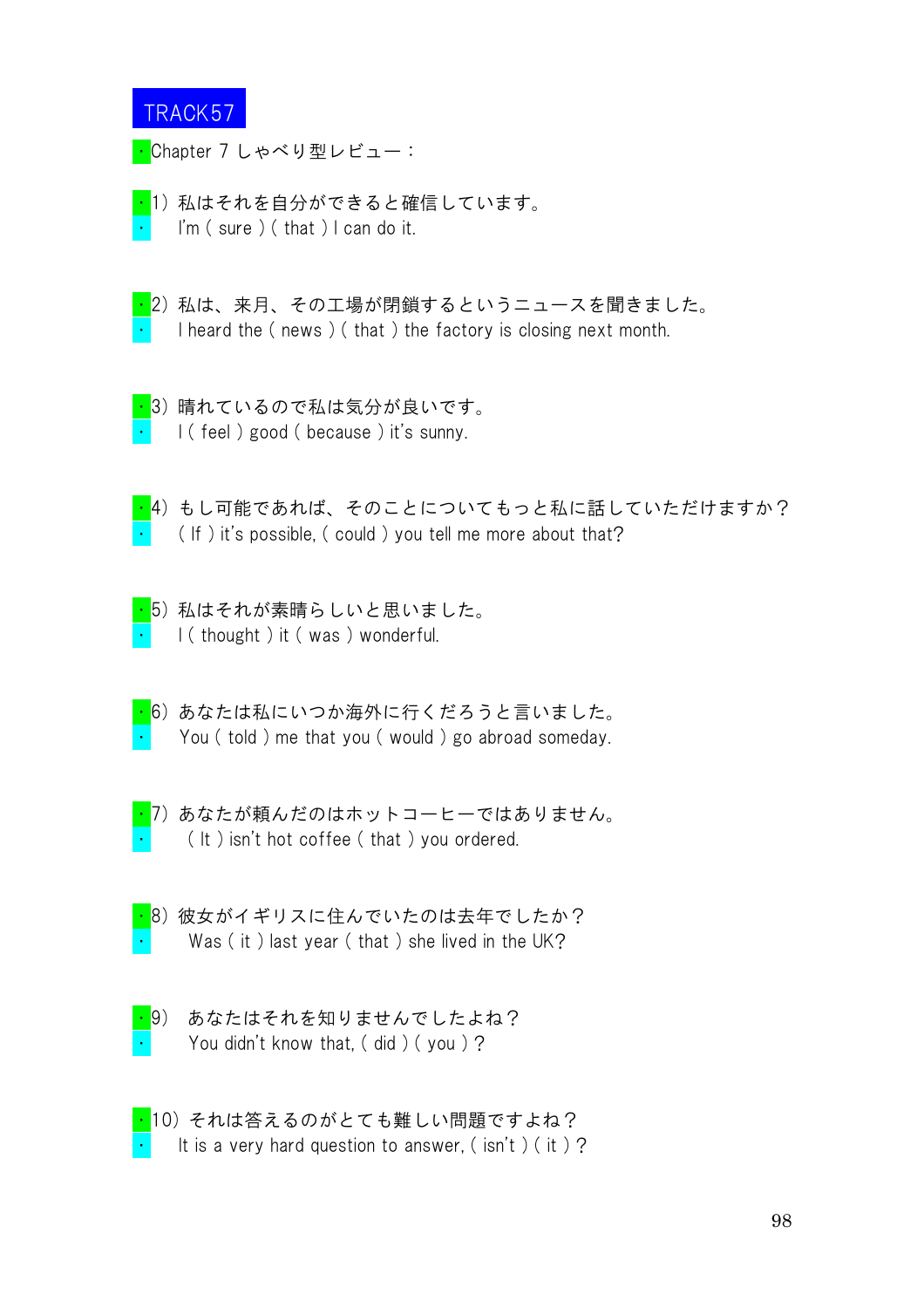## TRACK57

・Chapter 7 しゃべり型レビュー：

・1）私はそれを自分ができると確信しています。
・　I'm ( sure ) ( that ) I can do it.

・2）私は、来月、その工場が閉鎖するというニュースを聞きました。
・　I heard the ( news ) ( that ) the factory is closing next month.

・3）晴れているので私は気分が良いです。
・　I ( feel ) good ( because ) it's sunny.

・4）もし可能であれば、そのことについてもっと私に話していただけますか？
・　( If ) it's possible, ( could ) you tell me more about that?

・5）私はそれが素晴らしいと思いました。
・　I ( thought ) it ( was ) wonderful.

・6）あなたは私にいつか海外に行くだろうと言いました。
・　You ( told ) me that you ( would ) go abroad someday.

・7）あなたが頼んだのはホットコーヒーではありません。
・　( It ) isn't hot coffee ( that ) you ordered.

・8）彼女がイギリスに住んでいたのは去年でしたか？
・　Was ( it ) last year ( that ) she lived in the UK?

・9）　あなたはそれを知りませんでしたよね？
・　You didn't know that, ( did ) ( you )？

・10）それは答えるのがとても難しい問題ですよね？
・　It is a very hard question to answer, ( isn't ) ( it )？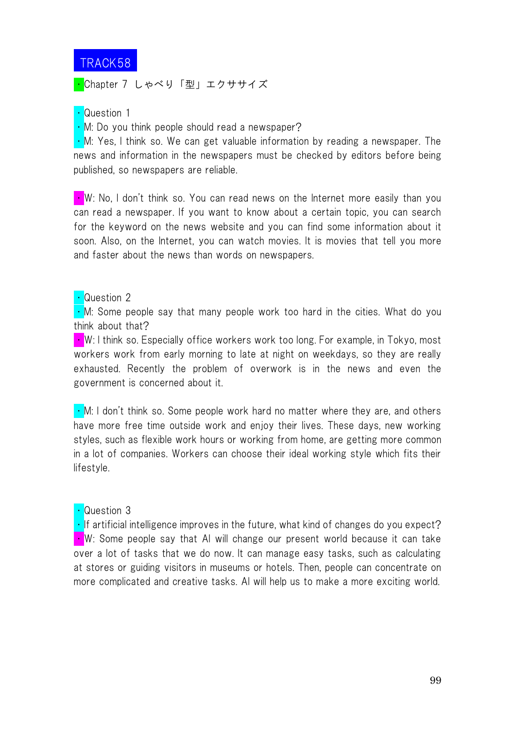# TRACK58

・Chapter 7 しゃべり「型」エクササイズ

・Question 1

・M: Do you think people should read a newspaper?

・M: Yes, I think so. We can get valuable information by reading a newspaper. The news and information in the newspapers must be checked by editors before being published, so newspapers are reliable.

・W: No, I don't think so. You can read news on the Internet more easily than you can read a newspaper. If you want to know about a certain topic, you can search for the keyword on the news website and you can find some information about it soon. Also, on the Internet, you can watch movies. It is movies that tell you more and faster about the news than words on newspapers.

・Question 2

・M: Some people say that many people work too hard in the cities. What do you think about that?

・W: I think so. Especially office workers work too long. For example, in Tokyo, most workers work from early morning to late at night on weekdays, so they are really exhausted. Recently the problem of overwork is in the news and even the government is concerned about it.

・M: I don't think so. Some people work hard no matter where they are, and others have more free time outside work and enjoy their lives. These days, new working styles, such as flexible work hours or working from home, are getting more common in a lot of companies. Workers can choose their ideal working style which fits their lifestyle.

・Question 3

・If artificial intelligence improves in the future, what kind of changes do you expect?

・W: Some people say that AI will change our present world because it can take over a lot of tasks that we do now. It can manage easy tasks, such as calculating at stores or guiding visitors in museums or hotels. Then, people can concentrate on more complicated and creative tasks. AI will help us to make a more exciting world.